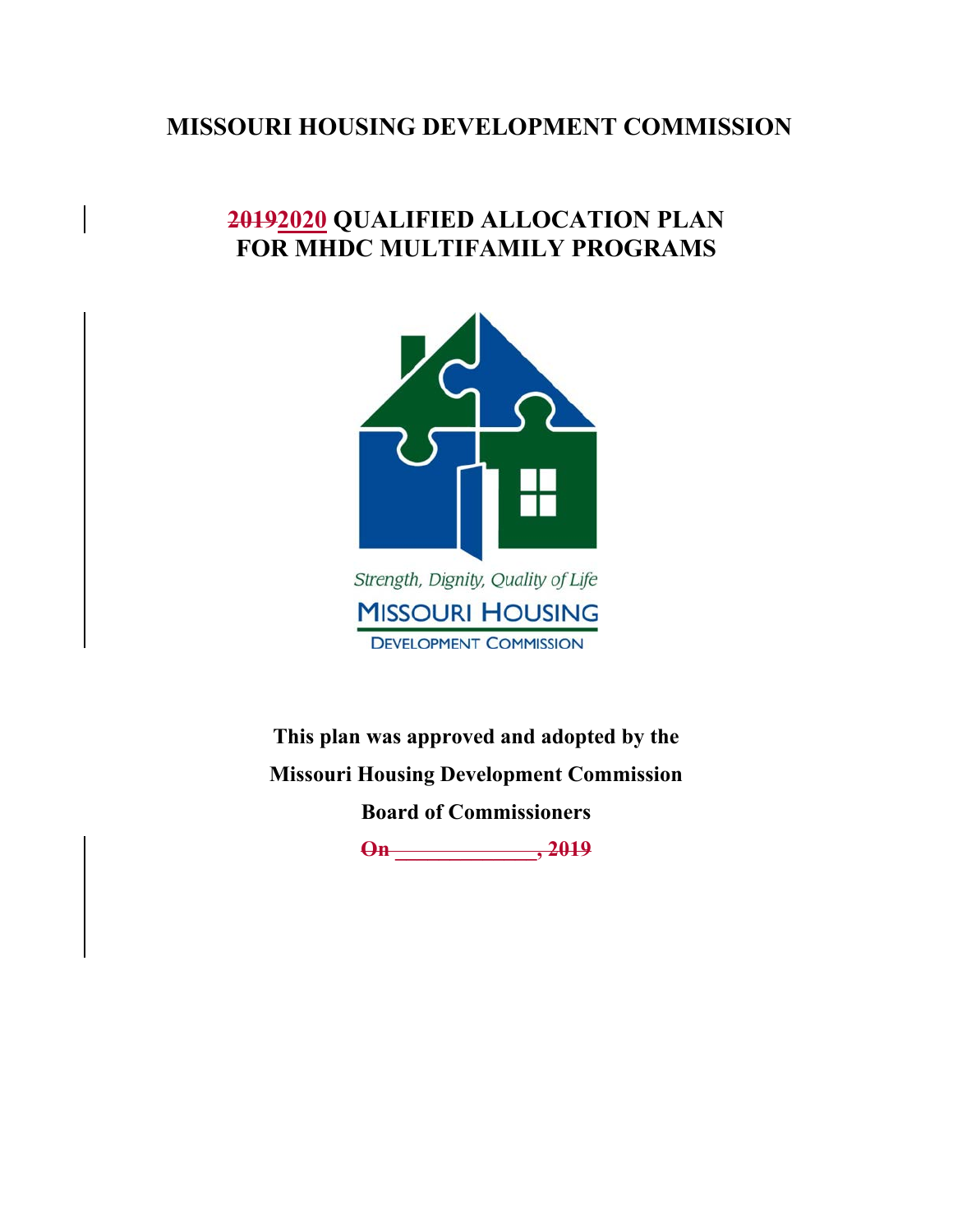# MISSOURI HOUSING DEVELOPMENT COMMISSION

## ~~2019~~2020 QUALIFIED ALLOCATION PLAN FOR MHDC MULTIFAMILY PROGRAMS

Strength, Dignity, Quality of Life

MISSOURI HOUSING DEVELOPMENT COMMISSION

**This plan was approved and adopted by the**

**Missouri Housing Development Commission**

**Board of Commissioners**

~~**On \_\_\_\_\_\_\_\_\_\_\_\_\_, 2019**~~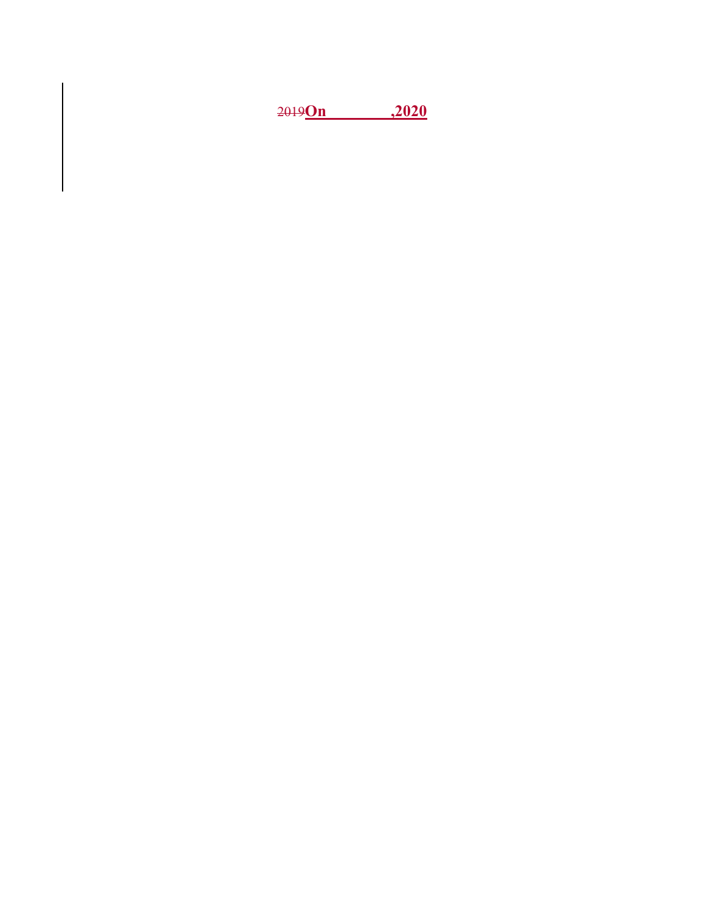~~2019~~**<u>On \_\_\_\_\_\_\_\_\_\_, 2020</u>**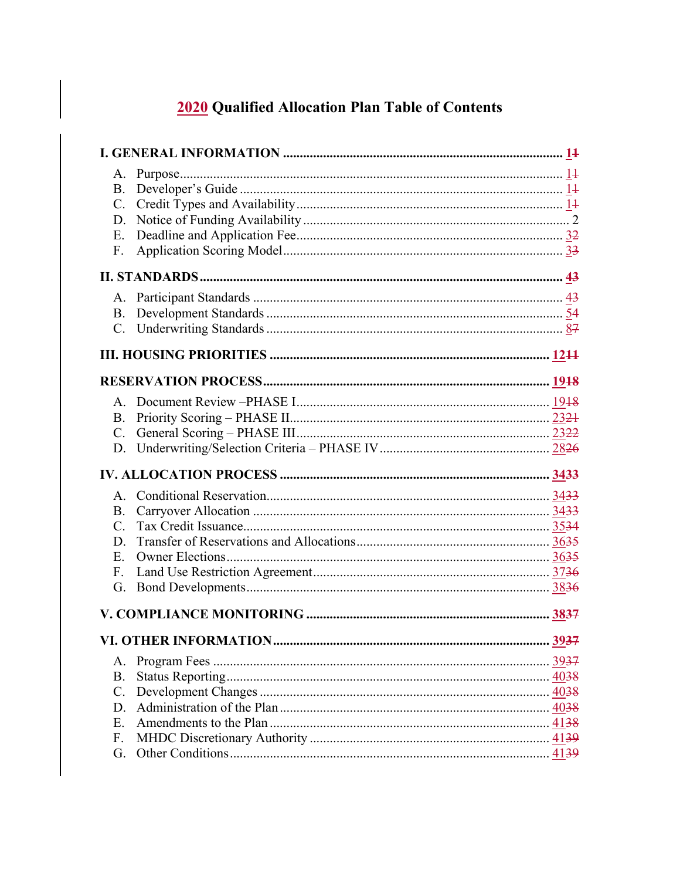# 2020 Qualified Allocation Plan Table of Contents

**I. GENERAL INFORMATION** .......... **1~~1~~**

- A. Purpose .......... 1~~1~~
- B. Developer's Guide .......... 1~~1~~
- C. Credit Types and Availability .......... 1~~1~~
- D. Notice of Funding Availability .......... 2
- E. Deadline and Application Fee .......... 3~~2~~
- F. Application Scoring Model .......... 3~~3~~

**II. STANDARDS** .......... **4~~3~~**

- A. Participant Standards .......... 4~~3~~
- B. Development Standards .......... 5~~4~~
- C. Underwriting Standards .......... 8~~7~~

**III. HOUSING PRIORITIES** .......... **12~~11~~**

**RESERVATION PROCESS** .......... **19~~18~~**

- A. Document Review –PHASE I .......... 19~~18~~
- B. Priority Scoring – PHASE II .......... 23~~21~~
- C. General Scoring – PHASE III .......... 23~~22~~
- D. Underwriting/Selection Criteria – PHASE IV .......... 28~~26~~

**IV. ALLOCATION PROCESS** .......... **34~~33~~**

- A. Conditional Reservation .......... 34~~33~~
- B. Carryover Allocation .......... 34~~33~~
- C. Tax Credit Issuance .......... 35~~34~~
- D. Transfer of Reservations and Allocations .......... 36~~35~~
- E. Owner Elections .......... 36~~35~~
- F. Land Use Restriction Agreement .......... 37~~36~~
- G. Bond Developments .......... 38~~36~~

**V. COMPLIANCE MONITORING** .......... **38~~37~~**

**VI. OTHER INFORMATION** .......... **39~~37~~**

- A. Program Fees .......... 39~~37~~
- B. Status Reporting .......... 40~~38~~
- C. Development Changes .......... 40~~38~~
- D. Administration of the Plan .......... 40~~38~~
- E. Amendments to the Plan .......... 41~~38~~
- F. MHDC Discretionary Authority .......... 41~~39~~
- G. Other Conditions .......... 41~~39~~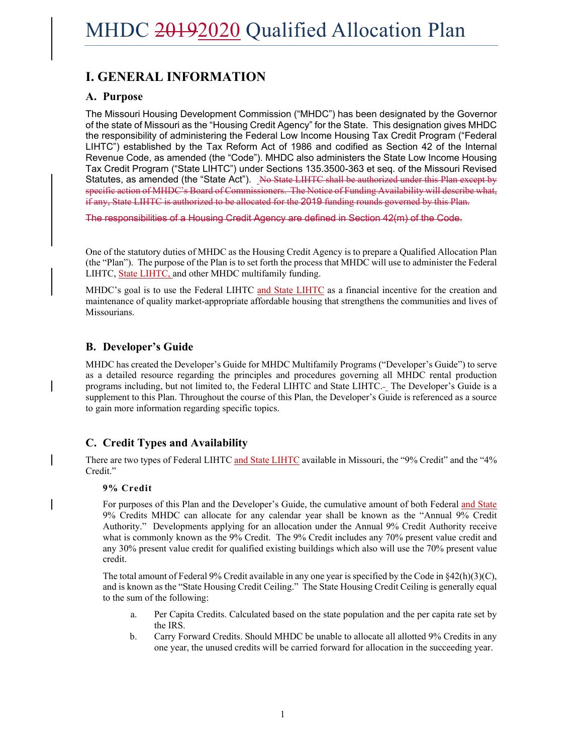# MHDC ~~2019~~2020 Qualified Allocation Plan

## I. GENERAL INFORMATION

### A. Purpose

The Missouri Housing Development Commission ("MHDC") has been designated by the Governor of the state of Missouri as the "Housing Credit Agency" for the State. This designation gives MHDC the responsibility of administering the Federal Low Income Housing Tax Credit Program ("Federal LIHTC") established by the Tax Reform Act of 1986 and codified as Section 42 of the Internal Revenue Code, as amended (the "Code"). MHDC also administers the State Low Income Housing Tax Credit Program ("State LIHTC") under Sections 135.3500-363 et seq. of the Missouri Revised Statutes, as amended (the "State Act"). ~~No State LIHTC shall be authorized under this Plan except by specific action of MHDC's Board of Commissioners. The Notice of Funding Availability will describe what, if any, State LIHTC is authorized to be allocated for the 2019 funding rounds governed by this Plan.~~

~~The responsibilities of a Housing Credit Agency are defined in Section 42(m) of the Code.~~

One of the statutory duties of MHDC as the Housing Credit Agency is to prepare a Qualified Allocation Plan (the "Plan"). The purpose of the Plan is to set forth the process that MHDC will use to administer the Federal LIHTC, State LIHTC, and other MHDC multifamily funding.

MHDC's goal is to use the Federal LIHTC and State LIHTC as a financial incentive for the creation and maintenance of quality market-appropriate affordable housing that strengthens the communities and lives of Missourians.

### B. Developer's Guide

MHDC has created the Developer's Guide for MHDC Multifamily Programs ("Developer's Guide") to serve as a detailed resource regarding the principles and procedures governing all MHDC rental production programs including, but not limited to, the Federal LIHTC and State LIHTC. The Developer's Guide is a supplement to this Plan. Throughout the course of this Plan, the Developer's Guide is referenced as a source to gain more information regarding specific topics.

### C. Credit Types and Availability

There are two types of Federal LIHTC and State LIHTC available in Missouri, the "9% Credit" and the "4% Credit."

**9% Credit**

For purposes of this Plan and the Developer's Guide, the cumulative amount of both Federal and State 9% Credits MHDC can allocate for any calendar year shall be known as the "Annual 9% Credit Authority." Developments applying for an allocation under the Annual 9% Credit Authority receive what is commonly known as the 9% Credit. The 9% Credit includes any 70% present value credit and any 30% present value credit for qualified existing buildings which also will use the 70% present value credit.

The total amount of Federal 9% Credit available in any one year is specified by the Code in §42(h)(3)(C), and is known as the "State Housing Credit Ceiling." The State Housing Credit Ceiling is generally equal to the sum of the following:

a. Per Capita Credits. Calculated based on the state population and the per capita rate set by the IRS.

b. Carry Forward Credits. Should MHDC be unable to allocate all allotted 9% Credits in any one year, the unused credits will be carried forward for allocation in the succeeding year.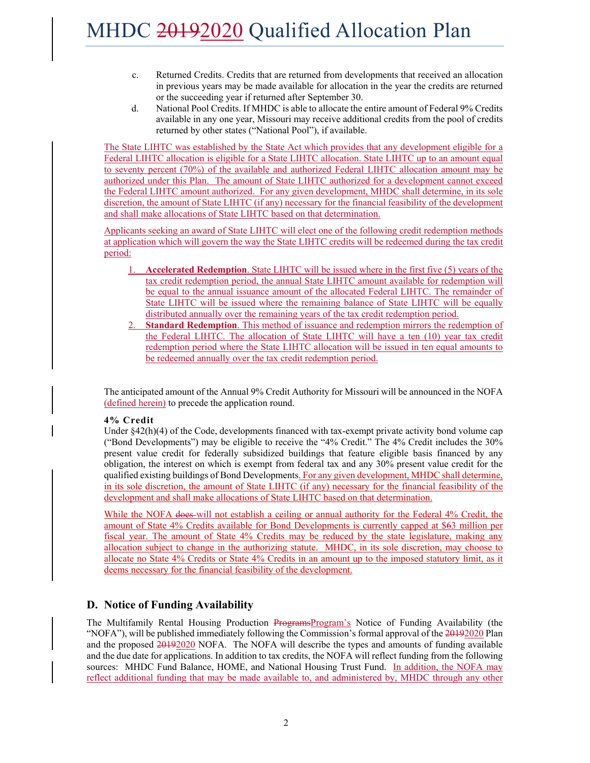c. Returned Credits. Credits that are returned from developments that received an allocation in previous years may be made available for allocation in the year the credits are returned or the succeeding year if returned after September 30.

d. National Pool Credits. If MHDC is able to allocate the entire amount of Federal 9% Credits available in any one year, Missouri may receive additional credits from the pool of credits returned by other states ("National Pool"), if available.

The State LIHTC was established by the State Act which provides that any development eligible for a Federal LIHTC allocation is eligible for a State LIHTC allocation. State LIHTC up to an amount equal to seventy percent (70%) of the available and authorized Federal LIHTC allocation amount may be authorized under this Plan. The amount of State LIHTC authorized for a development cannot exceed the Federal LIHTC amount authorized. For any given development, MHDC shall determine, in its sole discretion, the amount of State LIHTC (if any) necessary for the financial feasibility of the development and shall make allocations of State LIHTC based on that determination.

Applicants seeking an award of State LIHTC will elect one of the following credit redemption methods at application which will govern the way the State LIHTC credits will be redeemed during the tax credit period:

1. **Accelerated Redemption**. State LIHTC will be issued where in the first five (5) years of the tax credit redemption period, the annual State LIHTC amount available for redemption will be equal to the annual issuance amount of the allocated Federal LIHTC. The remainder of State LIHTC will be issued where the remaining balance of State LIHTC will be equally distributed annually over the remaining years of the tax credit redemption period.
2. **Standard Redemption**. This method of issuance and redemption mirrors the redemption of the Federal LIHTC. The allocation of State LIHTC will have a ten (10) year tax credit redemption period where the State LIHTC allocation will be issued in ten equal amounts to be redeemed annually over the tax credit redemption period.

The anticipated amount of the Annual 9% Credit Authority for Missouri will be announced in the NOFA (defined herein) to precede the application round.

**4% Credit**

Under §42(h)(4) of the Code, developments financed with tax-exempt private activity bond volume cap ("Bond Developments") may be eligible to receive the "4% Credit." The 4% Credit includes the 30% present value credit for federally subsidized buildings that feature eligible basis financed by any obligation, the interest on which is exempt from federal tax and any 30% present value credit for the qualified existing buildings of Bond Developments. For any given development, MHDC shall determine, in its sole discretion, the amount of State LIHTC (if any) necessary for the financial feasibility of the development and shall make allocations of State LIHTC based on that determination.

While the NOFA ~~does~~ will not establish a ceiling or annual authority for the Federal 4% Credit, the amount of State 4% Credits available for Bond Developments is currently capped at $~~6~~3 million per fiscal year. The amount of State 4% Credits may be reduced by the state legislature, making any allocation subject to change in the authorizing statute. MHDC, in its sole discretion, may choose to allocate no State 4% Credits or State 4% Credits in an amount up to the imposed statutory limit, as it deems necessary for the financial feasibility of the development.

## D. Notice of Funding Availability

The Multifamily Rental Housing Production ~~Programs~~Program's Notice of Funding Availability (the "NOFA"), will be published immediately following the Commission's formal approval of the ~~2019~~2020 Plan and the proposed ~~2019~~2020 NOFA. The NOFA will describe the types and amounts of funding available and the due date for applications. In addition to tax credits, the NOFA will reflect funding from the following sources: MHDC Fund Balance, HOME, and National Housing Trust Fund. In addition, the NOFA may reflect additional funding that may be made available to, and administered by, MHDC through any other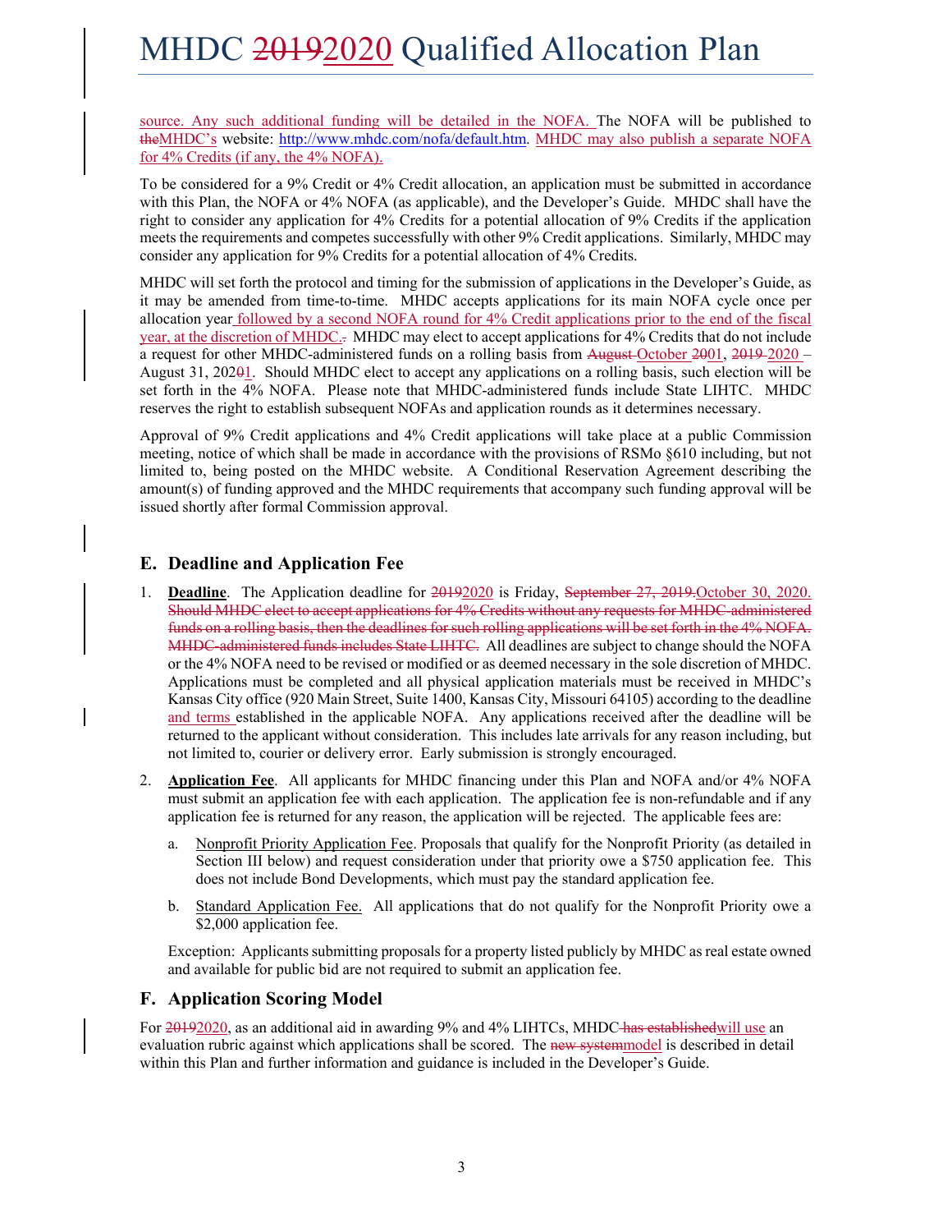source. Any such additional funding will be detailed in the NOFA. The NOFA will be published to theMHDC's website: http://www.mhdc.com/nofa/default.htm. MHDC may also publish a separate NOFA for 4% Credits (if any, the 4% NOFA).

To be considered for a 9% Credit or 4% Credit allocation, an application must be submitted in accordance with this Plan, the NOFA or 4% NOFA (as applicable), and the Developer's Guide. MHDC shall have the right to consider any application for 4% Credits for a potential allocation of 9% Credits if the application meets the requirements and competes successfully with other 9% Credit applications. Similarly, MHDC may consider any application for 9% Credits for a potential allocation of 4% Credits.

MHDC will set forth the protocol and timing for the submission of applications in the Developer's Guide, as it may be amended from time-to-time. MHDC accepts applications for its main NOFA cycle once per allocation year followed by a second NOFA round for 4% Credit applications prior to the end of the fiscal year, at the discretion of MHDC.. MHDC may elect to accept applications for 4% Credits that do not include a request for other MHDC-administered funds on a rolling basis from August October 2001, 2019 2020 – August 31, 20201. Should MHDC elect to accept any applications on a rolling basis, such election will be set forth in the 4% NOFA. Please note that MHDC-administered funds include State LIHTC. MHDC reserves the right to establish subsequent NOFAs and application rounds as it determines necessary.

Approval of 9% Credit applications and 4% Credit applications will take place at a public Commission meeting, notice of which shall be made in accordance with the provisions of RSMo §610 including, but not limited to, being posted on the MHDC website. A Conditional Reservation Agreement describing the amount(s) of funding approved and the MHDC requirements that accompany such funding approval will be issued shortly after formal Commission approval.

## E. Deadline and Application Fee

1. **Deadline**. The Application deadline for 20192020 is Friday, September 27, 2019.October 30, 2020. Should MHDC elect to accept applications for 4% Credits without any requests for MHDC-administered funds on a rolling basis, then the deadlines for such rolling applications will be set forth in the 4% NOFA. MHDC-administered funds includes State LIHTC. All deadlines are subject to change should the NOFA or the 4% NOFA need to be revised or modified or as deemed necessary in the sole discretion of MHDC. Applications must be completed and all physical application materials must be received in MHDC's Kansas City office (920 Main Street, Suite 1400, Kansas City, Missouri 64105) according to the deadline and terms established in the applicable NOFA. Any applications received after the deadline will be returned to the applicant without consideration. This includes late arrivals for any reason including, but not limited to, courier or delivery error. Early submission is strongly encouraged.

2. **Application Fee**. All applicants for MHDC financing under this Plan and NOFA and/or 4% NOFA must submit an application fee with each application. The application fee is non-refundable and if any application fee is returned for any reason, the application will be rejected. The applicable fees are:

   a. Nonprofit Priority Application Fee. Proposals that qualify for the Nonprofit Priority (as detailed in Section III below) and request consideration under that priority owe a $750 application fee. This does not include Bond Developments, which must pay the standard application fee.

   b. Standard Application Fee. All applications that do not qualify for the Nonprofit Priority owe a $2,000 application fee.

   Exception: Applicants submitting proposals for a property listed publicly by MHDC as real estate owned and available for public bid are not required to submit an application fee.

## F. Application Scoring Model

For 20192020, as an additional aid in awarding 9% and 4% LIHTCs, MHDC has establishedwill use an evaluation rubric against which applications shall be scored. The new systemmodel is described in detail within this Plan and further information and guidance is included in the Developer's Guide.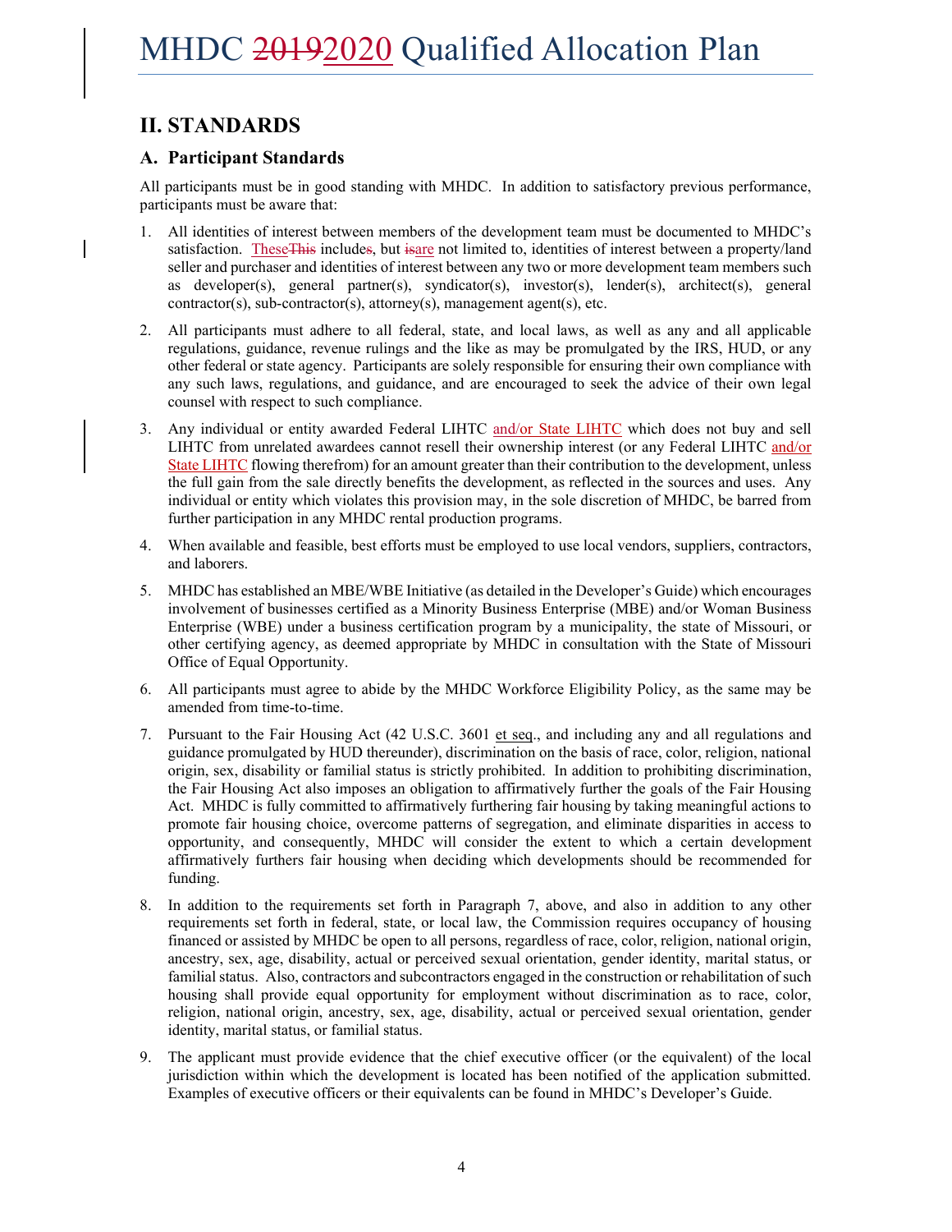## II. STANDARDS

### A. Participant Standards

All participants must be in good standing with MHDC. In addition to satisfactory previous performance, participants must be aware that:

1. All identities of interest between members of the development team must be documented to MHDC's satisfaction. These~~This~~ include~~s~~, but ~~is~~are not limited to, identities of interest between a property/land seller and purchaser and identities of interest between any two or more development team members such as developer(s), general partner(s), syndicator(s), investor(s), lender(s), architect(s), general contractor(s), sub-contractor(s), attorney(s), management agent(s), etc.

2. All participants must adhere to all federal, state, and local laws, as well as any and all applicable regulations, guidance, revenue rulings and the like as may be promulgated by the IRS, HUD, or any other federal or state agency. Participants are solely responsible for ensuring their own compliance with any such laws, regulations, and guidance, and are encouraged to seek the advice of their own legal counsel with respect to such compliance.

3. Any individual or entity awarded Federal LIHTC and/or State LIHTC which does not buy and sell LIHTC from unrelated awardees cannot resell their ownership interest (or any Federal LIHTC and/or State LIHTC flowing therefrom) for an amount greater than their contribution to the development, unless the full gain from the sale directly benefits the development, as reflected in the sources and uses. Any individual or entity which violates this provision may, in the sole discretion of MHDC, be barred from further participation in any MHDC rental production programs.

4. When available and feasible, best efforts must be employed to use local vendors, suppliers, contractors, and laborers.

5. MHDC has established an MBE/WBE Initiative (as detailed in the Developer's Guide) which encourages involvement of businesses certified as a Minority Business Enterprise (MBE) and/or Woman Business Enterprise (WBE) under a business certification program by a municipality, the state of Missouri, or other certifying agency, as deemed appropriate by MHDC in consultation with the State of Missouri Office of Equal Opportunity.

6. All participants must agree to abide by the MHDC Workforce Eligibility Policy, as the same may be amended from time-to-time.

7. Pursuant to the Fair Housing Act (42 U.S.C. 3601 et seq., and including any and all regulations and guidance promulgated by HUD thereunder), discrimination on the basis of race, color, religion, national origin, sex, disability or familial status is strictly prohibited. In addition to prohibiting discrimination, the Fair Housing Act also imposes an obligation to affirmatively further the goals of the Fair Housing Act. MHDC is fully committed to affirmatively furthering fair housing by taking meaningful actions to promote fair housing choice, overcome patterns of segregation, and eliminate disparities in access to opportunity, and consequently, MHDC will consider the extent to which a certain development affirmatively furthers fair housing when deciding which developments should be recommended for funding.

8. In addition to the requirements set forth in Paragraph 7, above, and also in addition to any other requirements set forth in federal, state, or local law, the Commission requires occupancy of housing financed or assisted by MHDC be open to all persons, regardless of race, color, religion, national origin, ancestry, sex, age, disability, actual or perceived sexual orientation, gender identity, marital status, or familial status. Also, contractors and subcontractors engaged in the construction or rehabilitation of such housing shall provide equal opportunity for employment without discrimination as to race, color, religion, national origin, ancestry, sex, age, disability, actual or perceived sexual orientation, gender identity, marital status, or familial status.

9. The applicant must provide evidence that the chief executive officer (or the equivalent) of the local jurisdiction within which the development is located has been notified of the application submitted. Examples of executive officers or their equivalents can be found in MHDC's Developer's Guide.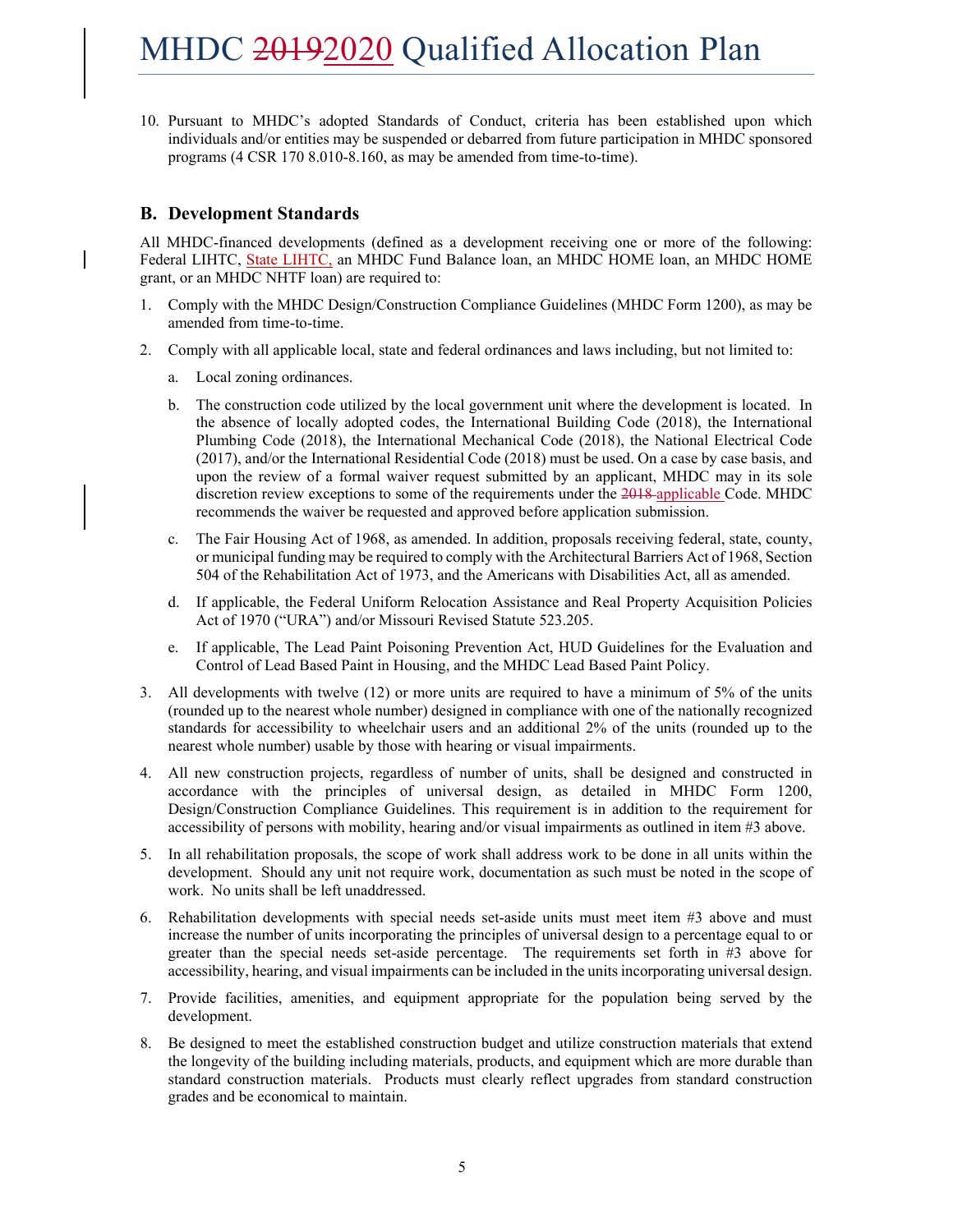10. Pursuant to MHDC's adopted Standards of Conduct, criteria has been established upon which individuals and/or entities may be suspended or debarred from future participation in MHDC sponsored programs (4 CSR 170 8.010-8.160, as may be amended from time-to-time).

## B. Development Standards

All MHDC-financed developments (defined as a development receiving one or more of the following: Federal LIHTC, State LIHTC, an MHDC Fund Balance loan, an MHDC HOME loan, an MHDC HOME grant, or an MHDC NHTF loan) are required to:

1. Comply with the MHDC Design/Construction Compliance Guidelines (MHDC Form 1200), as may be amended from time-to-time.
2. Comply with all applicable local, state and federal ordinances and laws including, but not limited to:
   a. Local zoning ordinances.
   b. The construction code utilized by the local government unit where the development is located. In the absence of locally adopted codes, the International Building Code (2018), the International Plumbing Code (2018), the International Mechanical Code (2018), the National Electrical Code (2017), and/or the International Residential Code (2018) must be used. On a case by case basis, and upon the review of a formal waiver request submitted by an applicant, MHDC may in its sole discretion review exceptions to some of the requirements under the ~~2018~~ applicable Code. MHDC recommends the waiver be requested and approved before application submission.
   c. The Fair Housing Act of 1968, as amended. In addition, proposals receiving federal, state, county, or municipal funding may be required to comply with the Architectural Barriers Act of 1968, Section 504 of the Rehabilitation Act of 1973, and the Americans with Disabilities Act, all as amended.
   d. If applicable, the Federal Uniform Relocation Assistance and Real Property Acquisition Policies Act of 1970 ("URA") and/or Missouri Revised Statute 523.205.
   e. If applicable, The Lead Paint Poisoning Prevention Act, HUD Guidelines for the Evaluation and Control of Lead Based Paint in Housing, and the MHDC Lead Based Paint Policy.
3. All developments with twelve (12) or more units are required to have a minimum of 5% of the units (rounded up to the nearest whole number) designed in compliance with one of the nationally recognized standards for accessibility to wheelchair users and an additional 2% of the units (rounded up to the nearest whole number) usable by those with hearing or visual impairments.
4. All new construction projects, regardless of number of units, shall be designed and constructed in accordance with the principles of universal design, as detailed in MHDC Form 1200, Design/Construction Compliance Guidelines. This requirement is in addition to the requirement for accessibility of persons with mobility, hearing and/or visual impairments as outlined in item #3 above.
5. In all rehabilitation proposals, the scope of work shall address work to be done in all units within the development. Should any unit not require work, documentation as such must be noted in the scope of work. No units shall be left unaddressed.
6. Rehabilitation developments with special needs set-aside units must meet item #3 above and must increase the number of units incorporating the principles of universal design to a percentage equal to or greater than the special needs set-aside percentage. The requirements set forth in #3 above for accessibility, hearing, and visual impairments can be included in the units incorporating universal design.
7. Provide facilities, amenities, and equipment appropriate for the population being served by the development.
8. Be designed to meet the established construction budget and utilize construction materials that extend the longevity of the building including materials, products, and equipment which are more durable than standard construction materials. Products must clearly reflect upgrades from standard construction grades and be economical to maintain.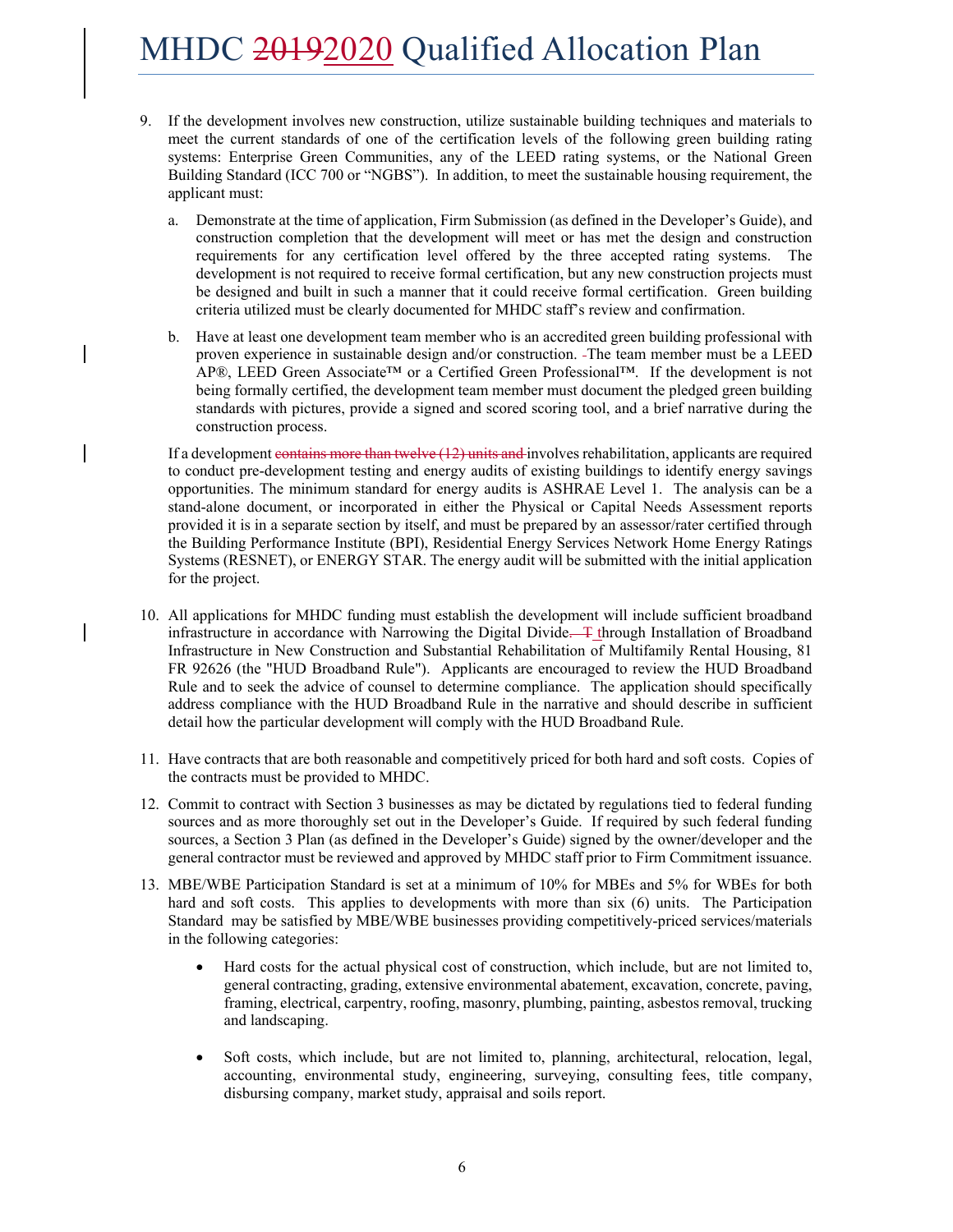9. If the development involves new construction, utilize sustainable building techniques and materials to meet the current standards of one of the certification levels of the following green building rating systems: Enterprise Green Communities, any of the LEED rating systems, or the National Green Building Standard (ICC 700 or "NGBS"). In addition, to meet the sustainable housing requirement, the applicant must:

   a. Demonstrate at the time of application, Firm Submission (as defined in the Developer's Guide), and construction completion that the development will meet or has met the design and construction requirements for any certification level offered by the three accepted rating systems. The development is not required to receive formal certification, but any new construction projects must be designed and built in such a manner that it could receive formal certification. Green building criteria utilized must be clearly documented for MHDC staff's review and confirmation.

   b. Have at least one development team member who is an accredited green building professional with proven experience in sustainable design and/or construction. The team member must be a LEED AP®, LEED Green Associate™ or a Certified Green Professional™. If the development is not being formally certified, the development team member must document the pledged green building standards with pictures, provide a signed and scored scoring tool, and a brief narrative during the construction process.

   If a development ~~contains more than twelve (12) units and~~ involves rehabilitation, applicants are required to conduct pre-development testing and energy audits of existing buildings to identify energy savings opportunities. The minimum standard for energy audits is ASHRAE Level 1. The analysis can be a stand-alone document, or incorporated in either the Physical or Capital Needs Assessment reports provided it is in a separate section by itself, and must be prepared by an assessor/rater certified through the Building Performance Institute (BPI), Residential Energy Services Network Home Energy Ratings Systems (RESNET), or ENERGY STAR. The energy audit will be submitted with the initial application for the project.

10. All applications for MHDC funding must establish the development will include sufficient broadband infrastructure in accordance with Narrowing the Digital Divide ~~. T~~ through Installation of Broadband Infrastructure in New Construction and Substantial Rehabilitation of Multifamily Rental Housing, 81 FR 92626 (the "HUD Broadband Rule"). Applicants are encouraged to review the HUD Broadband Rule and to seek the advice of counsel to determine compliance. The application should specifically address compliance with the HUD Broadband Rule in the narrative and should describe in sufficient detail how the particular development will comply with the HUD Broadband Rule.

11. Have contracts that are both reasonable and competitively priced for both hard and soft costs. Copies of the contracts must be provided to MHDC.

12. Commit to contract with Section 3 businesses as may be dictated by regulations tied to federal funding sources and as more thoroughly set out in the Developer's Guide. If required by such federal funding sources, a Section 3 Plan (as defined in the Developer's Guide) signed by the owner/developer and the general contractor must be reviewed and approved by MHDC staff prior to Firm Commitment issuance.

13. MBE/WBE Participation Standard is set at a minimum of 10% for MBEs and 5% for WBEs for both hard and soft costs. This applies to developments with more than six (6) units. The Participation Standard may be satisfied by MBE/WBE businesses providing competitively-priced services/materials in the following categories:

   - Hard costs for the actual physical cost of construction, which include, but are not limited to, general contracting, grading, extensive environmental abatement, excavation, concrete, paving, framing, electrical, carpentry, roofing, masonry, plumbing, painting, asbestos removal, trucking and landscaping.

   - Soft costs, which include, but are not limited to, planning, architectural, relocation, legal, accounting, environmental study, engineering, surveying, consulting fees, title company, disbursing company, market study, appraisal and soils report.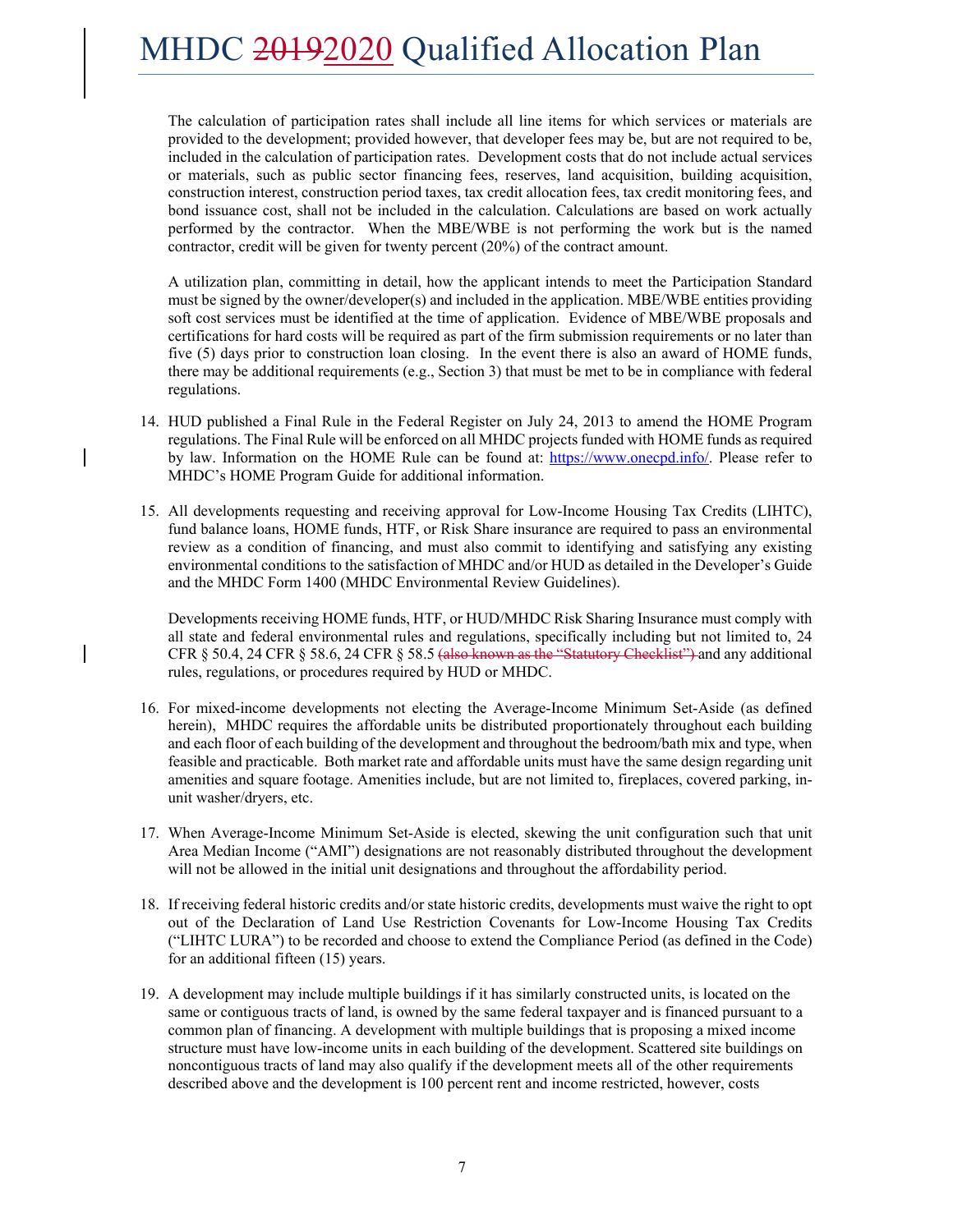The calculation of participation rates shall include all line items for which services or materials are provided to the development; provided however, that developer fees may be, but are not required to be, included in the calculation of participation rates. Development costs that do not include actual services or materials, such as public sector financing fees, reserves, land acquisition, building acquisition, construction interest, construction period taxes, tax credit allocation fees, tax credit monitoring fees, and bond issuance cost, shall not be included in the calculation. Calculations are based on work actually performed by the contractor. When the MBE/WBE is not performing the work but is the named contractor, credit will be given for twenty percent (20%) of the contract amount.

A utilization plan, committing in detail, how the applicant intends to meet the Participation Standard must be signed by the owner/developer(s) and included in the application. MBE/WBE entities providing soft cost services must be identified at the time of application. Evidence of MBE/WBE proposals and certifications for hard costs will be required as part of the firm submission requirements or no later than five (5) days prior to construction loan closing. In the event there is also an award of HOME funds, there may be additional requirements (e.g., Section 3) that must be met to be in compliance with federal regulations.

14. HUD published a Final Rule in the Federal Register on July 24, 2013 to amend the HOME Program regulations. The Final Rule will be enforced on all MHDC projects funded with HOME funds as required by law. Information on the HOME Rule can be found at: https://www.onecpd.info/. Please refer to MHDC's HOME Program Guide for additional information.

15. All developments requesting and receiving approval for Low-Income Housing Tax Credits (LIHTC), fund balance loans, HOME funds, HTF, or Risk Share insurance are required to pass an environmental review as a condition of financing, and must also commit to identifying and satisfying any existing environmental conditions to the satisfaction of MHDC and/or HUD as detailed in the Developer's Guide and the MHDC Form 1400 (MHDC Environmental Review Guidelines).

   Developments receiving HOME funds, HTF, or HUD/MHDC Risk Sharing Insurance must comply with all state and federal environmental rules and regulations, specifically including but not limited to, 24 CFR § 50.4, 24 CFR § 58.6, 24 CFR § 58.5 ~~(also known as the "Statutory Checklist")~~ and any additional rules, regulations, or procedures required by HUD or MHDC.

16. For mixed-income developments not electing the Average-Income Minimum Set-Aside (as defined herein), MHDC requires the affordable units be distributed proportionately throughout each building and each floor of each building of the development and throughout the bedroom/bath mix and type, when feasible and practicable. Both market rate and affordable units must have the same design regarding unit amenities and square footage. Amenities include, but are not limited to, fireplaces, covered parking, in-unit washer/dryers, etc.

17. When Average-Income Minimum Set-Aside is elected, skewing the unit configuration such that unit Area Median Income ("AMI") designations are not reasonably distributed throughout the development will not be allowed in the initial unit designations and throughout the affordability period.

18. If receiving federal historic credits and/or state historic credits, developments must waive the right to opt out of the Declaration of Land Use Restriction Covenants for Low-Income Housing Tax Credits ("LIHTC LURA") to be recorded and choose to extend the Compliance Period (as defined in the Code) for an additional fifteen (15) years.

19. A development may include multiple buildings if it has similarly constructed units, is located on the same or contiguous tracts of land, is owned by the same federal taxpayer and is financed pursuant to a common plan of financing. A development with multiple buildings that is proposing a mixed income structure must have low-income units in each building of the development. Scattered site buildings on noncontiguous tracts of land may also qualify if the development meets all of the other requirements described above and the development is 100 percent rent and income restricted, however, costs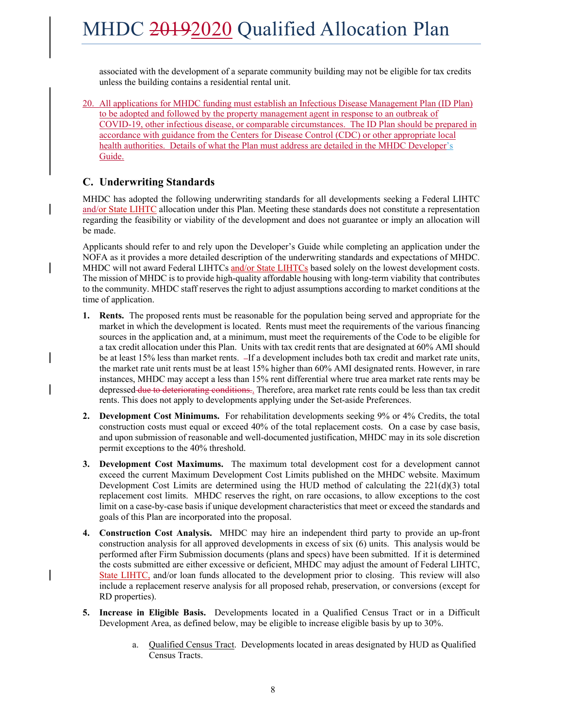associated with the development of a separate community building may not be eligible for tax credits unless the building contains a residential rental unit.

20. All applications for MHDC funding must establish an Infectious Disease Management Plan (ID Plan) to be adopted and followed by the property management agent in response to an outbreak of COVID-19, other infectious disease, or comparable circumstances. The ID Plan should be prepared in accordance with guidance from the Centers for Disease Control (CDC) or other appropriate local health authorities. Details of what the Plan must address are detailed in the MHDC Developer's Guide.

## C. Underwriting Standards

MHDC has adopted the following underwriting standards for all developments seeking a Federal LIHTC and/or State LIHTC allocation under this Plan. Meeting these standards does not constitute a representation regarding the feasibility or viability of the development and does not guarantee or imply an allocation will be made.

Applicants should refer to and rely upon the Developer's Guide while completing an application under the NOFA as it provides a more detailed description of the underwriting standards and expectations of MHDC. MHDC will not award Federal LIHTCs and/or State LIHTCs based solely on the lowest development costs. The mission of MHDC is to provide high-quality affordable housing with long-term viability that contributes to the community. MHDC staff reserves the right to adjust assumptions according to market conditions at the time of application.

1. **Rents.** The proposed rents must be reasonable for the population being served and appropriate for the market in which the development is located. Rents must meet the requirements of the various financing sources in the application and, at a minimum, must meet the requirements of the Code to be eligible for a tax credit allocation under this Plan. Units with tax credit rents that are designated at 60% AMI should be at least 15% less than market rents. If a development includes both tax credit and market rate units, the market rate unit rents must be at least 15% higher than 60% AMI designated rents. However, in rare instances, MHDC may accept a less than 15% rent differential where true area market rate rents may be depressed. Therefore, area market rate rents could be less than tax credit rents. This does not apply to developments applying under the Set-aside Preferences.

2. **Development Cost Minimums.** For rehabilitation developments seeking 9% or 4% Credits, the total construction costs must equal or exceed 40% of the total replacement costs. On a case by case basis, and upon submission of reasonable and well-documented justification, MHDC may in its sole discretion permit exceptions to the 40% threshold.

3. **Development Cost Maximums.** The maximum total development cost for a development cannot exceed the current Maximum Development Cost Limits published on the MHDC website. Maximum Development Cost Limits are determined using the HUD method of calculating the 221(d)(3) total replacement cost limits. MHDC reserves the right, on rare occasions, to allow exceptions to the cost limit on a case-by-case basis if unique development characteristics that meet or exceed the standards and goals of this Plan are incorporated into the proposal.

4. **Construction Cost Analysis.** MHDC may hire an independent third party to provide an up-front construction analysis for all approved developments in excess of six (6) units. This analysis would be performed after Firm Submission documents (plans and specs) have been submitted. If it is determined the costs submitted are either excessive or deficient, MHDC may adjust the amount of Federal LIHTC, State LIHTC, and/or loan funds allocated to the development prior to closing. This review will also include a replacement reserve analysis for all proposed rehab, preservation, or conversions (except for RD properties).

5. **Increase in Eligible Basis.** Developments located in a Qualified Census Tract or in a Difficult Development Area, as defined below, may be eligible to increase eligible basis by up to 30%.

   a. Qualified Census Tract. Developments located in areas designated by HUD as Qualified Census Tracts.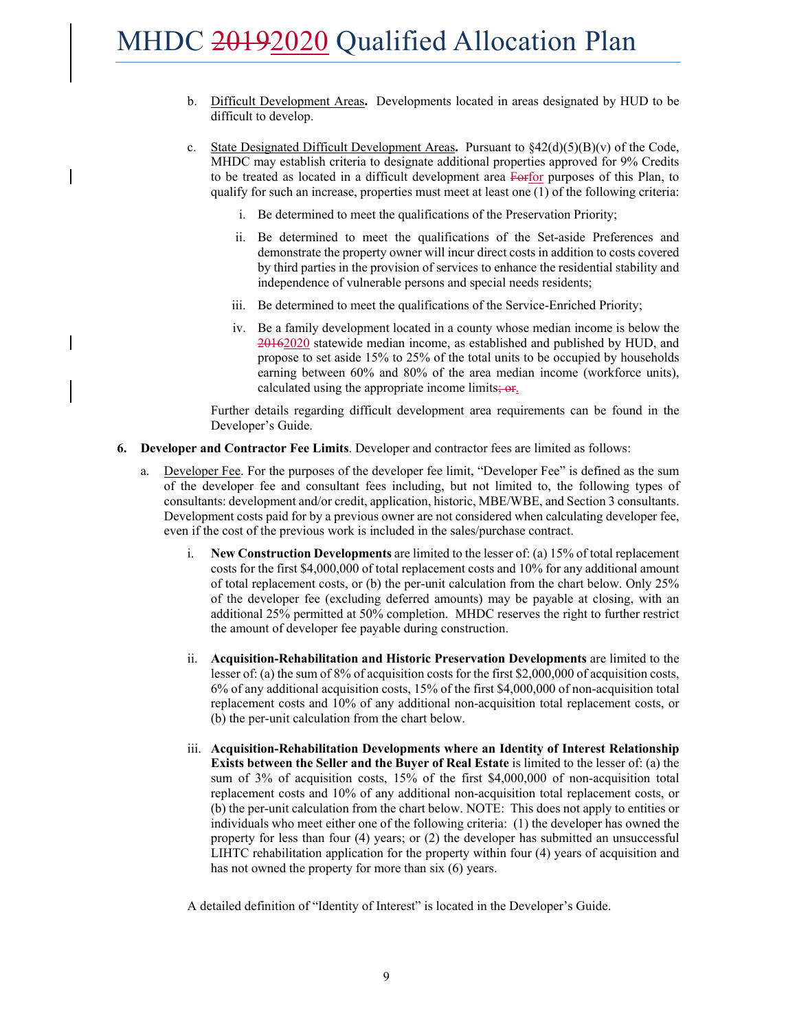b. <u>Difficult Development Areas</u>**.** Developments located in areas designated by HUD to be difficult to develop.

c. <u>State Designated Difficult Development Areas</u>**.** Pursuant to §42(d)(5)(B)(v) of the Code, MHDC may establish criteria to designate additional properties approved for 9% Credits to be treated as located in a difficult development area ~~For~~for purposes of this Plan, to qualify for such an increase, properties must meet at least one (1) of the following criteria:

   i. Be determined to meet the qualifications of the Preservation Priority;

   ii. Be determined to meet the qualifications of the Set-aside Preferences and demonstrate the property owner will incur direct costs in addition to costs covered by third parties in the provision of services to enhance the residential stability and independence of vulnerable persons and special needs residents;

   iii. Be determined to meet the qualifications of the Service-Enriched Priority;

   iv. Be a family development located in a county whose median income is below the ~~2016~~2020 statewide median income, as established and published by HUD, and propose to set aside 15% to 25% of the total units to be occupied by households earning between 60% and 80% of the area median income (workforce units), calculated using the appropriate income limits~~; or~~.

   Further details regarding difficult development area requirements can be found in the Developer's Guide.

**6. Developer and Contractor Fee Limits**. Developer and contractor fees are limited as follows:

a. <u>Developer Fee</u>. For the purposes of the developer fee limit, "Developer Fee" is defined as the sum of the developer fee and consultant fees including, but not limited to, the following types of consultants: development and/or credit, application, historic, MBE/WBE, and Section 3 consultants. Development costs paid for by a previous owner are not considered when calculating developer fee, even if the cost of the previous work is included in the sales/purchase contract.

   i. **New Construction Developments** are limited to the lesser of: (a) 15% of total replacement costs for the first $4,000,000 of total replacement costs and 10% for any additional amount of total replacement costs, or (b) the per-unit calculation from the chart below. Only 25% of the developer fee (excluding deferred amounts) may be payable at closing, with an additional 25% permitted at 50% completion. MHDC reserves the right to further restrict the amount of developer fee payable during construction.

   ii. **Acquisition-Rehabilitation and Historic Preservation Developments** are limited to the lesser of: (a) the sum of 8% of acquisition costs for the first $2,000,000 of acquisition costs, 6% of any additional acquisition costs, 15% of the first $4,000,000 of non-acquisition total replacement costs and 10% of any additional non-acquisition total replacement costs, or (b) the per-unit calculation from the chart below.

   iii. **Acquisition-Rehabilitation Developments where an Identity of Interest Relationship Exists between the Seller and the Buyer of Real Estate** is limited to the lesser of: (a) the sum of 3% of acquisition costs, 15% of the first $4,000,000 of non-acquisition total replacement costs and 10% of any additional non-acquisition total replacement costs, or (b) the per-unit calculation from the chart below. NOTE: This does not apply to entities or individuals who meet either one of the following criteria: (1) the developer has owned the property for less than four (4) years; or (2) the developer has submitted an unsuccessful LIHTC rehabilitation application for the property within four (4) years of acquisition and has not owned the property for more than six (6) years.

   A detailed definition of "Identity of Interest" is located in the Developer's Guide.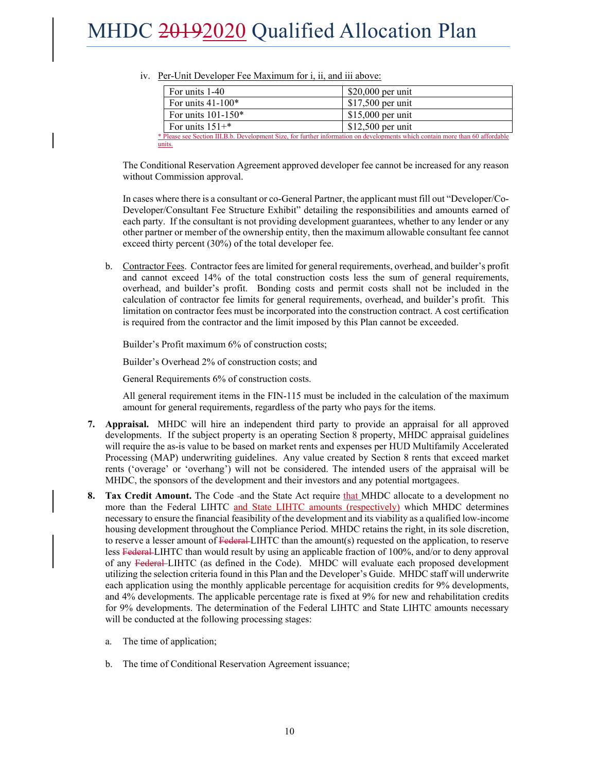iv. Per-Unit Developer Fee Maximum for i, ii, and iii above:

| For units 1-40 | $20,000 per unit |
|---|---|
| For units 41-100* | $17,500 per unit |
| For units 101-150* | $15,000 per unit |
| For units 151+* | $12,500 per unit |

* Please see Section III.B.b. Development Size, for further information on developments which contain more than 60 affordable units.

The Conditional Reservation Agreement approved developer fee cannot be increased for any reason without Commission approval.

In cases where there is a consultant or co-General Partner, the applicant must fill out "Developer/Co-Developer/Consultant Fee Structure Exhibit" detailing the responsibilities and amounts earned of each party. If the consultant is not providing development guarantees, whether to any lender or any other partner or member of the ownership entity, then the maximum allowable consultant fee cannot exceed thirty percent (30%) of the total developer fee.

b. Contractor Fees. Contractor fees are limited for general requirements, overhead, and builder's profit and cannot exceed 14% of the total construction costs less the sum of general requirements, overhead, and builder's profit. Bonding costs and permit costs shall not be included in the calculation of contractor fee limits for general requirements, overhead, and builder's profit. This limitation on contractor fees must be incorporated into the construction contract. A cost certification is required from the contractor and the limit imposed by this Plan cannot be exceeded.

Builder's Profit maximum 6% of construction costs;

Builder's Overhead 2% of construction costs; and

General Requirements 6% of construction costs.

All general requirement items in the FIN-115 must be included in the calculation of the maximum amount for general requirements, regardless of the party who pays for the items.

7. **Appraisal.** MHDC will hire an independent third party to provide an appraisal for all approved developments. If the subject property is an operating Section 8 property, MHDC appraisal guidelines will require the as-is value to be based on market rents and expenses per HUD Multifamily Accelerated Processing (MAP) underwriting guidelines. Any value created by Section 8 rents that exceed market rents ('overage' or 'overhang') will not be considered. The intended users of the appraisal will be MHDC, the sponsors of the development and their investors and any potential mortgagees.

8. **Tax Credit Amount.** The Code and the State Act require that MHDC allocate to a development no more than the Federal LIHTC and State LIHTC amounts (respectively) which MHDC determines necessary to ensure the financial feasibility of the development and its viability as a qualified low-income housing development throughout the Compliance Period. MHDC retains the right, in its sole discretion, to reserve a lesser amount of LIHTC than the amount(s) requested on the application, to reserve less LIHTC than would result by using an applicable fraction of 100%, and/or to deny approval of any LIHTC (as defined in the Code). MHDC will evaluate each proposed development utilizing the selection criteria found in this Plan and the Developer's Guide. MHDC staff will underwrite each application using the monthly applicable percentage for acquisition credits for 9% developments, and 4% developments. The applicable percentage rate is fixed at 9% for new and rehabilitation credits for 9% developments. The determination of the Federal LIHTC and State LIHTC amounts necessary will be conducted at the following processing stages:

   a. The time of application;

   b. The time of Conditional Reservation Agreement issuance;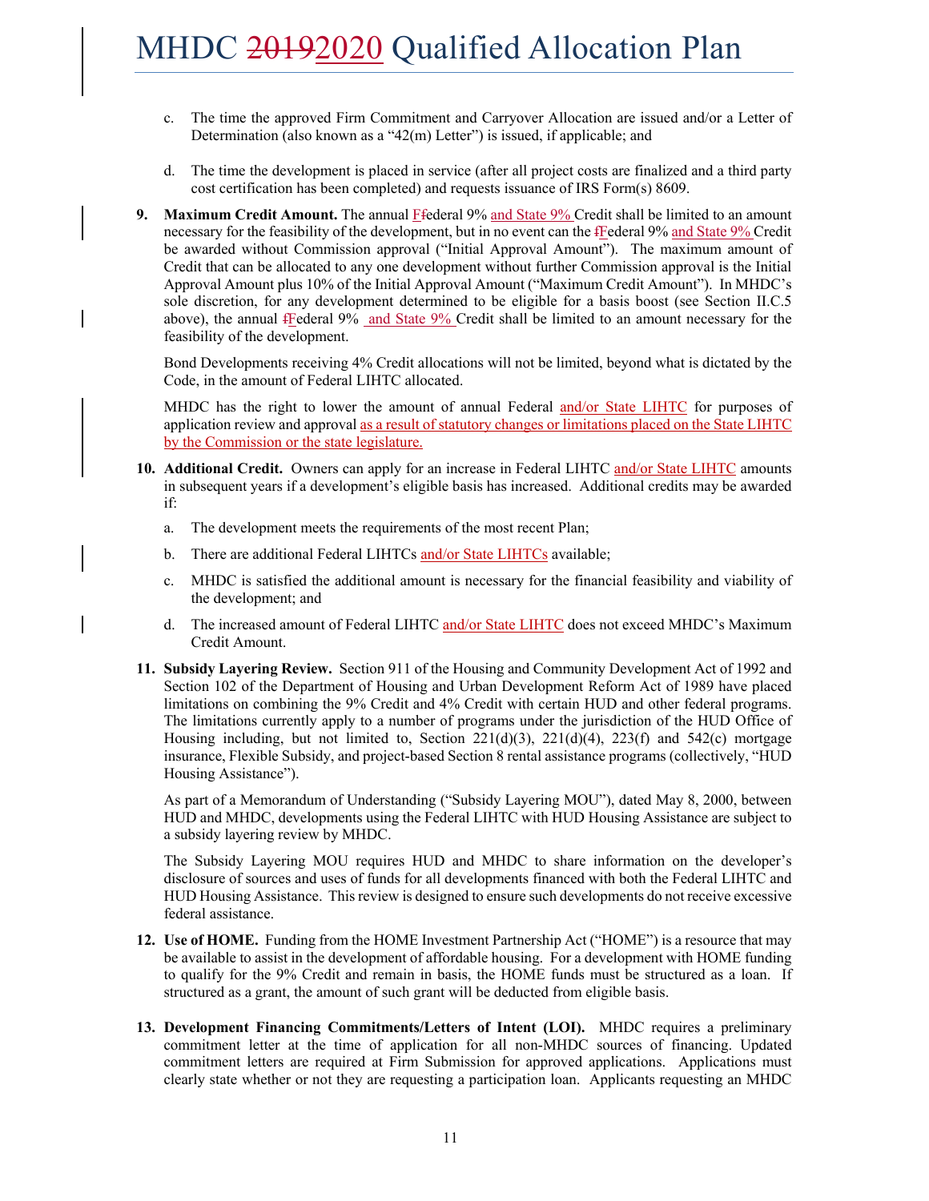c. The time the approved Firm Commitment and Carryover Allocation are issued and/or a Letter of Determination (also known as a "42(m) Letter") is issued, if applicable; and

d. The time the development is placed in service (after all project costs are finalized and a third party cost certification has been completed) and requests issuance of IRS Form(s) 8609.

**9. Maximum Credit Amount.** The annual Federal 9% and State 9% Credit shall be limited to an amount necessary for the feasibility of the development, but in no event can the Federal 9% and State 9% Credit be awarded without Commission approval ("Initial Approval Amount"). The maximum amount of Credit that can be allocated to any one development without further Commission approval is the Initial Approval Amount plus 10% of the Initial Approval Amount ("Maximum Credit Amount"). In MHDC's sole discretion, for any development determined to be eligible for a basis boost (see Section II.C.5 above), the annual Federal 9% and State 9% Credit shall be limited to an amount necessary for the feasibility of the development.

Bond Developments receiving 4% Credit allocations will not be limited, beyond what is dictated by the Code, in the amount of Federal LIHTC allocated.

MHDC has the right to lower the amount of annual Federal and/or State LIHTC for purposes of application review and approval as a result of statutory changes or limitations placed on the State LIHTC by the Commission or the state legislature.

**10. Additional Credit.** Owners can apply for an increase in Federal LIHTC and/or State LIHTC amounts in subsequent years if a development's eligible basis has increased. Additional credits may be awarded if:

a. The development meets the requirements of the most recent Plan;

b. There are additional Federal LIHTCs and/or State LIHTCs available;

c. MHDC is satisfied the additional amount is necessary for the financial feasibility and viability of the development; and

d. The increased amount of Federal LIHTC and/or State LIHTC does not exceed MHDC's Maximum Credit Amount.

**11. Subsidy Layering Review.** Section 911 of the Housing and Community Development Act of 1992 and Section 102 of the Department of Housing and Urban Development Reform Act of 1989 have placed limitations on combining the 9% Credit and 4% Credit with certain HUD and other federal programs. The limitations currently apply to a number of programs under the jurisdiction of the HUD Office of Housing including, but not limited to, Section 221(d)(3), 221(d)(4), 223(f) and 542(c) mortgage insurance, Flexible Subsidy, and project-based Section 8 rental assistance programs (collectively, "HUD Housing Assistance").

As part of a Memorandum of Understanding ("Subsidy Layering MOU"), dated May 8, 2000, between HUD and MHDC, developments using the Federal LIHTC with HUD Housing Assistance are subject to a subsidy layering review by MHDC.

The Subsidy Layering MOU requires HUD and MHDC to share information on the developer's disclosure of sources and uses of funds for all developments financed with both the Federal LIHTC and HUD Housing Assistance. This review is designed to ensure such developments do not receive excessive federal assistance.

**12. Use of HOME.** Funding from the HOME Investment Partnership Act ("HOME") is a resource that may be available to assist in the development of affordable housing. For a development with HOME funding to qualify for the 9% Credit and remain in basis, the HOME funds must be structured as a loan. If structured as a grant, the amount of such grant will be deducted from eligible basis.

**13. Development Financing Commitments/Letters of Intent (LOI).** MHDC requires a preliminary commitment letter at the time of application for all non-MHDC sources of financing. Updated commitment letters are required at Firm Submission for approved applications. Applications must clearly state whether or not they are requesting a participation loan. Applicants requesting an MHDC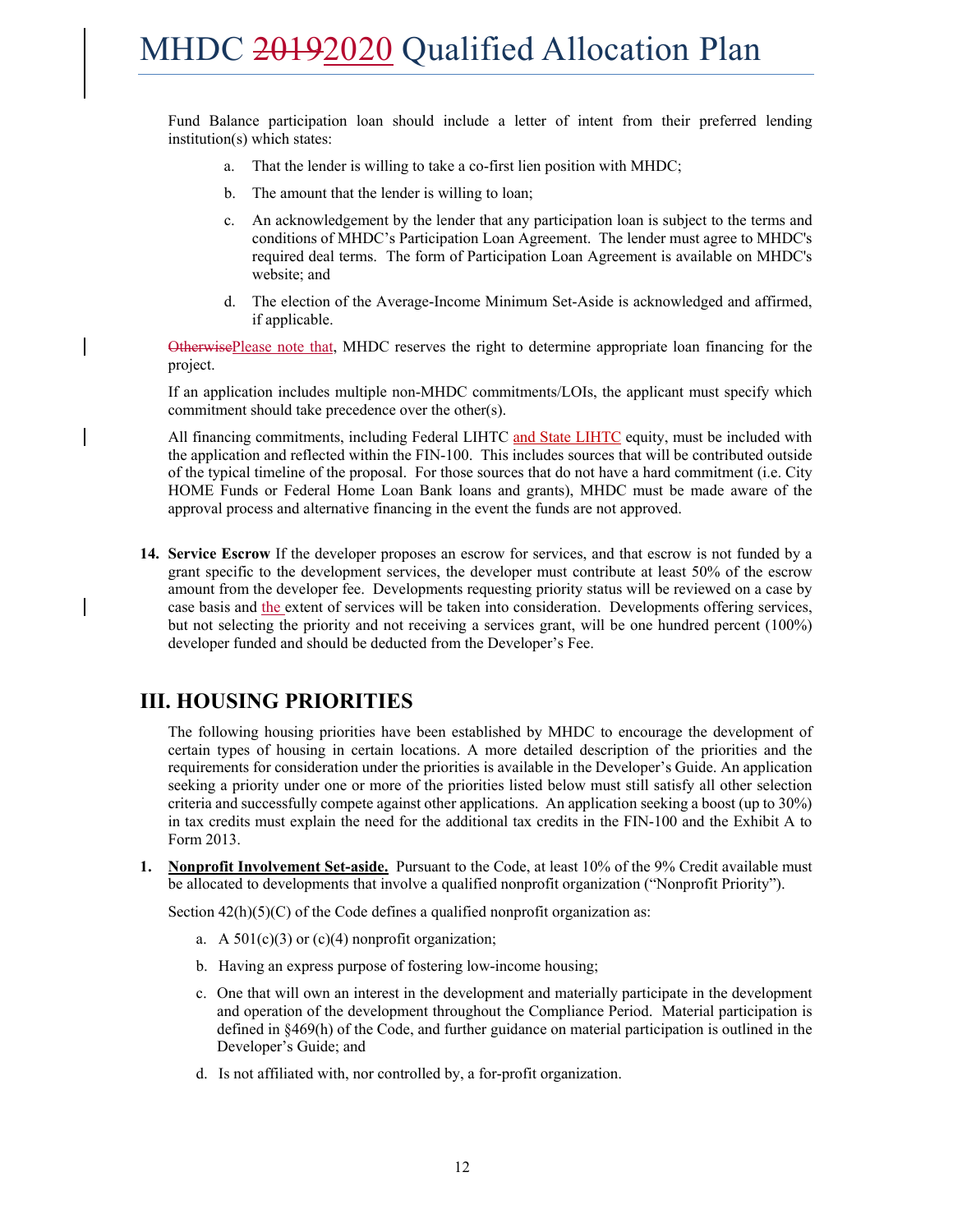Fund Balance participation loan should include a letter of intent from their preferred lending institution(s) which states:

a. That the lender is willing to take a co-first lien position with MHDC;

b. The amount that the lender is willing to loan;

c. An acknowledgement by the lender that any participation loan is subject to the terms and conditions of MHDC's Participation Loan Agreement. The lender must agree to MHDC's required deal terms. The form of Participation Loan Agreement is available on MHDC's website; and

d. The election of the Average-Income Minimum Set-Aside is acknowledged and affirmed, if applicable.

~~Otherwise~~Please note that, MHDC reserves the right to determine appropriate loan financing for the project.

If an application includes multiple non-MHDC commitments/LOIs, the applicant must specify which commitment should take precedence over the other(s).

All financing commitments, including Federal LIHTC and State LIHTC equity, must be included with the application and reflected within the FIN-100. This includes sources that will be contributed outside of the typical timeline of the proposal. For those sources that do not have a hard commitment (i.e. City HOME Funds or Federal Home Loan Bank loans and grants), MHDC must be made aware of the approval process and alternative financing in the event the funds are not approved.

**14. Service Escrow** If the developer proposes an escrow for services, and that escrow is not funded by a grant specific to the development services, the developer must contribute at least 50% of the escrow amount from the developer fee. Developments requesting priority status will be reviewed on a case by case basis and the extent of services will be taken into consideration. Developments offering services, but not selecting the priority and not receiving a services grant, will be one hundred percent (100%) developer funded and should be deducted from the Developer's Fee.

## III. HOUSING PRIORITIES

The following housing priorities have been established by MHDC to encourage the development of certain types of housing in certain locations. A more detailed description of the priorities and the requirements for consideration under the priorities is available in the Developer's Guide. An application seeking a priority under one or more of the priorities listed below must still satisfy all other selection criteria and successfully compete against other applications. An application seeking a boost (up to 30%) in tax credits must explain the need for the additional tax credits in the FIN-100 and the Exhibit A to Form 2013.

**1. Nonprofit Involvement Set-aside.** Pursuant to the Code, at least 10% of the 9% Credit available must be allocated to developments that involve a qualified nonprofit organization ("Nonprofit Priority").

Section 42(h)(5)(C) of the Code defines a qualified nonprofit organization as:

a. A 501(c)(3) or (c)(4) nonprofit organization;

b. Having an express purpose of fostering low-income housing;

c. One that will own an interest in the development and materially participate in the development and operation of the development throughout the Compliance Period. Material participation is defined in §469(h) of the Code, and further guidance on material participation is outlined in the Developer's Guide; and

d. Is not affiliated with, nor controlled by, a for-profit organization.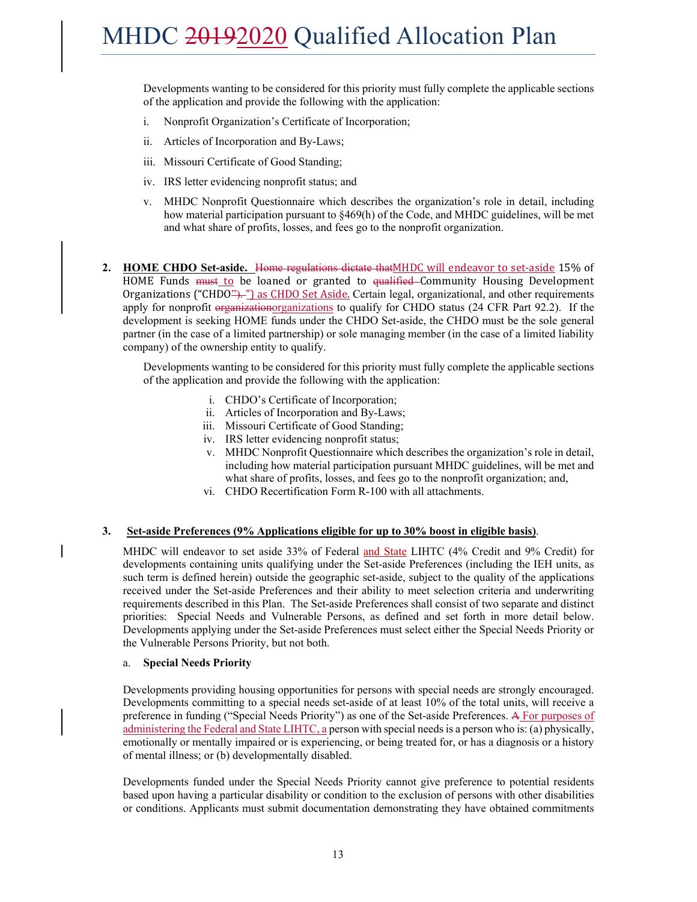Developments wanting to be considered for this priority must fully complete the applicable sections of the application and provide the following with the application:

i. Nonprofit Organization's Certificate of Incorporation;

ii. Articles of Incorporation and By-Laws;

iii. Missouri Certificate of Good Standing;

iv. IRS letter evidencing nonprofit status; and

v. MHDC Nonprofit Questionnaire which describes the organization's role in detail, including how material participation pursuant to §469(h) of the Code, and MHDC guidelines, will be met and what share of profits, losses, and fees go to the nonprofit organization.

**2. HOME CHDO Set-aside.** ~~Home regulations dictate that~~MHDC will endeavor to set-aside 15% of HOME Funds ~~must~~ to be loaned or granted to ~~qualified~~ Community Housing Development Organizations ("CHDO~~").~~") as CHDO Set Aside. Certain legal, organizational, and other requirements apply for nonprofit ~~organization~~organizations to qualify for CHDO status (24 CFR Part 92.2). If the development is seeking HOME funds under the CHDO Set-aside, the CHDO must be the sole general partner (in the case of a limited partnership) or sole managing member (in the case of a limited liability company) of the ownership entity to qualify.

Developments wanting to be considered for this priority must fully complete the applicable sections of the application and provide the following with the application:

i. CHDO's Certificate of Incorporation;
ii. Articles of Incorporation and By-Laws;
iii. Missouri Certificate of Good Standing;
iv. IRS letter evidencing nonprofit status;
v. MHDC Nonprofit Questionnaire which describes the organization's role in detail, including how material participation pursuant MHDC guidelines, will be met and what share of profits, losses, and fees go to the nonprofit organization; and,
vi. CHDO Recertification Form R-100 with all attachments.

**3. Set-aside Preferences (9% Applications eligible for up to 30% boost in eligible basis)**.

MHDC will endeavor to set aside 33% of Federal and State LIHTC (4% Credit and 9% Credit) for developments containing units qualifying under the Set-aside Preferences (including the IEH units, as such term is defined herein) outside the geographic set-aside, subject to the quality of the applications received under the Set-aside Preferences and their ability to meet selection criteria and underwriting requirements described in this Plan. The Set-aside Preferences shall consist of two separate and distinct priorities: Special Needs and Vulnerable Persons, as defined and set forth in more detail below. Developments applying under the Set-aside Preferences must select either the Special Needs Priority or the Vulnerable Persons Priority, but not both.

a. **Special Needs Priority**

Developments providing housing opportunities for persons with special needs are strongly encouraged. Developments committing to a special needs set-aside of at least 10% of the total units, will receive a preference in funding ("Special Needs Priority") as one of the Set-aside Preferences. ~~A~~ For purposes of administering the Federal and State LIHTC, a person with special needs is a person who is: (a) physically, emotionally or mentally impaired or is experiencing, or being treated for, or has a diagnosis or a history of mental illness; or (b) developmentally disabled.

Developments funded under the Special Needs Priority cannot give preference to potential residents based upon having a particular disability or condition to the exclusion of persons with other disabilities or conditions. Applicants must submit documentation demonstrating they have obtained commitments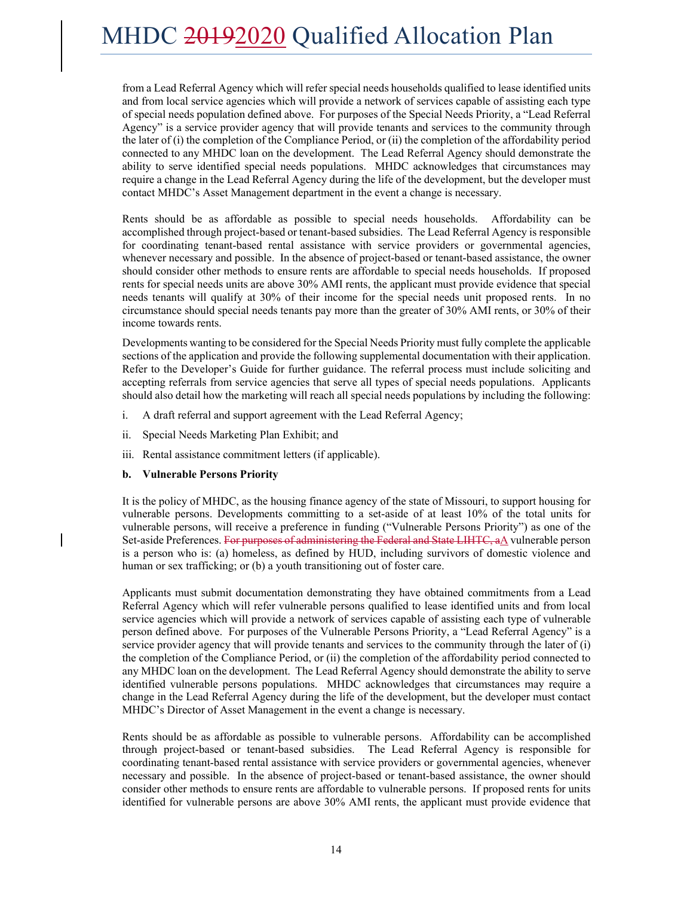from a Lead Referral Agency which will refer special needs households qualified to lease identified units and from local service agencies which will provide a network of services capable of assisting each type of special needs population defined above. For purposes of the Special Needs Priority, a "Lead Referral Agency" is a service provider agency that will provide tenants and services to the community through the later of (i) the completion of the Compliance Period, or (ii) the completion of the affordability period connected to any MHDC loan on the development. The Lead Referral Agency should demonstrate the ability to serve identified special needs populations. MHDC acknowledges that circumstances may require a change in the Lead Referral Agency during the life of the development, but the developer must contact MHDC's Asset Management department in the event a change is necessary.

Rents should be as affordable as possible to special needs households. Affordability can be accomplished through project-based or tenant-based subsidies. The Lead Referral Agency is responsible for coordinating tenant-based rental assistance with service providers or governmental agencies, whenever necessary and possible. In the absence of project-based or tenant-based assistance, the owner should consider other methods to ensure rents are affordable to special needs households. If proposed rents for special needs units are above 30% AMI rents, the applicant must provide evidence that special needs tenants will qualify at 30% of their income for the special needs unit proposed rents. In no circumstance should special needs tenants pay more than the greater of 30% AMI rents, or 30% of their income towards rents.

Developments wanting to be considered for the Special Needs Priority must fully complete the applicable sections of the application and provide the following supplemental documentation with their application. Refer to the Developer's Guide for further guidance. The referral process must include soliciting and accepting referrals from service agencies that serve all types of special needs populations. Applicants should also detail how the marketing will reach all special needs populations by including the following:

i. A draft referral and support agreement with the Lead Referral Agency;

ii. Special Needs Marketing Plan Exhibit; and

iii. Rental assistance commitment letters (if applicable).

**b. Vulnerable Persons Priority**

It is the policy of MHDC, as the housing finance agency of the state of Missouri, to support housing for vulnerable persons. Developments committing to a set-aside of at least 10% of the total units for vulnerable persons, will receive a preference in funding ("Vulnerable Persons Priority") as one of the Set-aside Preferences. ~~For purposes of administering the Federal and State LIHTC, a~~A vulnerable person is a person who is: (a) homeless, as defined by HUD, including survivors of domestic violence and human or sex trafficking; or (b) a youth transitioning out of foster care.

Applicants must submit documentation demonstrating they have obtained commitments from a Lead Referral Agency which will refer vulnerable persons qualified to lease identified units and from local service agencies which will provide a network of services capable of assisting each type of vulnerable person defined above. For purposes of the Vulnerable Persons Priority, a "Lead Referral Agency" is a service provider agency that will provide tenants and services to the community through the later of (i) the completion of the Compliance Period, or (ii) the completion of the affordability period connected to any MHDC loan on the development. The Lead Referral Agency should demonstrate the ability to serve identified vulnerable persons populations. MHDC acknowledges that circumstances may require a change in the Lead Referral Agency during the life of the development, but the developer must contact MHDC's Director of Asset Management in the event a change is necessary.

Rents should be as affordable as possible to vulnerable persons. Affordability can be accomplished through project-based or tenant-based subsidies. The Lead Referral Agency is responsible for coordinating tenant-based rental assistance with service providers or governmental agencies, whenever necessary and possible. In the absence of project-based or tenant-based assistance, the owner should consider other methods to ensure rents are affordable to vulnerable persons. If proposed rents for units identified for vulnerable persons are above 30% AMI rents, the applicant must provide evidence that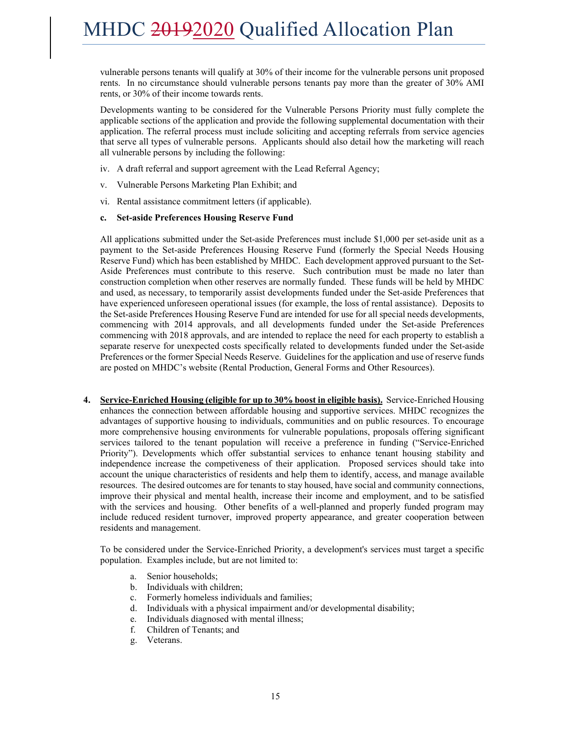vulnerable persons tenants will qualify at 30% of their income for the vulnerable persons unit proposed rents. In no circumstance should vulnerable persons tenants pay more than the greater of 30% AMI rents, or 30% of their income towards rents.

Developments wanting to be considered for the Vulnerable Persons Priority must fully complete the applicable sections of the application and provide the following supplemental documentation with their application. The referral process must include soliciting and accepting referrals from service agencies that serve all types of vulnerable persons. Applicants should also detail how the marketing will reach all vulnerable persons by including the following:

iv. A draft referral and support agreement with the Lead Referral Agency;

v. Vulnerable Persons Marketing Plan Exhibit; and

vi. Rental assistance commitment letters (if applicable).

**c. Set-aside Preferences Housing Reserve Fund**

All applications submitted under the Set-aside Preferences must include $1,000 per set-aside unit as a payment to the Set-aside Preferences Housing Reserve Fund (formerly the Special Needs Housing Reserve Fund) which has been established by MHDC. Each development approved pursuant to the Set-Aside Preferences must contribute to this reserve. Such contribution must be made no later than construction completion when other reserves are normally funded. These funds will be held by MHDC and used, as necessary, to temporarily assist developments funded under the Set-aside Preferences that have experienced unforeseen operational issues (for example, the loss of rental assistance). Deposits to the Set-aside Preferences Housing Reserve Fund are intended for use for all special needs developments, commencing with 2014 approvals, and all developments funded under the Set-aside Preferences commencing with 2018 approvals, and are intended to replace the need for each property to establish a separate reserve for unexpected costs specifically related to developments funded under the Set-aside Preferences or the former Special Needs Reserve. Guidelines for the application and use of reserve funds are posted on MHDC's website (Rental Production, General Forms and Other Resources).

4. **Service-Enriched Housing (eligible for up to 30% boost in eligible basis).** Service-Enriched Housing enhances the connection between affordable housing and supportive services. MHDC recognizes the advantages of supportive housing to individuals, communities and on public resources. To encourage more comprehensive housing environments for vulnerable populations, proposals offering significant services tailored to the tenant population will receive a preference in funding ("Service-Enriched Priority"). Developments which offer substantial services to enhance tenant housing stability and independence increase the competiveness of their application. Proposed services should take into account the unique characteristics of residents and help them to identify, access, and manage available resources. The desired outcomes are for tenants to stay housed, have social and community connections, improve their physical and mental health, increase their income and employment, and to be satisfied with the services and housing. Other benefits of a well-planned and properly funded program may include reduced resident turnover, improved property appearance, and greater cooperation between residents and management.

   To be considered under the Service-Enriched Priority, a development's services must target a specific population. Examples include, but are not limited to:

   a. Senior households;
   b. Individuals with children;
   c. Formerly homeless individuals and families;
   d. Individuals with a physical impairment and/or developmental disability;
   e. Individuals diagnosed with mental illness;
   f. Children of Tenants; and
   g. Veterans.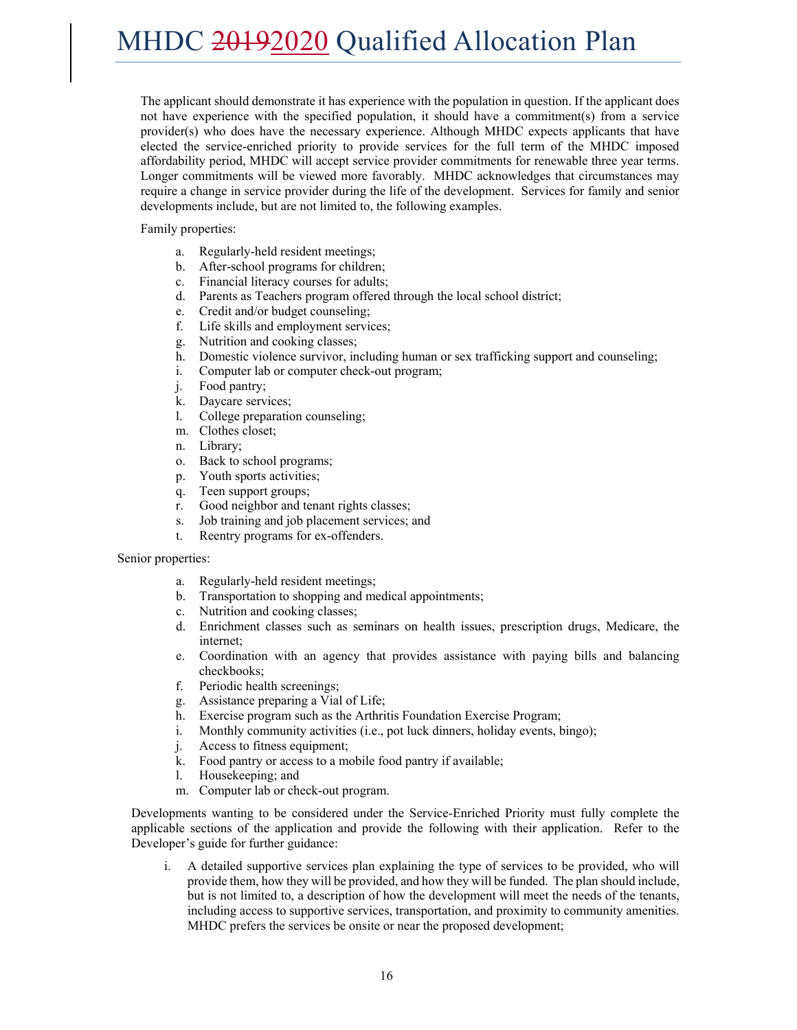The applicant should demonstrate it has experience with the population in question. If the applicant does not have experience with the specified population, it should have a commitment(s) from a service provider(s) who does have the necessary experience. Although MHDC expects applicants that have elected the service-enriched priority to provide services for the full term of the MHDC imposed affordability period, MHDC will accept service provider commitments for renewable three year terms. Longer commitments will be viewed more favorably. MHDC acknowledges that circumstances may require a change in service provider during the life of the development. Services for family and senior developments include, but are not limited to, the following examples.

Family properties:

- a. Regularly-held resident meetings;
- b. After-school programs for children;
- c. Financial literacy courses for adults;
- d. Parents as Teachers program offered through the local school district;
- e. Credit and/or budget counseling;
- f. Life skills and employment services;
- g. Nutrition and cooking classes;
- h. Domestic violence survivor, including human or sex trafficking support and counseling;
- i. Computer lab or computer check-out program;
- j. Food pantry;
- k. Daycare services;
- l. College preparation counseling;
- m. Clothes closet;
- n. Library;
- o. Back to school programs;
- p. Youth sports activities;
- q. Teen support groups;
- r. Good neighbor and tenant rights classes;
- s. Job training and job placement services; and
- t. Reentry programs for ex-offenders.

Senior properties:

- a. Regularly-held resident meetings;
- b. Transportation to shopping and medical appointments;
- c. Nutrition and cooking classes;
- d. Enrichment classes such as seminars on health issues, prescription drugs, Medicare, the internet;
- e. Coordination with an agency that provides assistance with paying bills and balancing checkbooks;
- f. Periodic health screenings;
- g. Assistance preparing a Vial of Life;
- h. Exercise program such as the Arthritis Foundation Exercise Program;
- i. Monthly community activities (i.e., pot luck dinners, holiday events, bingo);
- j. Access to fitness equipment;
- k. Food pantry or access to a mobile food pantry if available;
- l. Housekeeping; and
- m. Computer lab or check-out program.

Developments wanting to be considered under the Service-Enriched Priority must fully complete the applicable sections of the application and provide the following with their application. Refer to the Developer's guide for further guidance:

- i. A detailed supportive services plan explaining the type of services to be provided, who will provide them, how they will be provided, and how they will be funded. The plan should include, but is not limited to, a description of how the development will meet the needs of the tenants, including access to supportive services, transportation, and proximity to community amenities. MHDC prefers the services be onsite or near the proposed development;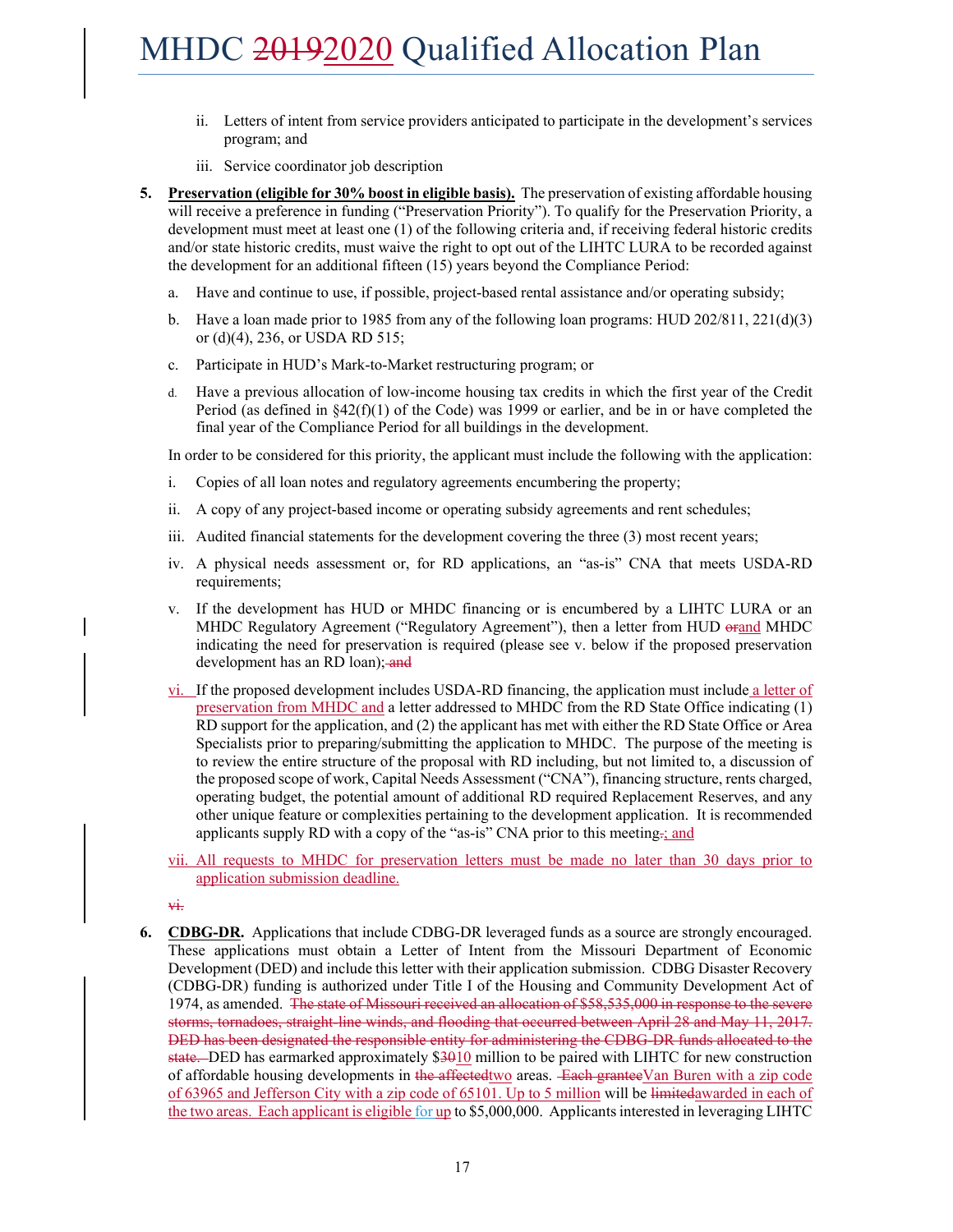ii. Letters of intent from service providers anticipated to participate in the development's services program; and

iii. Service coordinator job description

5. **Preservation (eligible for 30% boost in eligible basis).** The preservation of existing affordable housing will receive a preference in funding ("Preservation Priority"). To qualify for the Preservation Priority, a development must meet at least one (1) of the following criteria and, if receiving federal historic credits and/or state historic credits, must waive the right to opt out of the LIHTC LURA to be recorded against the development for an additional fifteen (15) years beyond the Compliance Period:

   a. Have and continue to use, if possible, project-based rental assistance and/or operating subsidy;

   b. Have a loan made prior to 1985 from any of the following loan programs: HUD 202/811, 221(d)(3) or (d)(4), 236, or USDA RD 515;

   c. Participate in HUD's Mark-to-Market restructuring program; or

   d. Have a previous allocation of low-income housing tax credits in which the first year of the Credit Period (as defined in §42(f)(1) of the Code) was 1999 or earlier, and be in or have completed the final year of the Compliance Period for all buildings in the development.

   In order to be considered for this priority, the applicant must include the following with the application:

   i. Copies of all loan notes and regulatory agreements encumbering the property;

   ii. A copy of any project-based income or operating subsidy agreements and rent schedules;

   iii. Audited financial statements for the development covering the three (3) most recent years;

   iv. A physical needs assessment or, for RD applications, an "as-is" CNA that meets USDA-RD requirements;

   v. If the development has HUD or MHDC financing or is encumbered by a LIHTC LURA or an MHDC Regulatory Agreement ("Regulatory Agreement"), then a letter from HUD ~~or~~and MHDC indicating the need for preservation is required (please see v. below if the proposed preservation development has an RD loan);~~ and~~

   vi. If the proposed development includes USDA-RD financing, the application must include a letter of preservation from MHDC and a letter addressed to MHDC from the RD State Office indicating (1) RD support for the application, and (2) the applicant has met with either the RD State Office or Area Specialists prior to preparing/submitting the application to MHDC. The purpose of the meeting is to review the entire structure of the proposal with RD including, but not limited to, a discussion of the proposed scope of work, Capital Needs Assessment ("CNA"), financing structure, rents charged, operating budget, the potential amount of additional RD required Replacement Reserves, and any other unique feature or complexities pertaining to the development application. It is recommended applicants supply RD with a copy of the "as-is" CNA prior to this meeting~~.~~; and

   vii. All requests to MHDC for preservation letters must be made no later than 30 days prior to application submission deadline.

   ~~vi.~~

6. **CDBG-DR.** Applications that include CDBG-DR leveraged funds as a source are strongly encouraged. These applications must obtain a Letter of Intent from the Missouri Department of Economic Development (DED) and include this letter with their application submission. CDBG Disaster Recovery (CDBG-DR) funding is authorized under Title I of the Housing and Community Development Act of 1974, as amended. ~~The state of Missouri received an allocation of $58,535,000 in response to the severe storms, tornadoes, straight-line winds, and flooding that occurred between April 28 and May 11, 2017. DED has been designated the responsible entity for administering the CDBG-DR funds allocated to the state.~~ DED has earmarked approximately $~~30~~10 million to be paired with LIHTC for new construction of affordable housing developments in ~~the affected~~two areas. ~~Each grantee~~Van Buren with a zip code of 63965 and Jefferson City with a zip code of 65101. Up to 5 million will be ~~limited~~awarded in each of the two areas. Each applicant is eligible for up to $5,000,000. Applicants interested in leveraging LIHTC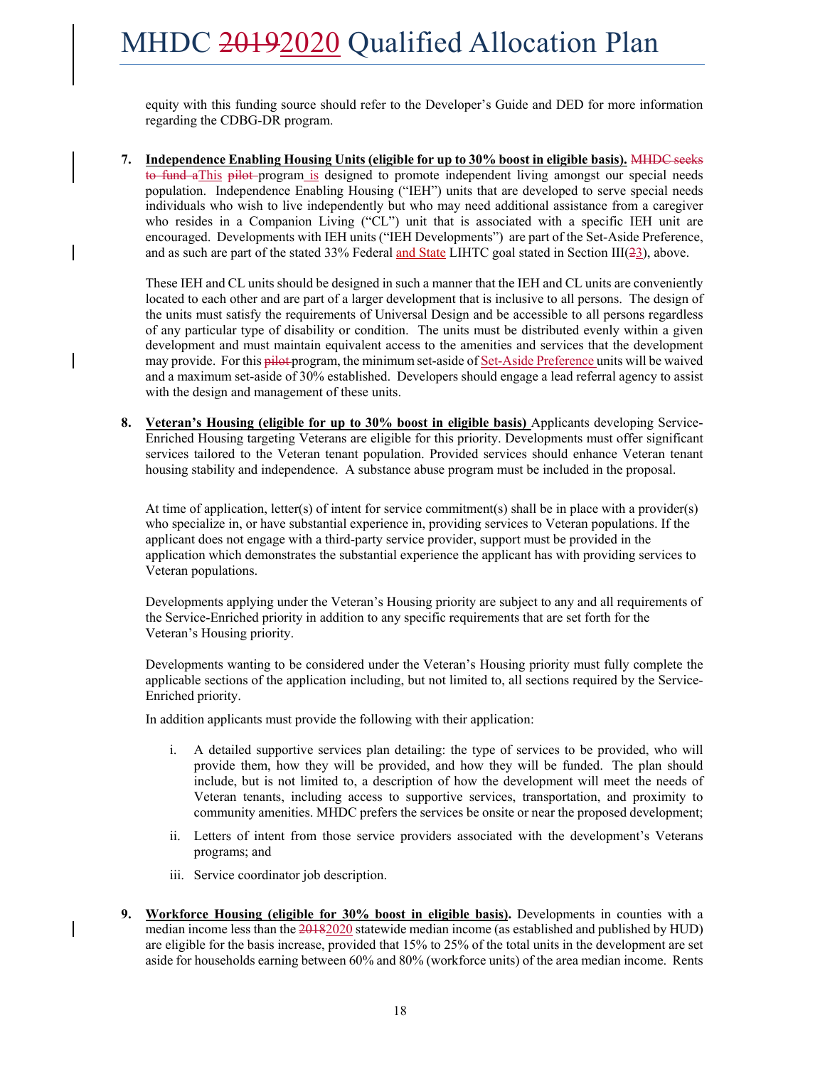equity with this funding source should refer to the Developer's Guide and DED for more information regarding the CDBG-DR program.

7. **Independence Enabling Housing Units (eligible for up to 30% boost in eligible basis).** ~~MHDC seeks to fund a~~This ~~pilot~~ program is designed to promote independent living amongst our special needs population. Independence Enabling Housing ("IEH") units that are developed to serve special needs individuals who wish to live independently but who may need additional assistance from a caregiver who resides in a Companion Living ("CL") unit that is associated with a specific IEH unit are encouraged. Developments with IEH units ("IEH Developments") are part of the Set-Aside Preference, and as such are part of the stated 33% Federal and State LIHTC goal stated in Section III(~~2~~3), above.

   These IEH and CL units should be designed in such a manner that the IEH and CL units are conveniently located to each other and are part of a larger development that is inclusive to all persons. The design of the units must satisfy the requirements of Universal Design and be accessible to all persons regardless of any particular type of disability or condition. The units must be distributed evenly within a given development and must maintain equivalent access to the amenities and services that the development may provide. For this ~~pilot~~ program, the minimum set-aside of Set-Aside Preference units will be waived and a maximum set-aside of 30% established. Developers should engage a lead referral agency to assist with the design and management of these units.

8. **Veteran's Housing (eligible for up to 30% boost in eligible basis)** Applicants developing Service-Enriched Housing targeting Veterans are eligible for this priority. Developments must offer significant services tailored to the Veteran tenant population. Provided services should enhance Veteran tenant housing stability and independence. A substance abuse program must be included in the proposal.

   At time of application, letter(s) of intent for service commitment(s) shall be in place with a provider(s) who specialize in, or have substantial experience in, providing services to Veteran populations. If the applicant does not engage with a third-party service provider, support must be provided in the application which demonstrates the substantial experience the applicant has with providing services to Veteran populations.

   Developments applying under the Veteran's Housing priority are subject to any and all requirements of the Service-Enriched priority in addition to any specific requirements that are set forth for the Veteran's Housing priority.

   Developments wanting to be considered under the Veteran's Housing priority must fully complete the applicable sections of the application including, but not limited to, all sections required by the Service-Enriched priority.

   In addition applicants must provide the following with their application:

   i. A detailed supportive services plan detailing: the type of services to be provided, who will provide them, how they will be provided, and how they will be funded. The plan should include, but is not limited to, a description of how the development will meet the needs of Veteran tenants, including access to supportive services, transportation, and proximity to community amenities. MHDC prefers the services be onsite or near the proposed development;

   ii. Letters of intent from those service providers associated with the development's Veterans programs; and

   iii. Service coordinator job description.

9. **Workforce Housing (eligible for 30% boost in eligible basis).** Developments in counties with a median income less than the ~~2018~~2020 statewide median income (as established and published by HUD) are eligible for the basis increase, provided that 15% to 25% of the total units in the development are set aside for households earning between 60% and 80% (workforce units) of the area median income. Rents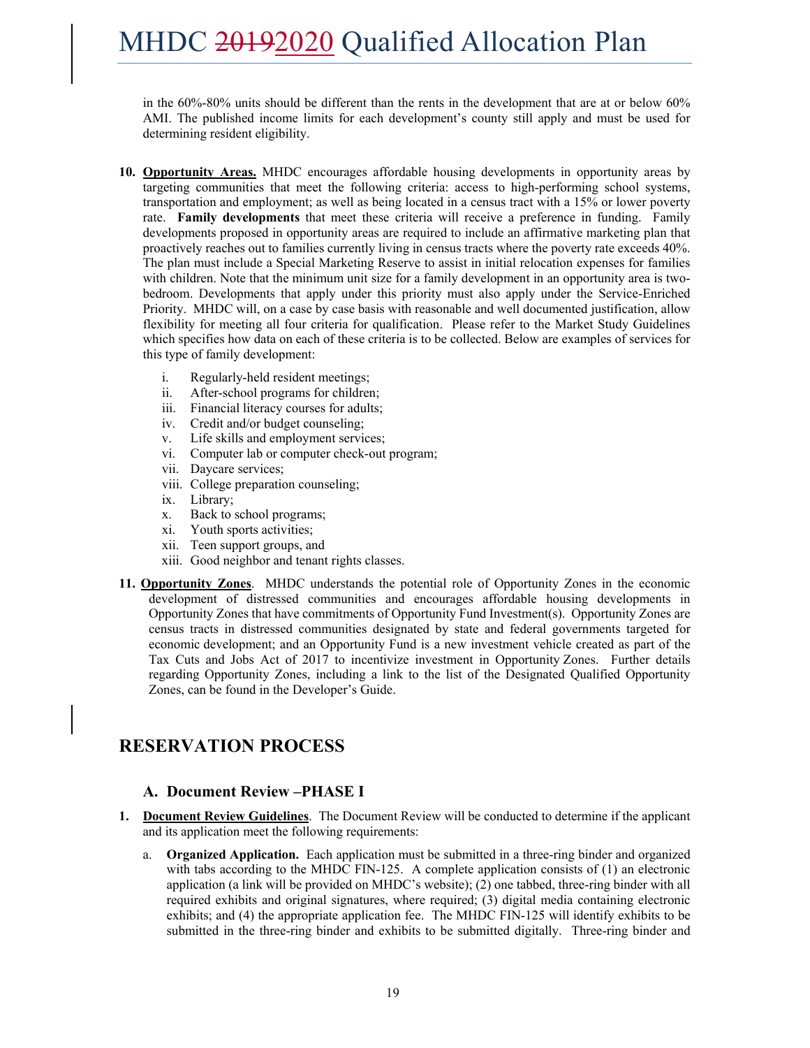in the 60%-80% units should be different than the rents in the development that are at or below 60% AMI. The published income limits for each development's county still apply and must be used for determining resident eligibility.

10. **Opportunity Areas.** MHDC encourages affordable housing developments in opportunity areas by targeting communities that meet the following criteria: access to high-performing school systems, transportation and employment; as well as being located in a census tract with a 15% or lower poverty rate. **Family developments** that meet these criteria will receive a preference in funding. Family developments proposed in opportunity areas are required to include an affirmative marketing plan that proactively reaches out to families currently living in census tracts where the poverty rate exceeds 40%. The plan must include a Special Marketing Reserve to assist in initial relocation expenses for families with children. Note that the minimum unit size for a family development in an opportunity area is two-bedroom. Developments that apply under this priority must also apply under the Service-Enriched Priority. MHDC will, on a case by case basis with reasonable and well documented justification, allow flexibility for meeting all four criteria for qualification. Please refer to the Market Study Guidelines which specifies how data on each of these criteria is to be collected. Below are examples of services for this type of family development:

    i. Regularly-held resident meetings;
    ii. After-school programs for children;
    iii. Financial literacy courses for adults;
    iv. Credit and/or budget counseling;
    v. Life skills and employment services;
    vi. Computer lab or computer check-out program;
    vii. Daycare services;
    viii. College preparation counseling;
    ix. Library;
    x. Back to school programs;
    xi. Youth sports activities;
    xii. Teen support groups, and
    xiii. Good neighbor and tenant rights classes.

11. **Opportunity Zones**. MHDC understands the potential role of Opportunity Zones in the economic development of distressed communities and encourages affordable housing developments in Opportunity Zones that have commitments of Opportunity Fund Investment(s). Opportunity Zones are census tracts in distressed communities designated by state and federal governments targeted for economic development; and an Opportunity Fund is a new investment vehicle created as part of the Tax Cuts and Jobs Act of 2017 to incentivize investment in Opportunity Zones. Further details regarding Opportunity Zones, including a link to the list of the Designated Qualified Opportunity Zones, can be found in the Developer's Guide.

## RESERVATION PROCESS

### A. Document Review –PHASE I

1. **Document Review Guidelines**. The Document Review will be conducted to determine if the applicant and its application meet the following requirements:

    a. **Organized Application.** Each application must be submitted in a three-ring binder and organized with tabs according to the MHDC FIN-125. A complete application consists of (1) an electronic application (a link will be provided on MHDC's website); (2) one tabbed, three-ring binder with all required exhibits and original signatures, where required; (3) digital media containing electronic exhibits; and (4) the appropriate application fee. The MHDC FIN-125 will identify exhibits to be submitted in the three-ring binder and exhibits to be submitted digitally. Three-ring binder and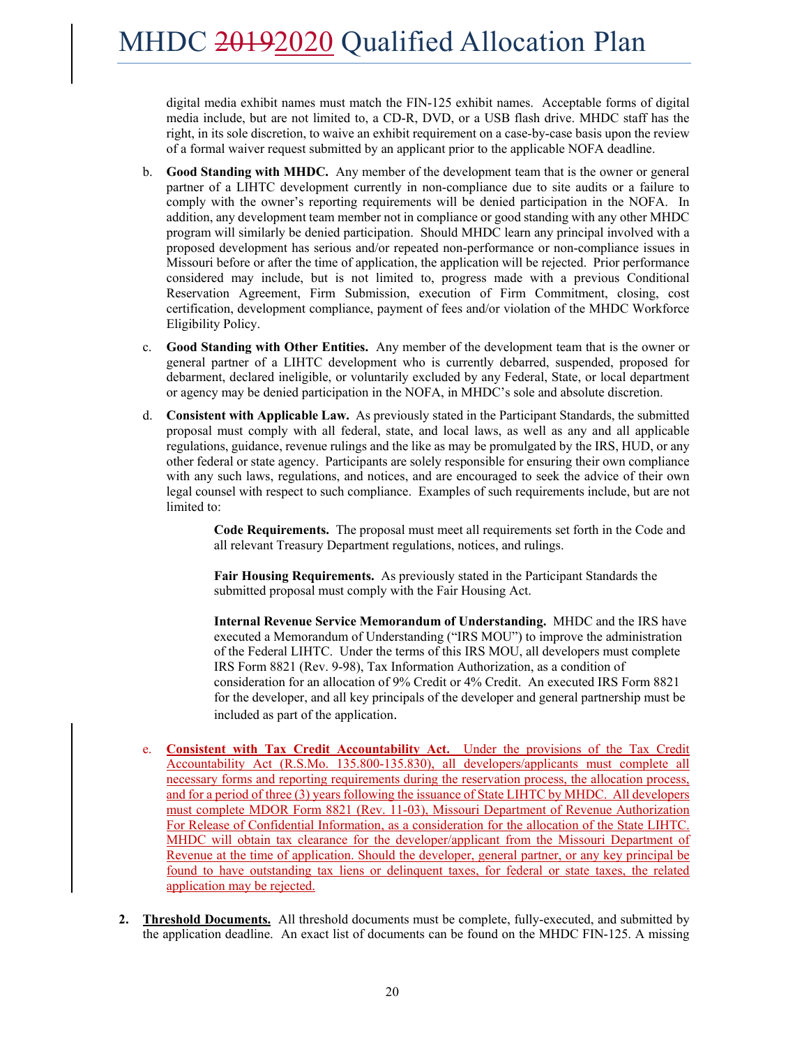digital media exhibit names must match the FIN-125 exhibit names. Acceptable forms of digital media include, but are not limited to, a CD-R, DVD, or a USB flash drive. MHDC staff has the right, in its sole discretion, to waive an exhibit requirement on a case-by-case basis upon the review of a formal waiver request submitted by an applicant prior to the applicable NOFA deadline.

b. **Good Standing with MHDC.** Any member of the development team that is the owner or general partner of a LIHTC development currently in non-compliance due to site audits or a failure to comply with the owner's reporting requirements will be denied participation in the NOFA. In addition, any development team member not in compliance or good standing with any other MHDC program will similarly be denied participation. Should MHDC learn any principal involved with a proposed development has serious and/or repeated non-performance or non-compliance issues in Missouri before or after the time of application, the application will be rejected. Prior performance considered may include, but is not limited to, progress made with a previous Conditional Reservation Agreement, Firm Submission, execution of Firm Commitment, closing, cost certification, development compliance, payment of fees and/or violation of the MHDC Workforce Eligibility Policy.

c. **Good Standing with Other Entities.** Any member of the development team that is the owner or general partner of a LIHTC development who is currently debarred, suspended, proposed for debarment, declared ineligible, or voluntarily excluded by any Federal, State, or local department or agency may be denied participation in the NOFA, in MHDC's sole and absolute discretion.

d. **Consistent with Applicable Law.** As previously stated in the Participant Standards, the submitted proposal must comply with all federal, state, and local laws, as well as any and all applicable regulations, guidance, revenue rulings and the like as may be promulgated by the IRS, HUD, or any other federal or state agency. Participants are solely responsible for ensuring their own compliance with any such laws, regulations, and notices, and are encouraged to seek the advice of their own legal counsel with respect to such compliance. Examples of such requirements include, but are not limited to:

    **Code Requirements.** The proposal must meet all requirements set forth in the Code and all relevant Treasury Department regulations, notices, and rulings.

    **Fair Housing Requirements.** As previously stated in the Participant Standards the submitted proposal must comply with the Fair Housing Act.

    **Internal Revenue Service Memorandum of Understanding.** MHDC and the IRS have executed a Memorandum of Understanding ("IRS MOU") to improve the administration of the Federal LIHTC. Under the terms of this IRS MOU, all developers must complete IRS Form 8821 (Rev. 9-98), Tax Information Authorization, as a condition of consideration for an allocation of 9% Credit or 4% Credit. An executed IRS Form 8821 for the developer, and all key principals of the developer and general partnership must be included as part of the application.

e. **Consistent with Tax Credit Accountability Act.** Under the provisions of the Tax Credit Accountability Act (R.S.Mo. 135.800-135.830), all developers/applicants must complete all necessary forms and reporting requirements during the reservation process, the allocation process, and for a period of three (3) years following the issuance of State LIHTC by MHDC. All developers must complete MDOR Form 8821 (Rev. 11-03), Missouri Department of Revenue Authorization For Release of Confidential Information, as a consideration for the allocation of the State LIHTC. MHDC will obtain tax clearance for the developer/applicant from the Missouri Department of Revenue at the time of application. Should the developer, general partner, or any key principal be found to have outstanding tax liens or delinquent taxes, for federal or state taxes, the related application may be rejected.

**2. Threshold Documents.** All threshold documents must be complete, fully-executed, and submitted by the application deadline. An exact list of documents can be found on the MHDC FIN-125. A missing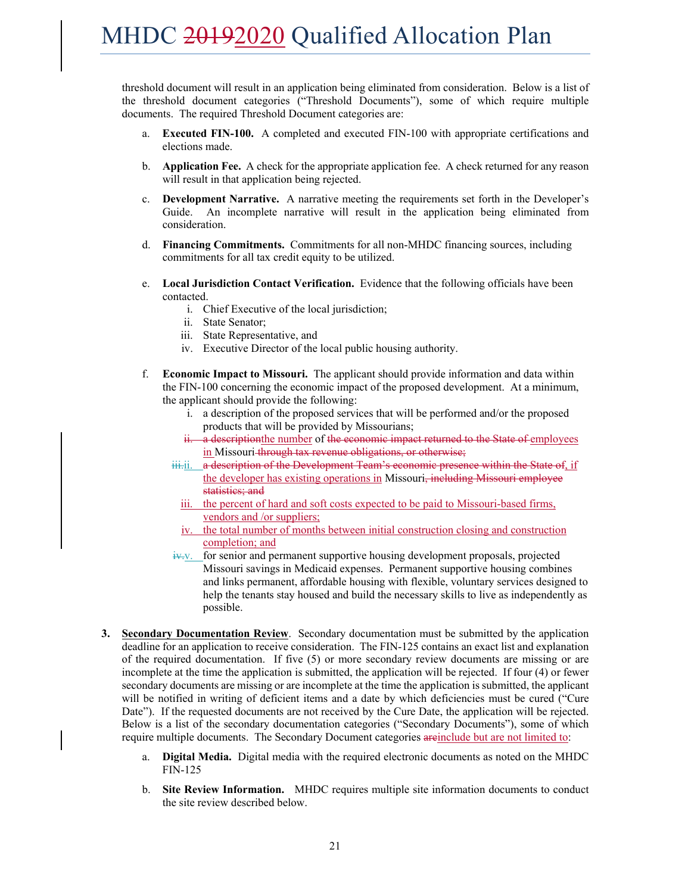threshold document will result in an application being eliminated from consideration. Below is a list of the threshold document categories ("Threshold Documents"), some of which require multiple documents. The required Threshold Document categories are:

a. **Executed FIN-100.** A completed and executed FIN-100 with appropriate certifications and elections made.

b. **Application Fee.** A check for the appropriate application fee. A check returned for any reason will result in that application being rejected.

c. **Development Narrative.** A narrative meeting the requirements set forth in the Developer's Guide. An incomplete narrative will result in the application being eliminated from consideration.

d. **Financing Commitments.** Commitments for all non-MHDC financing sources, including commitments for all tax credit equity to be utilized.

e. **Local Jurisdiction Contact Verification.** Evidence that the following officials have been contacted.
   i. Chief Executive of the local jurisdiction;
   ii. State Senator;
   iii. State Representative, and
   iv. Executive Director of the local public housing authority.

f. **Economic Impact to Missouri.** The applicant should provide information and data within the FIN-100 concerning the economic impact of the proposed development. At a minimum, the applicant should provide the following:
   i. a description of the proposed services that will be performed and/or the proposed products that will be provided by Missourians;
   ~~ii.~~ ~~a description~~the number of ~~the economic impact returned to the State of~~ employees in Missouri ~~through tax revenue obligations, or otherwise;~~
   ~~iii.~~ii. ~~a description of the Development Team's economic presence within the State of~~, if the developer has existing operations in Missouri~~, including Missouri employee statistics; and~~
   iii. the percent of hard and soft costs expected to be paid to Missouri-based firms, vendors and /or suppliers;
   iv. the total number of months between initial construction closing and construction completion; and
   ~~iv.~~v. for senior and permanent supportive housing development proposals, projected Missouri savings in Medicaid expenses. Permanent supportive housing combines and links permanent, affordable housing with flexible, voluntary services designed to help the tenants stay housed and build the necessary skills to live as independently as possible.

3. **Secondary Documentation Review**. Secondary documentation must be submitted by the application deadline for an application to receive consideration. The FIN-125 contains an exact list and explanation of the required documentation. If five (5) or more secondary review documents are missing or are incomplete at the time the application is submitted, the application will be rejected. If four (4) or fewer secondary documents are missing or are incomplete at the time the application is submitted, the applicant will be notified in writing of deficient items and a date by which deficiencies must be cured ("Cure Date"). If the requested documents are not received by the Cure Date, the application will be rejected. Below is a list of the secondary documentation categories ("Secondary Documents"), some of which require multiple documents. The Secondary Document categories ~~are~~include but are not limited to:

   a. **Digital Media.** Digital media with the required electronic documents as noted on the MHDC FIN-125

   b. **Site Review Information.** MHDC requires multiple site information documents to conduct the site review described below.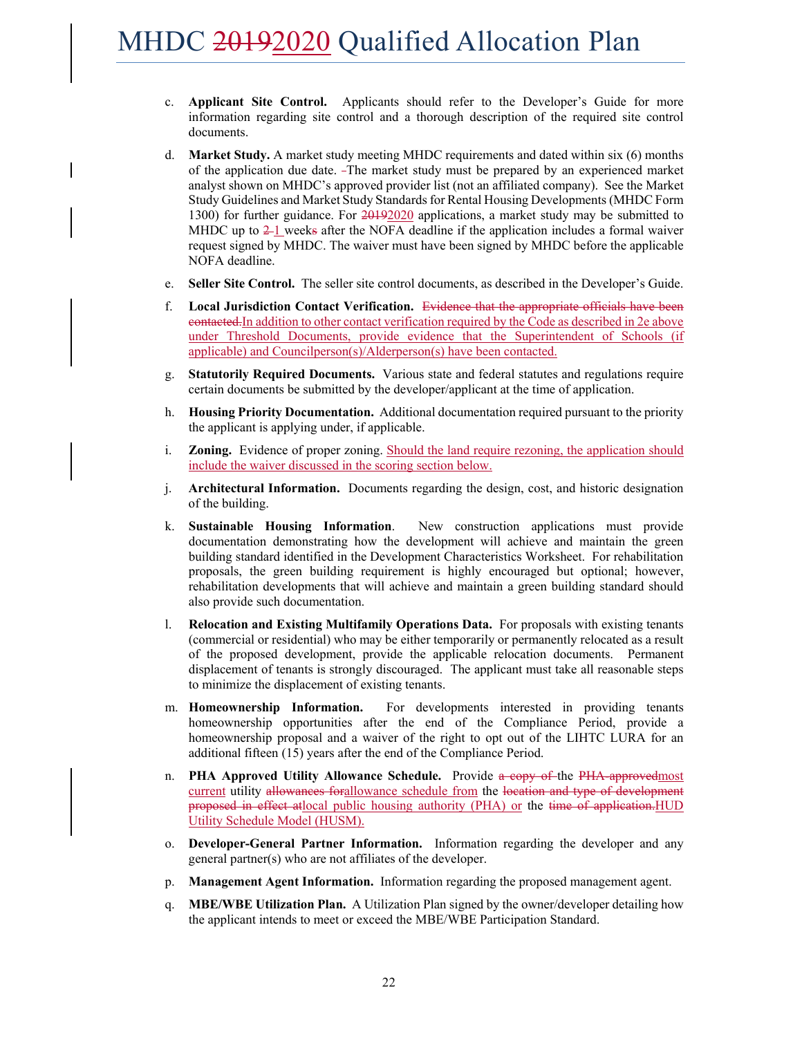c. **Applicant Site Control.** Applicants should refer to the Developer's Guide for more information regarding site control and a thorough description of the required site control documents.

d. **Market Study.** A market study meeting MHDC requirements and dated within six (6) months of the application due date. The market study must be prepared by an experienced market analyst shown on MHDC's approved provider list (not an affiliated company). See the Market Study Guidelines and Market Study Standards for Rental Housing Developments (MHDC Form 1300) for further guidance. For ~~2019~~2020 applications, a market study may be submitted to MHDC up to ~~2~~ 1 week~~s~~ after the NOFA deadline if the application includes a formal waiver request signed by MHDC. The waiver must have been signed by MHDC before the applicable NOFA deadline.

e. **Seller Site Control.** The seller site control documents, as described in the Developer's Guide.

f. **Local Jurisdiction Contact Verification.** ~~Evidence that the appropriate officials have been contacted.~~In addition to other contact verification required by the Code as described in 2e above under Threshold Documents, provide evidence that the Superintendent of Schools (if applicable) and Councilperson(s)/Alderperson(s) have been contacted.

g. **Statutorily Required Documents.** Various state and federal statutes and regulations require certain documents be submitted by the developer/applicant at the time of application.

h. **Housing Priority Documentation.** Additional documentation required pursuant to the priority the applicant is applying under, if applicable.

i. **Zoning.** Evidence of proper zoning. Should the land require rezoning, the application should include the waiver discussed in the scoring section below.

j. **Architectural Information.** Documents regarding the design, cost, and historic designation of the building.

k. **Sustainable Housing Information**. New construction applications must provide documentation demonstrating how the development will achieve and maintain the green building standard identified in the Development Characteristics Worksheet. For rehabilitation proposals, the green building requirement is highly encouraged but optional; however, rehabilitation developments that will achieve and maintain a green building standard should also provide such documentation.

l. **Relocation and Existing Multifamily Operations Data.** For proposals with existing tenants (commercial or residential) who may be either temporarily or permanently relocated as a result of the proposed development, provide the applicable relocation documents. Permanent displacement of tenants is strongly discouraged. The applicant must take all reasonable steps to minimize the displacement of existing tenants.

m. **Homeownership Information.** For developments interested in providing tenants homeownership opportunities after the end of the Compliance Period, provide a homeownership proposal and a waiver of the right to opt out of the LIHTC LURA for an additional fifteen (15) years after the end of the Compliance Period.

n. **PHA Approved Utility Allowance Schedule.** Provide ~~a copy of~~ the ~~PHA-approved~~most current utility ~~allowances for~~allowance schedule from the ~~location and type of development proposed in effect at~~local public housing authority (PHA) or the ~~time of application.~~HUD Utility Schedule Model (HUSM).

o. **Developer-General Partner Information.** Information regarding the developer and any general partner(s) who are not affiliates of the developer.

p. **Management Agent Information.** Information regarding the proposed management agent.

q. **MBE/WBE Utilization Plan.** A Utilization Plan signed by the owner/developer detailing how the applicant intends to meet or exceed the MBE/WBE Participation Standard.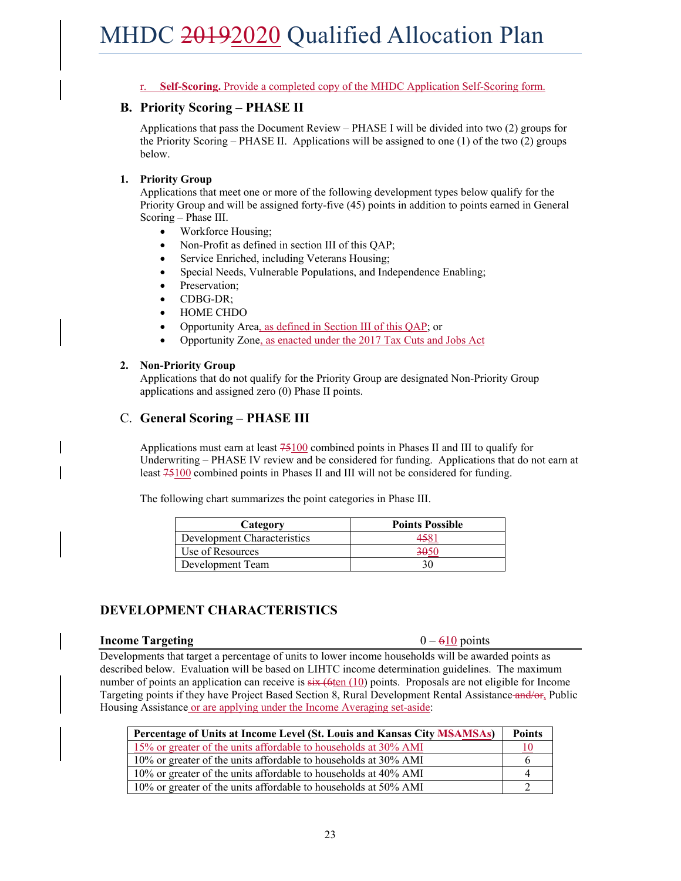r. **Self-Scoring.** Provide a completed copy of the MHDC Application Self-Scoring form.

## B. Priority Scoring – PHASE II

Applications that pass the Document Review – PHASE I will be divided into two (2) groups for the Priority Scoring – PHASE II. Applications will be assigned to one (1) of the two (2) groups below.

### 1. Priority Group

Applications that meet one or more of the following development types below qualify for the Priority Group and will be assigned forty-five (45) points in addition to points earned in General Scoring – Phase III.

- Workforce Housing;
- Non-Profit as defined in section III of this QAP;
- Service Enriched, including Veterans Housing;
- Special Needs, Vulnerable Populations, and Independence Enabling;
- Preservation;
- CDBG-DR;
- HOME CHDO
- Opportunity Area, as defined in Section III of this QAP; or
- Opportunity Zone, as enacted under the 2017 Tax Cuts and Jobs Act

### 2. Non-Priority Group

Applications that do not qualify for the Priority Group are designated Non-Priority Group applications and assigned zero (0) Phase II points.

## C. General Scoring – PHASE III

Applications must earn at least ~~75~~100 combined points in Phases II and III to qualify for Underwriting – PHASE IV review and be considered for funding. Applications that do not earn at least ~~75~~100 combined points in Phases II and III will not be considered for funding.

The following chart summarizes the point categories in Phase III.

| Category | Points Possible |
|---|---|
| Development Characteristics | ~~45~~81 |
| Use of Resources | ~~30~~50 |
| Development Team | 30 |

## DEVELOPMENT CHARACTERISTICS

**Income Targeting** 0 – ~~6~~10 points

Developments that target a percentage of units to lower income households will be awarded points as described below. Evaluation will be based on LIHTC income determination guidelines. The maximum number of points an application can receive is ~~six (6~~ten (10) points. Proposals are not eligible for Income Targeting points if they have Project Based Section 8, Rural Development Rental Assistance ~~and/or~~, Public Housing Assistance or are applying under the Income Averaging set-aside:

| Percentage of Units at Income Level (St. Louis and Kansas City ~~MSA~~MSAs) | Points |
|---|---|
| 15% or greater of the units affordable to households at 30% AMI | 10 |
| 10% or greater of the units affordable to households at 30% AMI | 6 |
| 10% or greater of the units affordable to households at 40% AMI | 4 |
| 10% or greater of the units affordable to households at 50% AMI | 2 |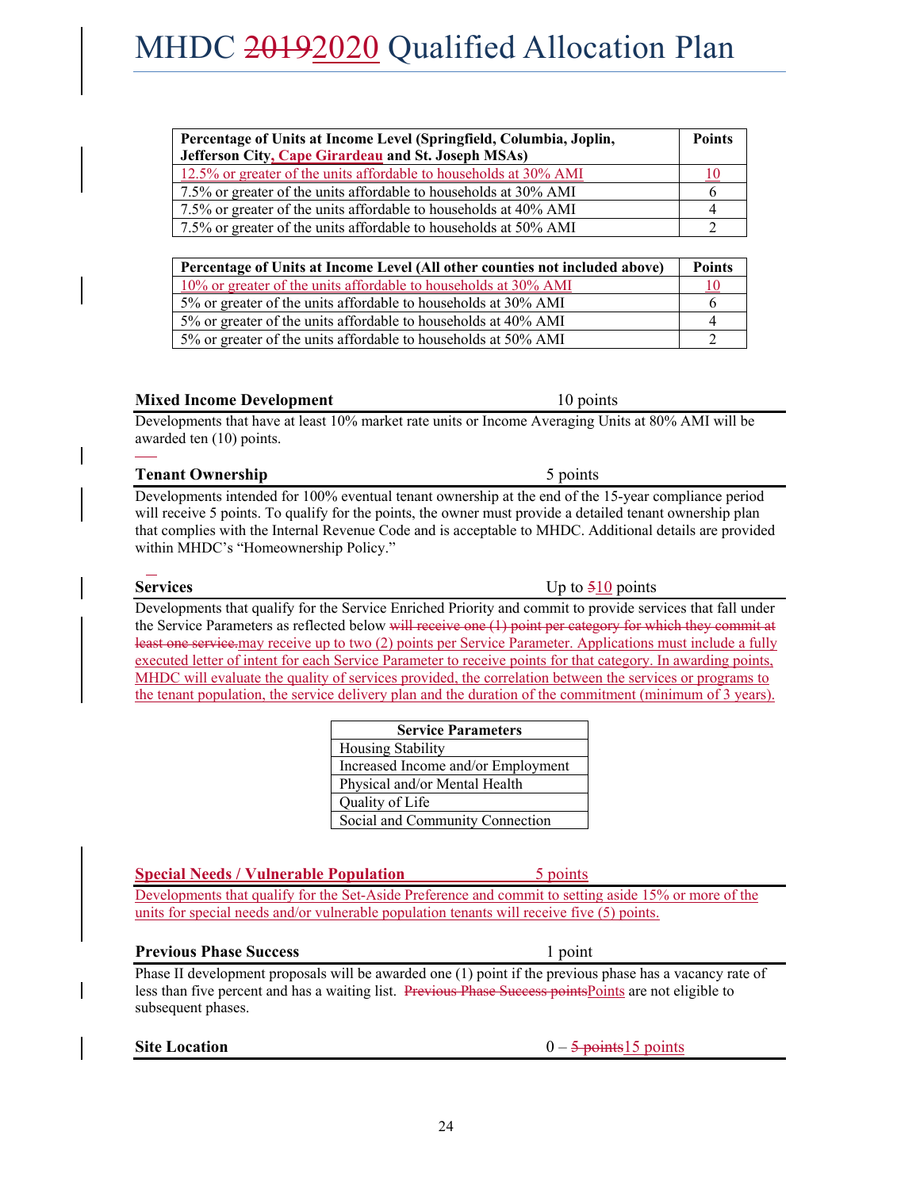| Percentage of Units at Income Level (Springfield, Columbia, Joplin, Jefferson City, Cape Girardeau and St. Joseph MSAs) | Points |
|---|---|
| 12.5% or greater of the units affordable to households at 30% AMI | 10 |
| 7.5% or greater of the units affordable to households at 30% AMI | 6 |
| 7.5% or greater of the units affordable to households at 40% AMI | 4 |
| 7.5% or greater of the units affordable to households at 50% AMI | 2 |

| Percentage of Units at Income Level (All other counties not included above) | Points |
|---|---|
| 10% or greater of the units affordable to households at 30% AMI | 10 |
| 5% or greater of the units affordable to households at 30% AMI | 6 |
| 5% or greater of the units affordable to households at 40% AMI | 4 |
| 5% or greater of the units affordable to households at 50% AMI | 2 |

**Mixed Income Development** 10 points

Developments that have at least 10% market rate units or Income Averaging Units at 80% AMI will be awarded ten (10) points.

**Tenant Ownership** 5 points

Developments intended for 100% eventual tenant ownership at the end of the 15-year compliance period will receive 5 points. To qualify for the points, the owner must provide a detailed tenant ownership plan that complies with the Internal Revenue Code and is acceptable to MHDC. Additional details are provided within MHDC's "Homeownership Policy."

**Services** Up to ~~5~~10 points

Developments that qualify for the Service Enriched Priority and commit to provide services that fall under the Service Parameters as reflected below ~~will receive one (1) point per category for which they commit at least one service.~~may receive up to two (2) points per Service Parameter. Applications must include a fully executed letter of intent for each Service Parameter to receive points for that category. In awarding points, MHDC will evaluate the quality of services provided, the correlation between the services or programs to the tenant population, the service delivery plan and the duration of the commitment (minimum of 3 years).

| Service Parameters |
|---|
| Housing Stability |
| Increased Income and/or Employment |
| Physical and/or Mental Health |
| Quality of Life |
| Social and Community Connection |

**Special Needs / Vulnerable Population** 5 points

Developments that qualify for the Set-Aside Preference and commit to setting aside 15% or more of the units for special needs and/or vulnerable population tenants will receive five (5) points.

**Previous Phase Success** 1 point

Phase II development proposals will be awarded one (1) point if the previous phase has a vacancy rate of less than five percent and has a waiting list. ~~Previous Phase Success points~~Points are not eligible to subsequent phases.

**Site Location** 0 – ~~5 points~~15 points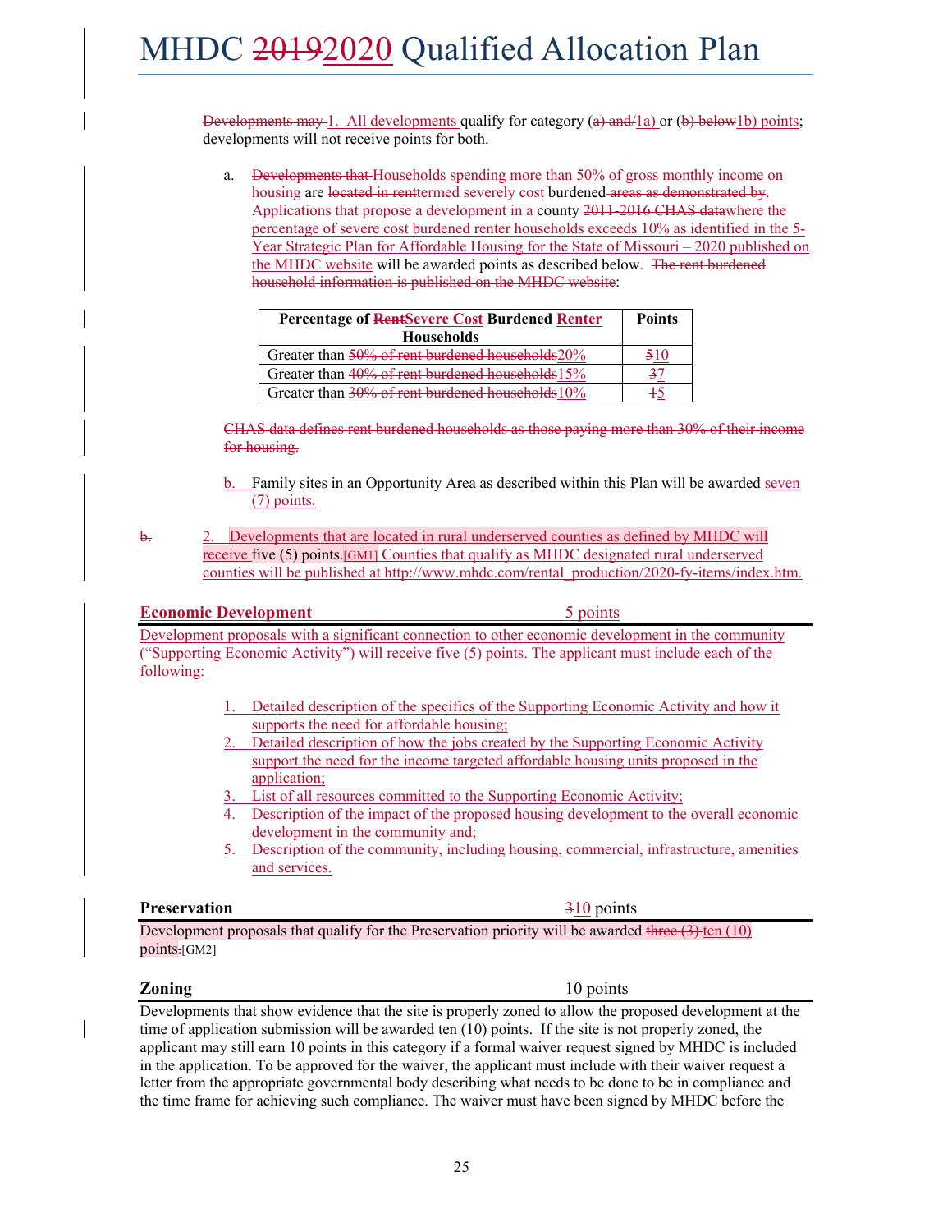~~Developments may~~ 1. All developments qualify for category (~~a) and/~~1a) or (~~b) below~~1b) points; developments will not receive points for both.

a. ~~Developments that~~ Households spending more than 50% of gross monthly income on housing are ~~located in rent~~termed severely cost burdened~~ areas as demonstrated by~~. Applications that propose a development in a county ~~2011-2016 CHAS data~~where the percentage of severe cost burdened renter households exceeds 10% as identified in the 5-Year Strategic Plan for Affordable Housing for the State of Missouri – 2020 published on the MHDC website will be awarded points as described below. ~~The rent burdened household information is published on the MHDC website~~:

| Percentage of ~~Rent~~Severe Cost Burdened Renter Households | Points |
|---|---|
| Greater than ~~50% of rent burdened households~~20% | ~~5~~10 |
| Greater than ~~40% of rent burdened households~~15% | ~~3~~7 |
| Greater than ~~30% of rent burdened households~~10% | ~~1~~5 |

~~CHAS data defines rent burdened households as those paying more than 30% of their income for housing.~~

b. Family sites in an Opportunity Area as described within this Plan will be awarded seven (7) points.

~~b.~~ 2. Developments that are located in rural underserved counties as defined by MHDC will receive five (5) points.[GM1] Counties that qualify as MHDC designated rural underserved counties will be published at http://www.mhdc.com/rental_production/2020-fy-items/index.htm.

## Economic Development — 5 points

Development proposals with a significant connection to other economic development in the community ("Supporting Economic Activity") will receive five (5) points. The applicant must include each of the following:

1. Detailed description of the specifics of the Supporting Economic Activity and how it supports the need for affordable housing;
2. Detailed description of how the jobs created by the Supporting Economic Activity support the need for the income targeted affordable housing units proposed in the application;
3. List of all resources committed to the Supporting Economic Activity;
4. Description of the impact of the proposed housing development to the overall economic development in the community and;
5. Description of the community, including housing, commercial, infrastructure, amenities and services.

## Preservation — ~~3~~10 points

Development proposals that qualify for the Preservation priority will be awarded ~~three (3)~~ ten (10) points~~.~~[GM2]

## Zoning — 10 points

Developments that show evidence that the site is properly zoned to allow the proposed development at the time of application submission will be awarded ten (10) points. If the site is not properly zoned, the applicant may still earn 10 points in this category if a formal waiver request signed by MHDC is included in the application. To be approved for the waiver, the applicant must include with their waiver request a letter from the appropriate governmental body describing what needs to be done to be in compliance and the time frame for achieving such compliance. The waiver must have been signed by MHDC before the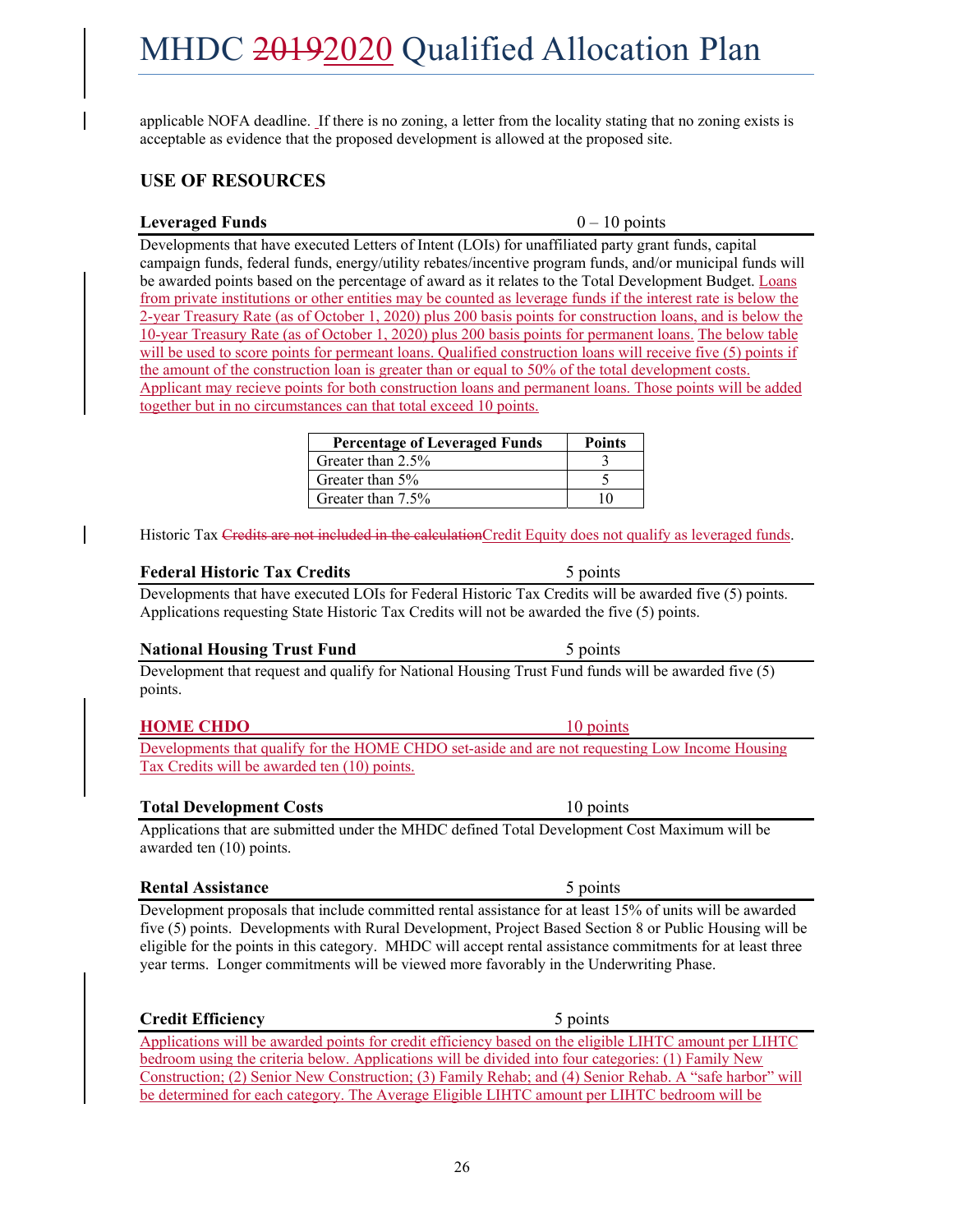applicable NOFA deadline. If there is no zoning, a letter from the locality stating that no zoning exists is acceptable as evidence that the proposed development is allowed at the proposed site.

## USE OF RESOURCES

**Leveraged Funds** 0 – 10 points

Developments that have executed Letters of Intent (LOIs) for unaffiliated party grant funds, capital campaign funds, federal funds, energy/utility rebates/incentive program funds, and/or municipal funds will be awarded points based on the percentage of award as it relates to the Total Development Budget. Loans from private institutions or other entities may be counted as leverage funds if the interest rate is below the 2-year Treasury Rate (as of October 1, 2020) plus 200 basis points for construction loans, and is below the 10-year Treasury Rate (as of October 1, 2020) plus 200 basis points for permanent loans. The below table will be used to score points for permeant loans. Qualified construction loans will receive five (5) points if the amount of the construction loan is greater than or equal to 50% of the total development costs. Applicant may recieve points for both construction loans and permanent loans. Those points will be added together but in no circumstances can that total exceed 10 points.

| Percentage of Leveraged Funds | Points |
|---|---|
| Greater than 2.5% | 3 |
| Greater than 5% | 5 |
| Greater than 7.5% | 10 |

Historic Tax ~~Credits are not included in the calculation~~Credit Equity does not qualify as leveraged funds.

**Federal Historic Tax Credits** 5 points

Developments that have executed LOIs for Federal Historic Tax Credits will be awarded five (5) points. Applications requesting State Historic Tax Credits will not be awarded the five (5) points.

**National Housing Trust Fund** 5 points

Development that request and qualify for National Housing Trust Fund funds will be awarded five (5) points.

**HOME CHDO** 10 points

Developments that qualify for the HOME CHDO set-aside and are not requesting Low Income Housing Tax Credits will be awarded ten (10) points.

**Total Development Costs** 10 points

Applications that are submitted under the MHDC defined Total Development Cost Maximum will be awarded ten (10) points.

**Rental Assistance** 5 points

Development proposals that include committed rental assistance for at least 15% of units will be awarded five (5) points. Developments with Rural Development, Project Based Section 8 or Public Housing will be eligible for the points in this category. MHDC will accept rental assistance commitments for at least three year terms. Longer commitments will be viewed more favorably in the Underwriting Phase.

**Credit Efficiency** 5 points

Applications will be awarded points for credit efficiency based on the eligible LIHTC amount per LIHTC bedroom using the criteria below. Applications will be divided into four categories: (1) Family New Construction; (2) Senior New Construction; (3) Family Rehab; and (4) Senior Rehab. A "safe harbor" will be determined for each category. The Average Eligible LIHTC amount per LIHTC bedroom will be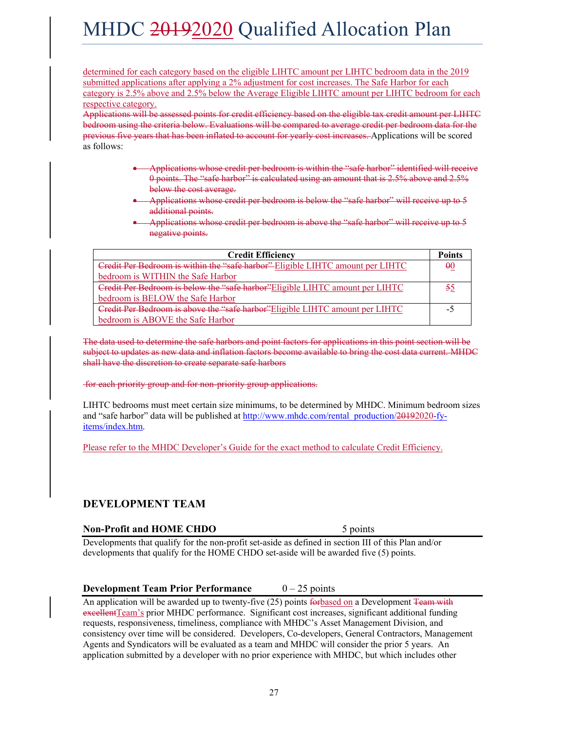determined for each category based on the eligible LIHTC amount per LIHTC bedroom data in the 2019 submitted applications after applying a 2% adjustment for cost increases. The Safe Harbor for each category is 2.5% above and 2.5% below the Average Eligible LIHTC amount per LIHTC bedroom for each respective category.

~~Applications will be assessed points for credit efficiency based on the eligible tax credit amount per LIHTC bedroom using the criteria below. Evaluations will be compared to average credit per bedroom data for the previous five years that has been inflated to account for yearly cost increases.~~ Applications will be scored as follows:

- ~~Applications whose credit per bedroom is within the "safe harbor" identified will receive 0 points. The "safe harbor" is calculated using an amount that is 2.5% above and 2.5% below the cost average.~~
- ~~Applications whose credit per bedroom is below the "safe harbor" will receive up to 5 additional points.~~
- ~~Applications whose credit per bedroom is above the "safe harbor" will receive up to 5 negative points.~~

| Credit Efficiency | Points |
|---|---|
| ~~Credit Per Bedroom is within the "safe harbor"~~ Eligible LIHTC amount per LIHTC bedroom is WITHIN the Safe Harbor | ~~0~~0 |
| ~~Credit Per Bedroom is below the "safe harbor"~~ Eligible LIHTC amount per LIHTC bedroom is BELOW the Safe Harbor | ~~5~~5 |
| ~~Credit Per Bedroom is above the "safe harbor"~~ Eligible LIHTC amount per LIHTC bedroom is ABOVE the Safe Harbor | -5 |

~~The data used to determine the safe harbors and point factors for applications in this point section will be subject to updates as new data and inflation factors become available to bring the cost data current. MHDC shall have the discretion to create separate safe harbors~~

~~for each priority group and for non-priority group applications.~~

LIHTC bedrooms must meet certain size minimums, to be determined by MHDC. Minimum bedroom sizes and "safe harbor" data will be published at http://www.mhdc.com/rental_production/~~2019~~2020-fy-items/index.htm.

Please refer to the MHDC Developer's Guide for the exact method to calculate Credit Efficiency.

## DEVELOPMENT TEAM

### Non-Profit and HOME CHDO — 5 points

Developments that qualify for the non-profit set-aside as defined in section III of this Plan and/or developments that qualify for the HOME CHDO set-aside will be awarded five (5) points.

### Development Team Prior Performance — 0 – 25 points

An application will be awarded up to twenty-five (25) points ~~for~~based on a Development ~~Team with excellent~~Team's prior MHDC performance. Significant cost increases, significant additional funding requests, responsiveness, timeliness, compliance with MHDC's Asset Management Division, and consistency over time will be considered. Developers, Co-developers, General Contractors, Management Agents and Syndicators will be evaluated as a team and MHDC will consider the prior 5 years. An application submitted by a developer with no prior experience with MHDC, but which includes other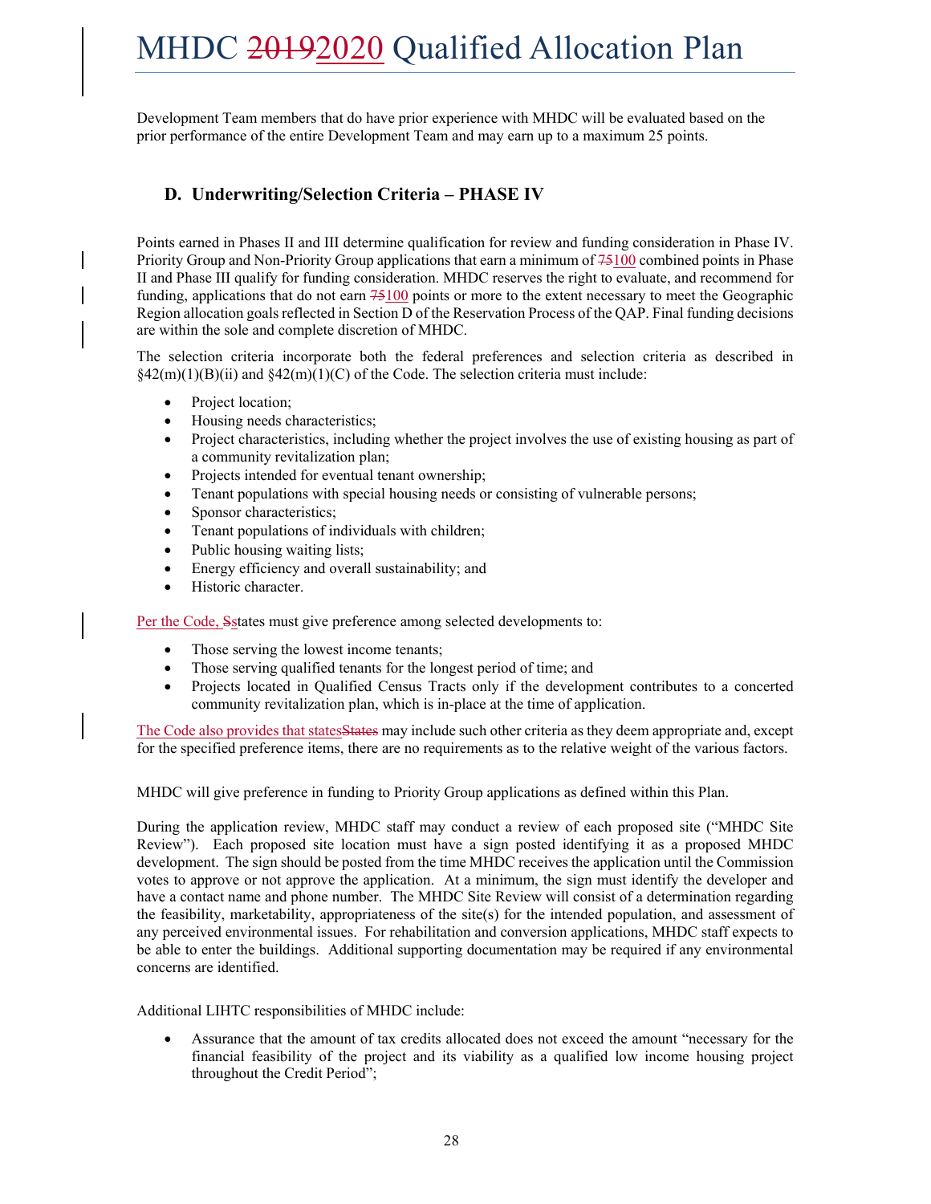Development Team members that do have prior experience with MHDC will be evaluated based on the prior performance of the entire Development Team and may earn up to a maximum 25 points.

## D. Underwriting/Selection Criteria – PHASE IV

Points earned in Phases II and III determine qualification for review and funding consideration in Phase IV. Priority Group and Non-Priority Group applications that earn a minimum of ~~75~~100 combined points in Phase II and Phase III qualify for funding consideration. MHDC reserves the right to evaluate, and recommend for funding, applications that do not earn ~~75~~100 points or more to the extent necessary to meet the Geographic Region allocation goals reflected in Section D of the Reservation Process of the QAP. Final funding decisions are within the sole and complete discretion of MHDC.

The selection criteria incorporate both the federal preferences and selection criteria as described in §42(m)(1)(B)(ii) and §42(m)(1)(C) of the Code. The selection criteria must include:

- Project location;
- Housing needs characteristics;
- Project characteristics, including whether the project involves the use of existing housing as part of a community revitalization plan;
- Projects intended for eventual tenant ownership;
- Tenant populations with special housing needs or consisting of vulnerable persons;
- Sponsor characteristics;
- Tenant populations of individuals with children;
- Public housing waiting lists;
- Energy efficiency and overall sustainability; and
- Historic character.

Per the Code, ~~S~~states must give preference among selected developments to:

- Those serving the lowest income tenants;
- Those serving qualified tenants for the longest period of time; and
- Projects located in Qualified Census Tracts only if the development contributes to a concerted community revitalization plan, which is in-place at the time of application.

The Code also provides that states~~States~~ may include such other criteria as they deem appropriate and, except for the specified preference items, there are no requirements as to the relative weight of the various factors.

MHDC will give preference in funding to Priority Group applications as defined within this Plan.

During the application review, MHDC staff may conduct a review of each proposed site ("MHDC Site Review"). Each proposed site location must have a sign posted identifying it as a proposed MHDC development. The sign should be posted from the time MHDC receives the application until the Commission votes to approve or not approve the application. At a minimum, the sign must identify the developer and have a contact name and phone number. The MHDC Site Review will consist of a determination regarding the feasibility, marketability, appropriateness of the site(s) for the intended population, and assessment of any perceived environmental issues. For rehabilitation and conversion applications, MHDC staff expects to be able to enter the buildings. Additional supporting documentation may be required if any environmental concerns are identified.

Additional LIHTC responsibilities of MHDC include:

- Assurance that the amount of tax credits allocated does not exceed the amount "necessary for the financial feasibility of the project and its viability as a qualified low income housing project throughout the Credit Period";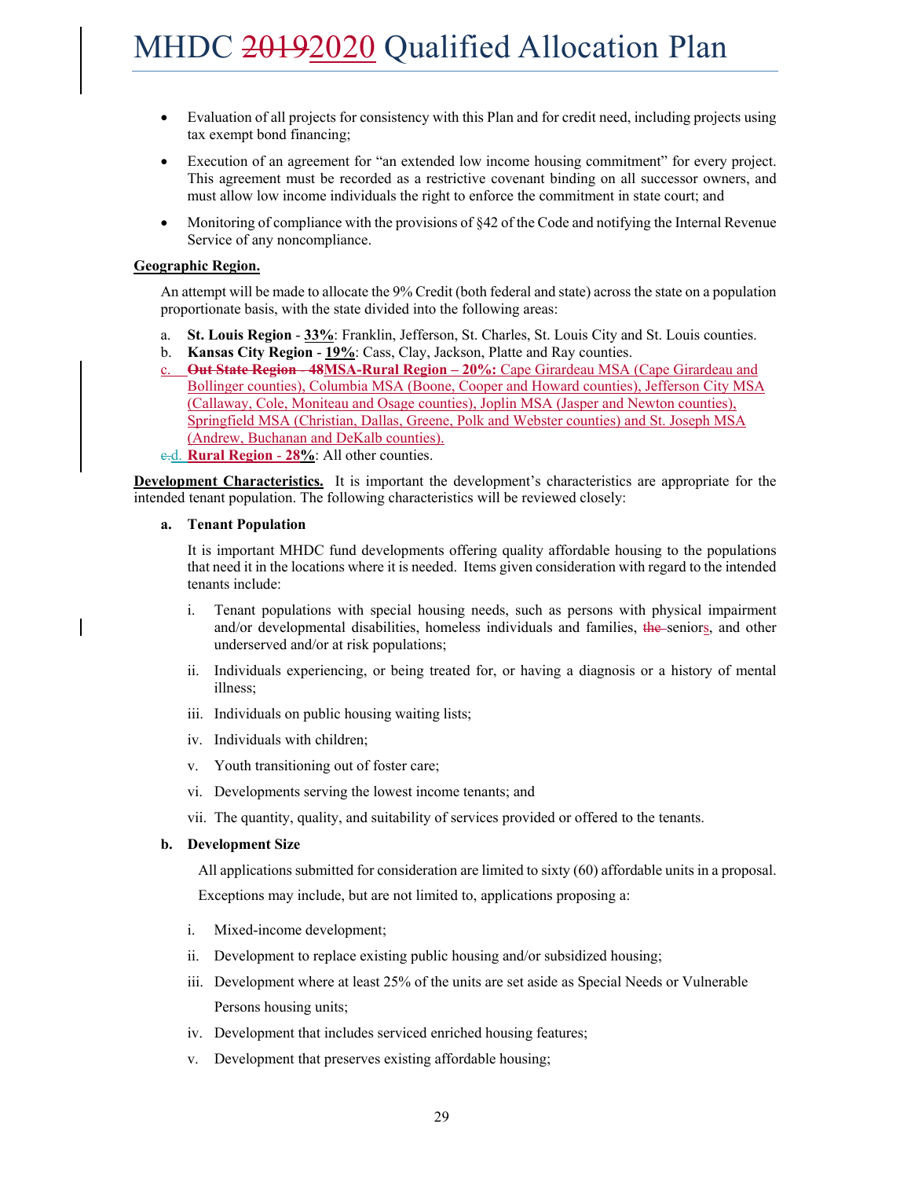- Evaluation of all projects for consistency with this Plan and for credit need, including projects using tax exempt bond financing;
- Execution of an agreement for "an extended low income housing commitment" for every project. This agreement must be recorded as a restrictive covenant binding on all successor owners, and must allow low income individuals the right to enforce the commitment in state court; and
- Monitoring of compliance with the provisions of §42 of the Code and notifying the Internal Revenue Service of any noncompliance.

**Geographic Region.**

An attempt will be made to allocate the 9% Credit (both federal and state) across the state on a population proportionate basis, with the state divided into the following areas:

a. **St. Louis Region** - **33%**: Franklin, Jefferson, St. Charles, St. Louis City and St. Louis counties.
b. **Kansas City Region** - **19%**: Cass, Clay, Jackson, Platte and Ray counties.
c. ~~**Out State Region - 48**~~**MSA-Rural Region – 20%:** Cape Girardeau MSA (Cape Girardeau and Bollinger counties), Columbia MSA (Boone, Cooper and Howard counties), Jefferson City MSA (Callaway, Cole, Moniteau and Osage counties), Joplin MSA (Jasper and Newton counties), Springfield MSA (Christian, Dallas, Greene, Polk and Webster counties) and St. Joseph MSA (Andrew, Buchanan and DeKalb counties).
~~c.~~d. **Rural Region - 28%**: All other counties.

**Development Characteristics.** It is important the development's characteristics are appropriate for the intended tenant population. The following characteristics will be reviewed closely:

**a. Tenant Population**

It is important MHDC fund developments offering quality affordable housing to the populations that need it in the locations where it is needed. Items given consideration with regard to the intended tenants include:

i. Tenant populations with special housing needs, such as persons with physical impairment and/or developmental disabilities, homeless individuals and families, ~~the~~ seniors, and other underserved and/or at risk populations;

ii. Individuals experiencing, or being treated for, or having a diagnosis or a history of mental illness;

iii. Individuals on public housing waiting lists;

iv. Individuals with children;

v. Youth transitioning out of foster care;

vi. Developments serving the lowest income tenants; and

vii. The quantity, quality, and suitability of services provided or offered to the tenants.

**b. Development Size**

All applications submitted for consideration are limited to sixty (60) affordable units in a proposal.

Exceptions may include, but are not limited to, applications proposing a:

i. Mixed-income development;

ii. Development to replace existing public housing and/or subsidized housing;

iii. Development where at least 25% of the units are set aside as Special Needs or Vulnerable Persons housing units;

iv. Development that includes serviced enriched housing features;

v. Development that preserves existing affordable housing;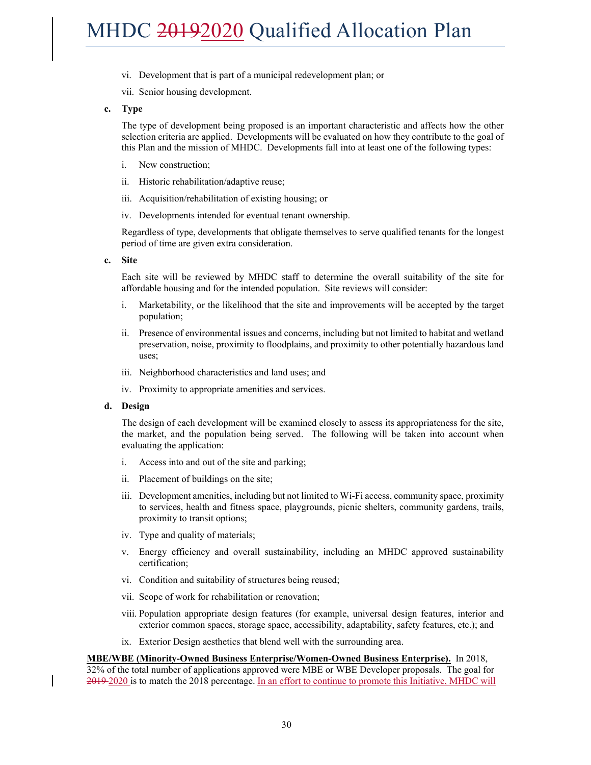vi. Development that is part of a municipal redevelopment plan; or

vii. Senior housing development.

**c. Type**

The type of development being proposed is an important characteristic and affects how the other selection criteria are applied. Developments will be evaluated on how they contribute to the goal of this Plan and the mission of MHDC. Developments fall into at least one of the following types:

i. New construction;

ii. Historic rehabilitation/adaptive reuse;

iii. Acquisition/rehabilitation of existing housing; or

iv. Developments intended for eventual tenant ownership.

Regardless of type, developments that obligate themselves to serve qualified tenants for the longest period of time are given extra consideration.

**c. Site**

Each site will be reviewed by MHDC staff to determine the overall suitability of the site for affordable housing and for the intended population. Site reviews will consider:

i. Marketability, or the likelihood that the site and improvements will be accepted by the target population;

ii. Presence of environmental issues and concerns, including but not limited to habitat and wetland preservation, noise, proximity to floodplains, and proximity to other potentially hazardous land uses;

iii. Neighborhood characteristics and land uses; and

iv. Proximity to appropriate amenities and services.

**d. Design**

The design of each development will be examined closely to assess its appropriateness for the site, the market, and the population being served. The following will be taken into account when evaluating the application:

i. Access into and out of the site and parking;

ii. Placement of buildings on the site;

iii. Development amenities, including but not limited to Wi-Fi access, community space, proximity to services, health and fitness space, playgrounds, picnic shelters, community gardens, trails, proximity to transit options;

iv. Type and quality of materials;

v. Energy efficiency and overall sustainability, including an MHDC approved sustainability certification;

vi. Condition and suitability of structures being reused;

vii. Scope of work for rehabilitation or renovation;

viii. Population appropriate design features (for example, universal design features, interior and exterior common spaces, storage space, accessibility, adaptability, safety features, etc.); and

ix. Exterior Design aesthetics that blend well with the surrounding area.

**MBE/WBE (Minority-Owned Business Enterprise/Women-Owned Business Enterprise).** In 2018, 32% of the total number of applications approved were MBE or WBE Developer proposals. The goal for ~~2019~~ 2020 is to match the 2018 percentage. In an effort to continue to promote this Initiative, MHDC will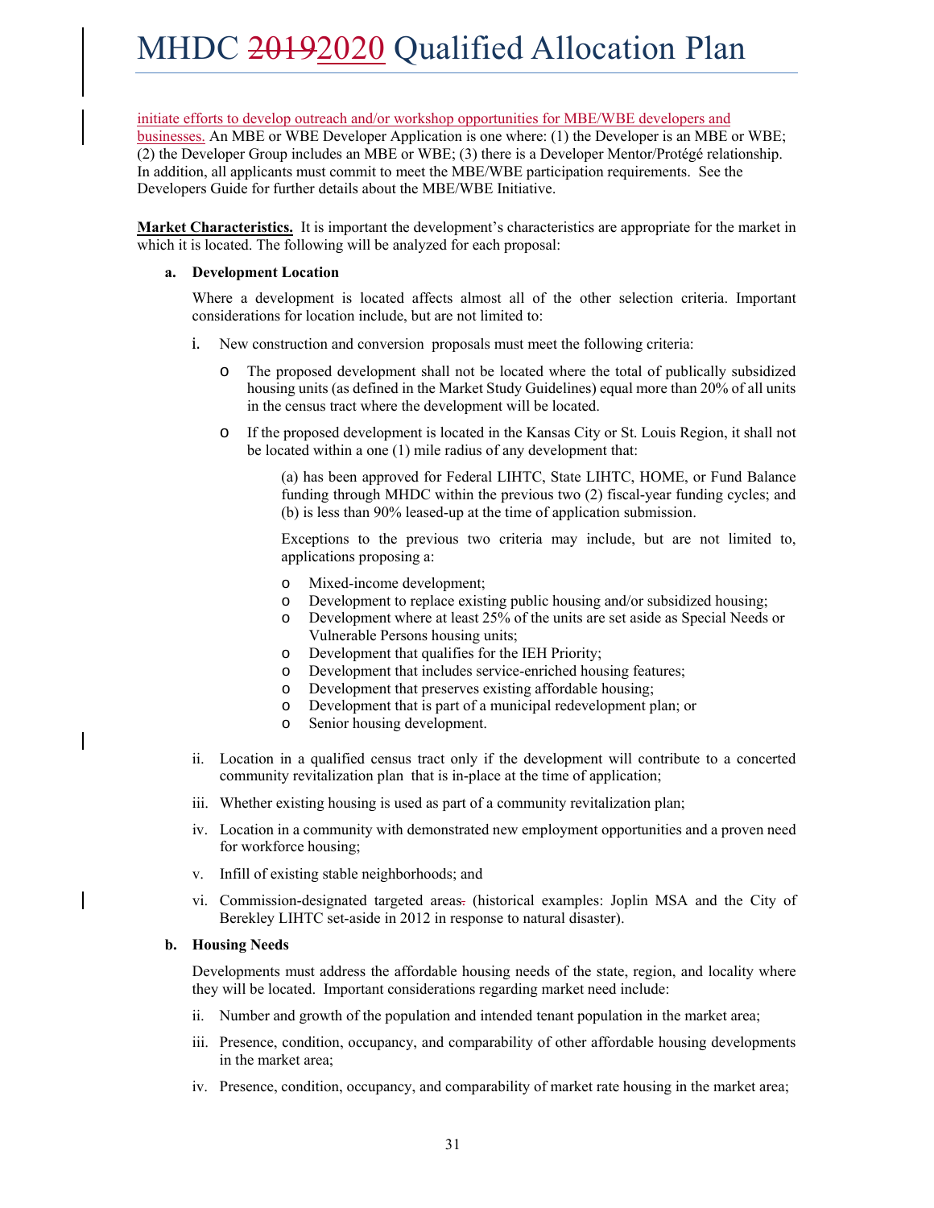initiate efforts to develop outreach and/or workshop opportunities for MBE/WBE developers and businesses. An MBE or WBE Developer Application is one where: (1) the Developer is an MBE or WBE; (2) the Developer Group includes an MBE or WBE; (3) there is a Developer Mentor/Protégé relationship. In addition, all applicants must commit to meet the MBE/WBE participation requirements. See the Developers Guide for further details about the MBE/WBE Initiative.

**Market Characteristics.** It is important the development's characteristics are appropriate for the market in which it is located. The following will be analyzed for each proposal:

**a. Development Location**

Where a development is located affects almost all of the other selection criteria. Important considerations for location include, but are not limited to:

i. New construction and conversion proposals must meet the following criteria:

- The proposed development shall not be located where the total of publically subsidized housing units (as defined in the Market Study Guidelines) equal more than 20% of all units in the census tract where the development will be located.
- If the proposed development is located in the Kansas City or St. Louis Region, it shall not be located within a one (1) mile radius of any development that:

  (a) has been approved for Federal LIHTC, State LIHTC, HOME, or Fund Balance funding through MHDC within the previous two (2) fiscal-year funding cycles; and (b) is less than 90% leased-up at the time of application submission.

  Exceptions to the previous two criteria may include, but are not limited to, applications proposing a:

  - Mixed-income development;
  - Development to replace existing public housing and/or subsidized housing;
  - Development where at least 25% of the units are set aside as Special Needs or Vulnerable Persons housing units;
  - Development that qualifies for the IEH Priority;
  - Development that includes service-enriched housing features;
  - Development that preserves existing affordable housing;
  - Development that is part of a municipal redevelopment plan; or
  - Senior housing development.

ii. Location in a qualified census tract only if the development will contribute to a concerted community revitalization plan that is in-place at the time of application;

iii. Whether existing housing is used as part of a community revitalization plan;

iv. Location in a community with demonstrated new employment opportunities and a proven need for workforce housing;

v. Infill of existing stable neighborhoods; and

vi. Commission-designated targeted areas. (historical examples: Joplin MSA and the City of Berekley LIHTC set-aside in 2012 in response to natural disaster).

**b. Housing Needs**

Developments must address the affordable housing needs of the state, region, and locality where they will be located. Important considerations regarding market need include:

ii. Number and growth of the population and intended tenant population in the market area;

iii. Presence, condition, occupancy, and comparability of other affordable housing developments in the market area;

iv. Presence, condition, occupancy, and comparability of market rate housing in the market area;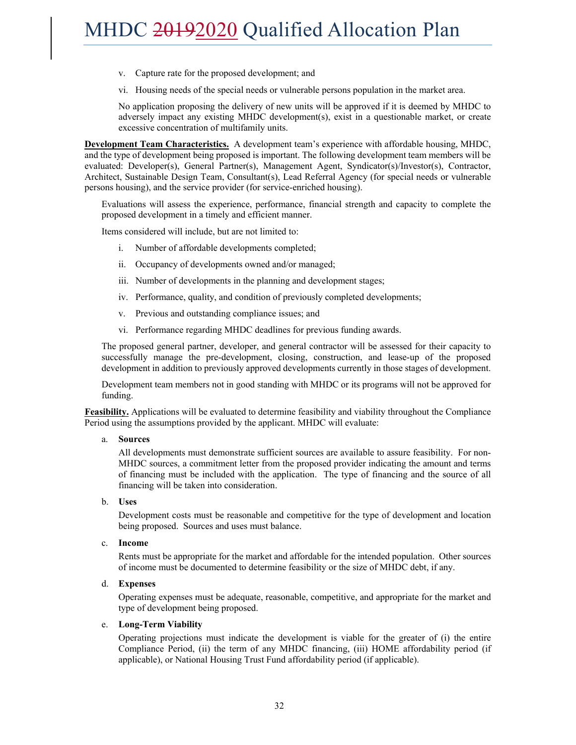v. Capture rate for the proposed development; and

vi. Housing needs of the special needs or vulnerable persons population in the market area.

No application proposing the delivery of new units will be approved if it is deemed by MHDC to adversely impact any existing MHDC development(s), exist in a questionable market, or create excessive concentration of multifamily units.

**Development Team Characteristics.** A development team's experience with affordable housing, MHDC, and the type of development being proposed is important. The following development team members will be evaluated: Developer(s), General Partner(s), Management Agent, Syndicator(s)/Investor(s), Contractor, Architect, Sustainable Design Team, Consultant(s), Lead Referral Agency (for special needs or vulnerable persons housing), and the service provider (for service-enriched housing).

Evaluations will assess the experience, performance, financial strength and capacity to complete the proposed development in a timely and efficient manner.

Items considered will include, but are not limited to:

i. Number of affordable developments completed;

ii. Occupancy of developments owned and/or managed;

iii. Number of developments in the planning and development stages;

iv. Performance, quality, and condition of previously completed developments;

v. Previous and outstanding compliance issues; and

vi. Performance regarding MHDC deadlines for previous funding awards.

The proposed general partner, developer, and general contractor will be assessed for their capacity to successfully manage the pre-development, closing, construction, and lease-up of the proposed development in addition to previously approved developments currently in those stages of development.

Development team members not in good standing with MHDC or its programs will not be approved for funding.

**Feasibility.** Applications will be evaluated to determine feasibility and viability throughout the Compliance Period using the assumptions provided by the applicant. MHDC will evaluate:

a. **Sources**

All developments must demonstrate sufficient sources are available to assure feasibility. For non-MHDC sources, a commitment letter from the proposed provider indicating the amount and terms of financing must be included with the application. The type of financing and the source of all financing will be taken into consideration.

b. **Uses**

Development costs must be reasonable and competitive for the type of development and location being proposed. Sources and uses must balance.

c. **Income**

Rents must be appropriate for the market and affordable for the intended population. Other sources of income must be documented to determine feasibility or the size of MHDC debt, if any.

d. **Expenses**

Operating expenses must be adequate, reasonable, competitive, and appropriate for the market and type of development being proposed.

e. **Long-Term Viability**

Operating projections must indicate the development is viable for the greater of (i) the entire Compliance Period, (ii) the term of any MHDC financing, (iii) HOME affordability period (if applicable), or National Housing Trust Fund affordability period (if applicable).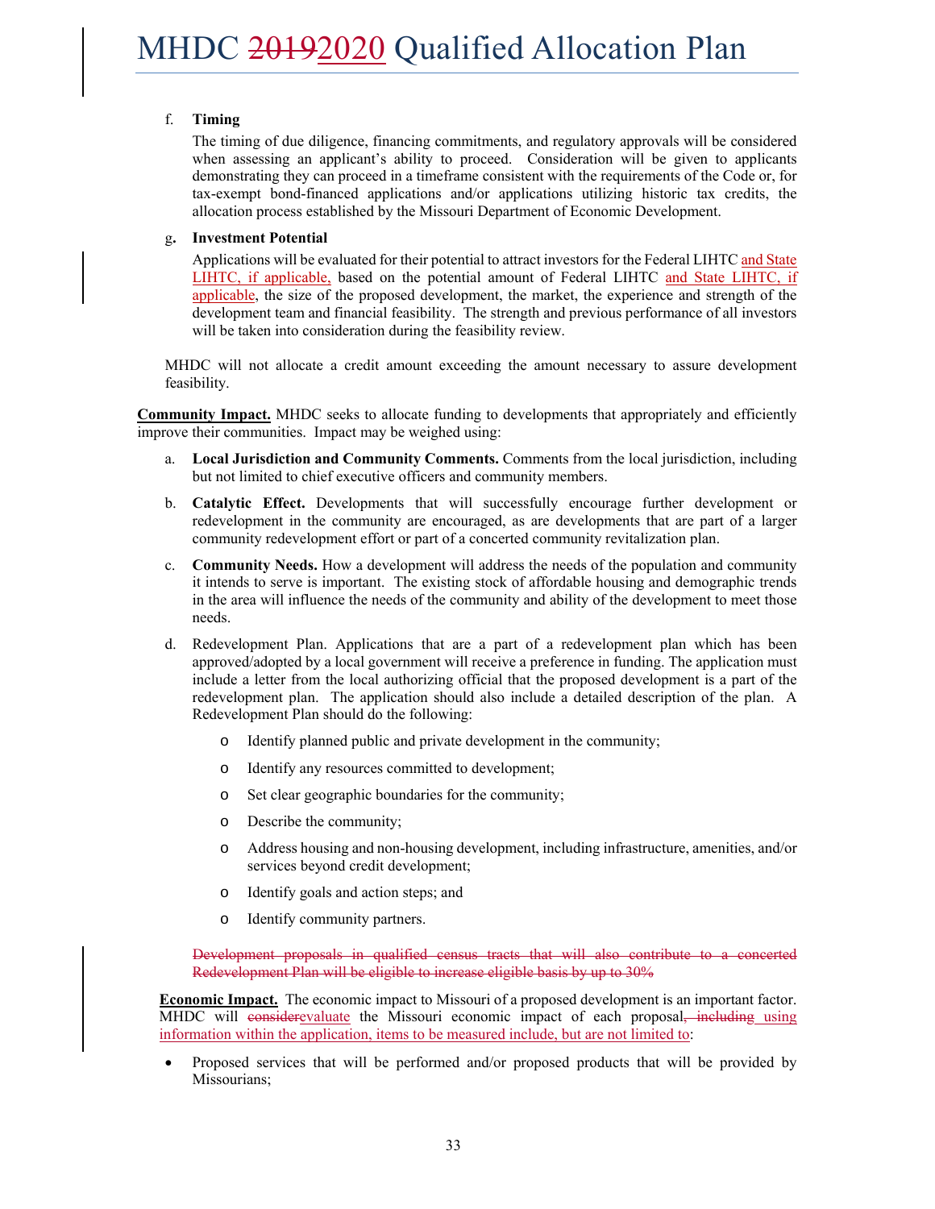f. **Timing**

The timing of due diligence, financing commitments, and regulatory approvals will be considered when assessing an applicant's ability to proceed. Consideration will be given to applicants demonstrating they can proceed in a timeframe consistent with the requirements of the Code or, for tax-exempt bond-financed applications and/or applications utilizing historic tax credits, the allocation process established by the Missouri Department of Economic Development.

g. **Investment Potential**

Applications will be evaluated for their potential to attract investors for the Federal LIHTC and State LIHTC, if applicable, based on the potential amount of Federal LIHTC and State LIHTC, if applicable, the size of the proposed development, the market, the experience and strength of the development team and financial feasibility. The strength and previous performance of all investors will be taken into consideration during the feasibility review.

MHDC will not allocate a credit amount exceeding the amount necessary to assure development feasibility.

**Community Impact.** MHDC seeks to allocate funding to developments that appropriately and efficiently improve their communities. Impact may be weighed using:

a. **Local Jurisdiction and Community Comments.** Comments from the local jurisdiction, including but not limited to chief executive officers and community members.

b. **Catalytic Effect.** Developments that will successfully encourage further development or redevelopment in the community are encouraged, as are developments that are part of a larger community redevelopment effort or part of a concerted community revitalization plan.

c. **Community Needs.** How a development will address the needs of the population and community it intends to serve is important. The existing stock of affordable housing and demographic trends in the area will influence the needs of the community and ability of the development to meet those needs.

d. Redevelopment Plan. Applications that are a part of a redevelopment plan which has been approved/adopted by a local government will receive a preference in funding. The application must include a letter from the local authorizing official that the proposed development is a part of the redevelopment plan. The application should also include a detailed description of the plan. A Redevelopment Plan should do the following:

   - Identify planned public and private development in the community;
   - Identify any resources committed to development;
   - Set clear geographic boundaries for the community;
   - Describe the community;
   - Address housing and non-housing development, including infrastructure, amenities, and/or services beyond credit development;
   - Identify goals and action steps; and
   - Identify community partners.

~~Development proposals in qualified census tracts that will also contribute to a concerted Redevelopment Plan will be eligible to increase eligible basis by up to 30%~~

**Economic Impact.** The economic impact to Missouri of a proposed development is an important factor. MHDC will ~~consider~~evaluate the Missouri economic impact of each proposal~~, including~~ using information within the application, items to be measured include, but are not limited to:

- Proposed services that will be performed and/or proposed products that will be provided by Missourians;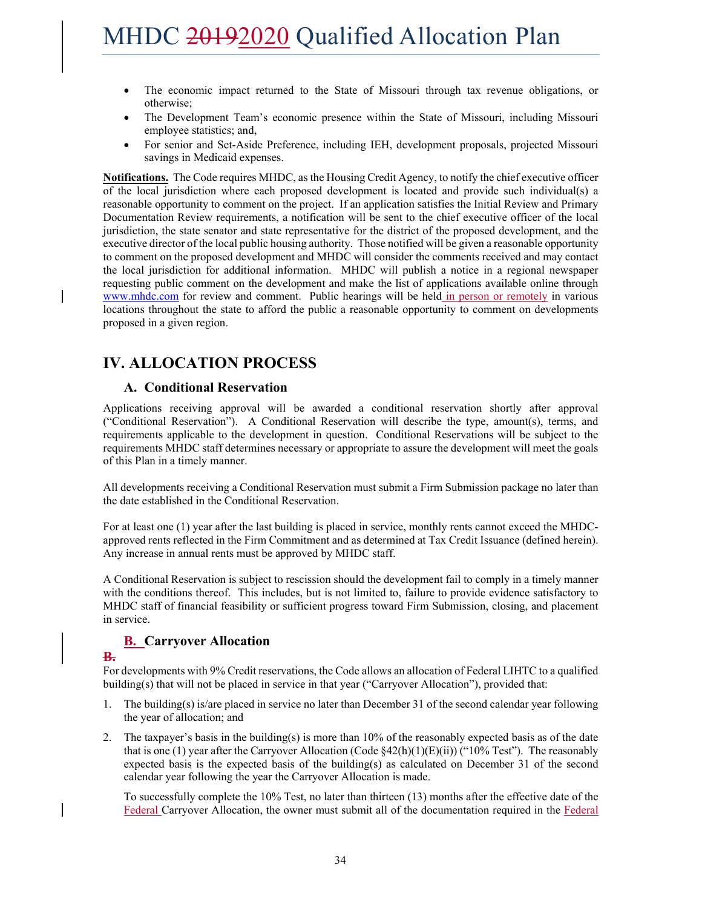- The economic impact returned to the State of Missouri through tax revenue obligations, or otherwise;
- The Development Team's economic presence within the State of Missouri, including Missouri employee statistics; and,
- For senior and Set-Aside Preference, including IEH, development proposals, projected Missouri savings in Medicaid expenses.

**Notifications.** The Code requires MHDC, as the Housing Credit Agency, to notify the chief executive officer of the local jurisdiction where each proposed development is located and provide such individual(s) a reasonable opportunity to comment on the project. If an application satisfies the Initial Review and Primary Documentation Review requirements, a notification will be sent to the chief executive officer of the local jurisdiction, the state senator and state representative for the district of the proposed development, and the executive director of the local public housing authority. Those notified will be given a reasonable opportunity to comment on the proposed development and MHDC will consider the comments received and may contact the local jurisdiction for additional information. MHDC will publish a notice in a regional newspaper requesting public comment on the development and make the list of applications available online through www.mhdc.com for review and comment. Public hearings will be held in person or remotely in various locations throughout the state to afford the public a reasonable opportunity to comment on developments proposed in a given region.

## IV. ALLOCATION PROCESS

### A. Conditional Reservation

Applications receiving approval will be awarded a conditional reservation shortly after approval ("Conditional Reservation"). A Conditional Reservation will describe the type, amount(s), terms, and requirements applicable to the development in question. Conditional Reservations will be subject to the requirements MHDC staff determines necessary or appropriate to assure the development will meet the goals of this Plan in a timely manner.

All developments receiving a Conditional Reservation must submit a Firm Submission package no later than the date established in the Conditional Reservation.

For at least one (1) year after the last building is placed in service, monthly rents cannot exceed the MHDC-approved rents reflected in the Firm Commitment and as determined at Tax Credit Issuance (defined herein). Any increase in annual rents must be approved by MHDC staff.

A Conditional Reservation is subject to rescission should the development fail to comply in a timely manner with the conditions thereof. This includes, but is not limited to, failure to provide evidence satisfactory to MHDC staff of financial feasibility or sufficient progress toward Firm Submission, closing, and placement in service.

### B. Carryover Allocation

For developments with 9% Credit reservations, the Code allows an allocation of Federal LIHTC to a qualified building(s) that will not be placed in service in that year ("Carryover Allocation"), provided that:

1. The building(s) is/are placed in service no later than December 31 of the second calendar year following the year of allocation; and

2. The taxpayer's basis in the building(s) is more than 10% of the reasonably expected basis as of the date that is one (1) year after the Carryover Allocation (Code §42(h)(1)(E)(ii)) ("10% Test"). The reasonably expected basis is the expected basis of the building(s) as calculated on December 31 of the second calendar year following the year the Carryover Allocation is made.

   To successfully complete the 10% Test, no later than thirteen (13) months after the effective date of the Federal Carryover Allocation, the owner must submit all of the documentation required in the Federal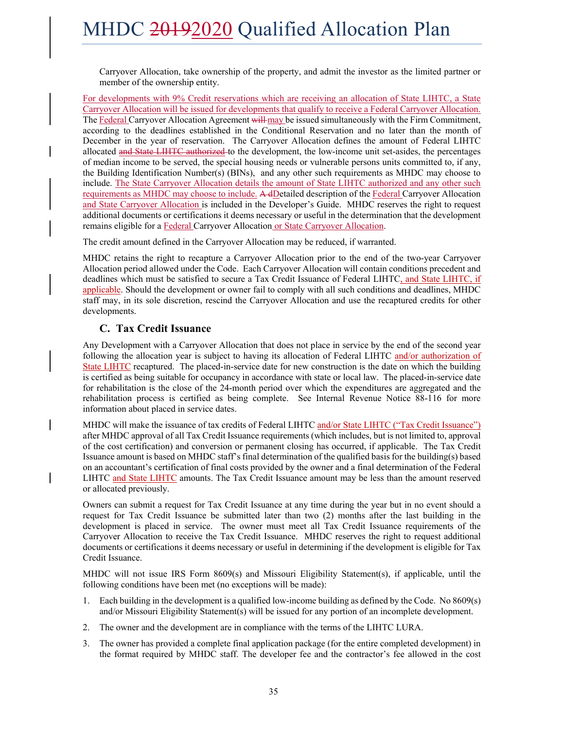Carryover Allocation, take ownership of the property, and admit the investor as the limited partner or member of the ownership entity.

For developments with 9% Credit reservations which are receiving an allocation of State LIHTC, a State Carryover Allocation will be issued for developments that qualify to receive a Federal Carryover Allocation. The Federal Carryover Allocation Agreement ~~will~~ may be issued simultaneously with the Firm Commitment, according to the deadlines established in the Conditional Reservation and no later than the month of December in the year of reservation. The Carryover Allocation defines the amount of Federal LIHTC allocated ~~and State LIHTC authorized~~ to the development, the low-income unit set-asides, the percentages of median income to be served, the special housing needs or vulnerable persons units committed to, if any, the Building Identification Number(s) (BINs), and any other such requirements as MHDC may choose to include. The State Carryover Allocation details the amount of State LIHTC authorized and any other such requirements as MHDC may choose to include. ~~A d~~Detailed description of the Federal Carryover Allocation and State Carryover Allocation is included in the Developer's Guide. MHDC reserves the right to request additional documents or certifications it deems necessary or useful in the determination that the development remains eligible for a Federal Carryover Allocation or State Carryover Allocation.

The credit amount defined in the Carryover Allocation may be reduced, if warranted.

MHDC retains the right to recapture a Carryover Allocation prior to the end of the two-year Carryover Allocation period allowed under the Code. Each Carryover Allocation will contain conditions precedent and deadlines which must be satisfied to secure a Tax Credit Issuance of Federal LIHTC, and State LIHTC, if applicable. Should the development or owner fail to comply with all such conditions and deadlines, MHDC staff may, in its sole discretion, rescind the Carryover Allocation and use the recaptured credits for other developments.

### C. Tax Credit Issuance

Any Development with a Carryover Allocation that does not place in service by the end of the second year following the allocation year is subject to having its allocation of Federal LIHTC and/or authorization of State LIHTC recaptured. The placed-in-service date for new construction is the date on which the building is certified as being suitable for occupancy in accordance with state or local law. The placed-in-service date for rehabilitation is the close of the 24-month period over which the expenditures are aggregated and the rehabilitation process is certified as being complete. See Internal Revenue Notice 88-116 for more information about placed in service dates.

MHDC will make the issuance of tax credits of Federal LIHTC and/or State LIHTC ("Tax Credit Issuance") after MHDC approval of all Tax Credit Issuance requirements (which includes, but is not limited to, approval of the cost certification) and conversion or permanent closing has occurred, if applicable. The Tax Credit Issuance amount is based on MHDC staff's final determination of the qualified basis for the building(s) based on an accountant's certification of final costs provided by the owner and a final determination of the Federal LIHTC and State LIHTC amounts. The Tax Credit Issuance amount may be less than the amount reserved or allocated previously.

Owners can submit a request for Tax Credit Issuance at any time during the year but in no event should a request for Tax Credit Issuance be submitted later than two (2) months after the last building in the development is placed in service. The owner must meet all Tax Credit Issuance requirements of the Carryover Allocation to receive the Tax Credit Issuance. MHDC reserves the right to request additional documents or certifications it deems necessary or useful in determining if the development is eligible for Tax Credit Issuance.

MHDC will not issue IRS Form 8609(s) and Missouri Eligibility Statement(s), if applicable, until the following conditions have been met (no exceptions will be made):

1. Each building in the development is a qualified low-income building as defined by the Code. No 8609(s) and/or Missouri Eligibility Statement(s) will be issued for any portion of an incomplete development.
2. The owner and the development are in compliance with the terms of the LIHTC LURA.
3. The owner has provided a complete final application package (for the entire completed development) in the format required by MHDC staff. The developer fee and the contractor's fee allowed in the cost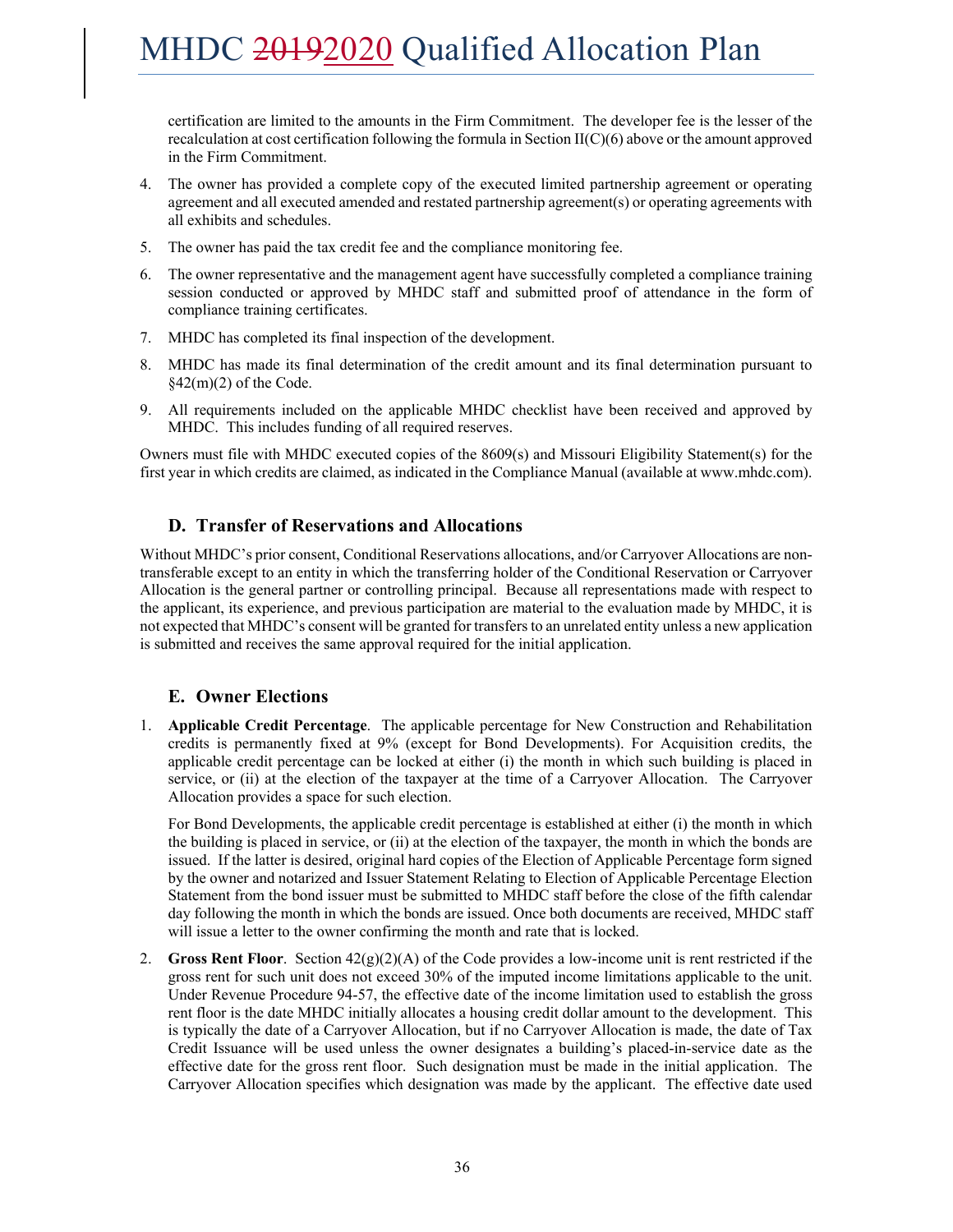certification are limited to the amounts in the Firm Commitment. The developer fee is the lesser of the recalculation at cost certification following the formula in Section II(C)(6) above or the amount approved in the Firm Commitment.

4. The owner has provided a complete copy of the executed limited partnership agreement or operating agreement and all executed amended and restated partnership agreement(s) or operating agreements with all exhibits and schedules.

5. The owner has paid the tax credit fee and the compliance monitoring fee.

6. The owner representative and the management agent have successfully completed a compliance training session conducted or approved by MHDC staff and submitted proof of attendance in the form of compliance training certificates.

7. MHDC has completed its final inspection of the development.

8. MHDC has made its final determination of the credit amount and its final determination pursuant to §42(m)(2) of the Code.

9. All requirements included on the applicable MHDC checklist have been received and approved by MHDC. This includes funding of all required reserves.

Owners must file with MHDC executed copies of the 8609(s) and Missouri Eligibility Statement(s) for the first year in which credits are claimed, as indicated in the Compliance Manual (available at www.mhdc.com).

### D. Transfer of Reservations and Allocations

Without MHDC's prior consent, Conditional Reservations allocations, and/or Carryover Allocations are non-transferable except to an entity in which the transferring holder of the Conditional Reservation or Carryover Allocation is the general partner or controlling principal. Because all representations made with respect to the applicant, its experience, and previous participation are material to the evaluation made by MHDC, it is not expected that MHDC's consent will be granted for transfers to an unrelated entity unless a new application is submitted and receives the same approval required for the initial application.

### E. Owner Elections

1. **Applicable Credit Percentage**. The applicable percentage for New Construction and Rehabilitation credits is permanently fixed at 9% (except for Bond Developments). For Acquisition credits, the applicable credit percentage can be locked at either (i) the month in which such building is placed in service, or (ii) at the election of the taxpayer at the time of a Carryover Allocation. The Carryover Allocation provides a space for such election.

   For Bond Developments, the applicable credit percentage is established at either (i) the month in which the building is placed in service, or (ii) at the election of the taxpayer, the month in which the bonds are issued. If the latter is desired, original hard copies of the Election of Applicable Percentage form signed by the owner and notarized and Issuer Statement Relating to Election of Applicable Percentage Election Statement from the bond issuer must be submitted to MHDC staff before the close of the fifth calendar day following the month in which the bonds are issued. Once both documents are received, MHDC staff will issue a letter to the owner confirming the month and rate that is locked.

2. **Gross Rent Floor**. Section 42(g)(2)(A) of the Code provides a low-income unit is rent restricted if the gross rent for such unit does not exceed 30% of the imputed income limitations applicable to the unit. Under Revenue Procedure 94-57, the effective date of the income limitation used to establish the gross rent floor is the date MHDC initially allocates a housing credit dollar amount to the development. This is typically the date of a Carryover Allocation, but if no Carryover Allocation is made, the date of Tax Credit Issuance will be used unless the owner designates a building's placed-in-service date as the effective date for the gross rent floor. Such designation must be made in the initial application. The Carryover Allocation specifies which designation was made by the applicant. The effective date used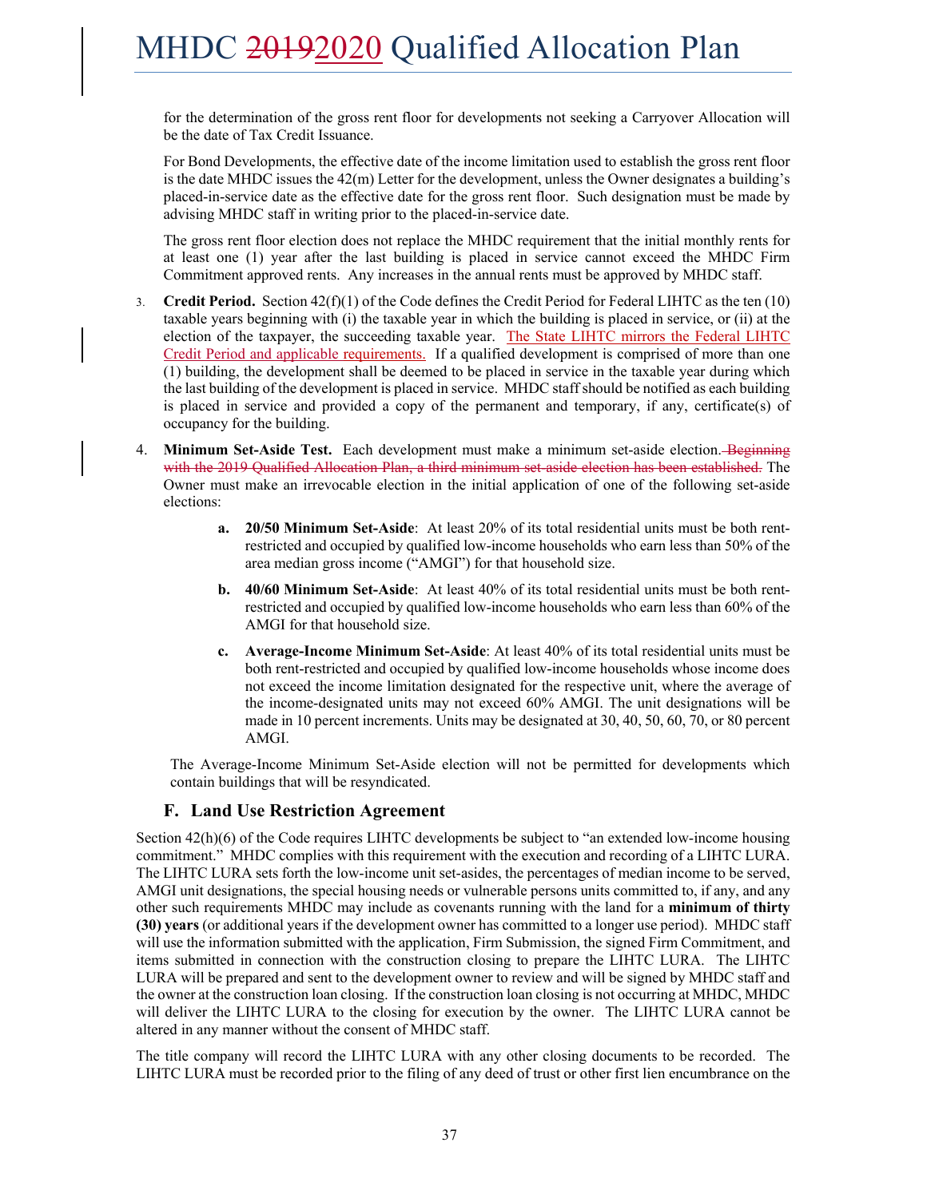for the determination of the gross rent floor for developments not seeking a Carryover Allocation will be the date of Tax Credit Issuance.

For Bond Developments, the effective date of the income limitation used to establish the gross rent floor is the date MHDC issues the 42(m) Letter for the development, unless the Owner designates a building's placed-in-service date as the effective date for the gross rent floor. Such designation must be made by advising MHDC staff in writing prior to the placed-in-service date.

The gross rent floor election does not replace the MHDC requirement that the initial monthly rents for at least one (1) year after the last building is placed in service cannot exceed the MHDC Firm Commitment approved rents. Any increases in the annual rents must be approved by MHDC staff.

3. **Credit Period.** Section 42(f)(1) of the Code defines the Credit Period for Federal LIHTC as the ten (10) taxable years beginning with (i) the taxable year in which the building is placed in service, or (ii) at the election of the taxpayer, the succeeding taxable year. The State LIHTC mirrors the Federal LIHTC Credit Period and applicable requirements. If a qualified development is comprised of more than one (1) building, the development shall be deemed to be placed in service in the taxable year during which the last building of the development is placed in service. MHDC staff should be notified as each building is placed in service and provided a copy of the permanent and temporary, if any, certificate(s) of occupancy for the building.

4. **Minimum Set-Aside Test.** Each development must make a minimum set-aside election. ~~Beginning with the 2019 Qualified Allocation Plan, a third minimum set-aside election has been established.~~ The Owner must make an irrevocable election in the initial application of one of the following set-aside elections:

   **a. 20/50 Minimum Set-Aside**: At least 20% of its total residential units must be both rent-restricted and occupied by qualified low-income households who earn less than 50% of the area median gross income ("AMGI") for that household size.

   **b. 40/60 Minimum Set-Aside**: At least 40% of its total residential units must be both rent-restricted and occupied by qualified low-income households who earn less than 60% of the AMGI for that household size.

   **c. Average-Income Minimum Set-Aside**: At least 40% of its total residential units must be both rent-restricted and occupied by qualified low-income households whose income does not exceed the income limitation designated for the respective unit, where the average of the income-designated units may not exceed 60% AMGI. The unit designations will be made in 10 percent increments. Units may be designated at 30, 40, 50, 60, 70, or 80 percent AMGI.

   The Average-Income Minimum Set-Aside election will not be permitted for developments which contain buildings that will be resyndicated.

## F. Land Use Restriction Agreement

Section 42(h)(6) of the Code requires LIHTC developments be subject to "an extended low-income housing commitment." MHDC complies with this requirement with the execution and recording of a LIHTC LURA. The LIHTC LURA sets forth the low-income unit set-asides, the percentages of median income to be served, AMGI unit designations, the special housing needs or vulnerable persons units committed to, if any, and any other such requirements MHDC may include as covenants running with the land for a **minimum of thirty (30) years** (or additional years if the development owner has committed to a longer use period). MHDC staff will use the information submitted with the application, Firm Submission, the signed Firm Commitment, and items submitted in connection with the construction closing to prepare the LIHTC LURA. The LIHTC LURA will be prepared and sent to the development owner to review and will be signed by MHDC staff and the owner at the construction loan closing. If the construction loan closing is not occurring at MHDC, MHDC will deliver the LIHTC LURA to the closing for execution by the owner. The LIHTC LURA cannot be altered in any manner without the consent of MHDC staff.

The title company will record the LIHTC LURA with any other closing documents to be recorded. The LIHTC LURA must be recorded prior to the filing of any deed of trust or other first lien encumbrance on the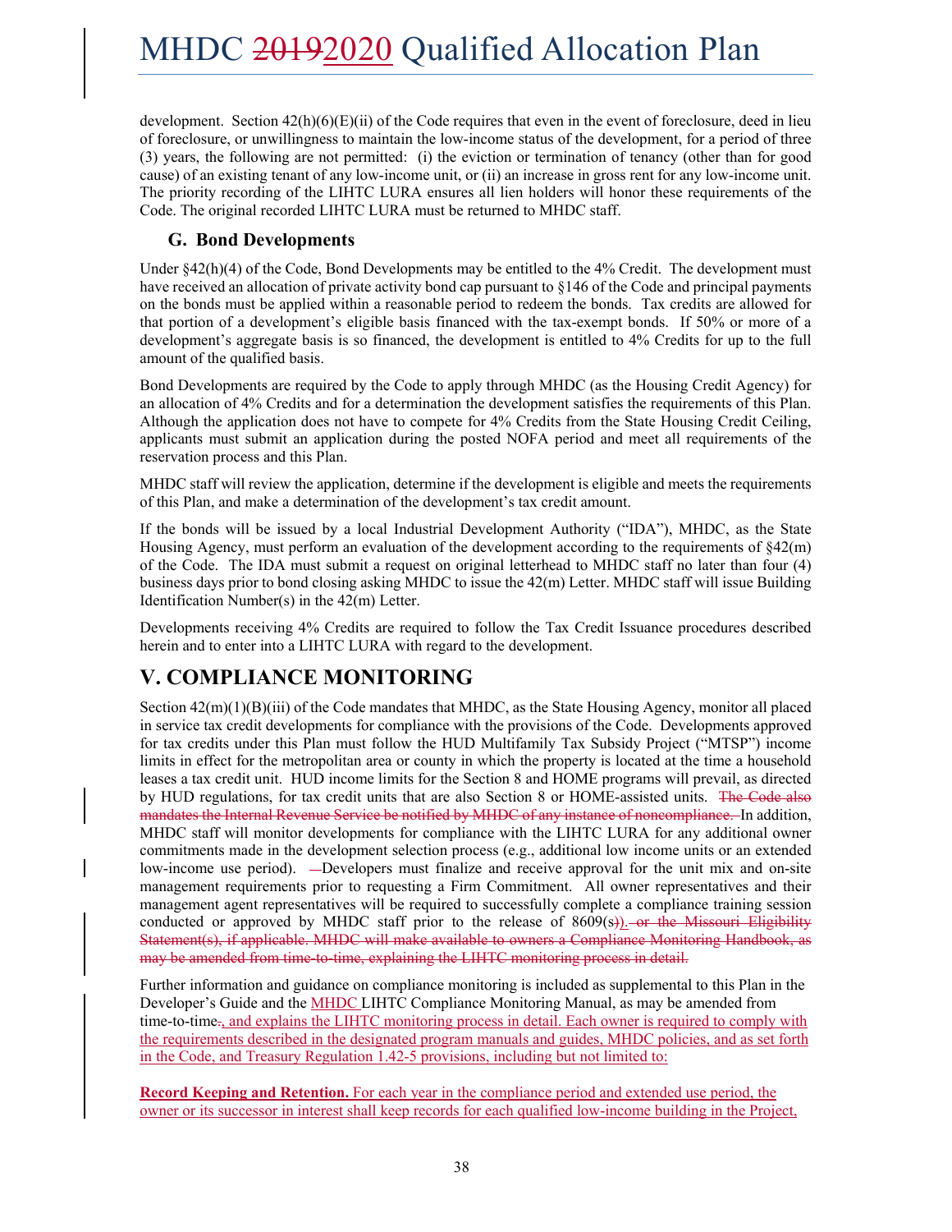development. Section 42(h)(6)(E)(ii) of the Code requires that even in the event of foreclosure, deed in lieu of foreclosure, or unwillingness to maintain the low-income status of the development, for a period of three (3) years, the following are not permitted: (i) the eviction or termination of tenancy (other than for good cause) of an existing tenant of any low-income unit, or (ii) an increase in gross rent for any low-income unit. The priority recording of the LIHTC LURA ensures all lien holders will honor these requirements of the Code. The original recorded LIHTC LURA must be returned to MHDC staff.

### G. Bond Developments

Under §42(h)(4) of the Code, Bond Developments may be entitled to the 4% Credit. The development must have received an allocation of private activity bond cap pursuant to §146 of the Code and principal payments on the bonds must be applied within a reasonable period to redeem the bonds. Tax credits are allowed for that portion of a development's eligible basis financed with the tax-exempt bonds. If 50% or more of a development's aggregate basis is so financed, the development is entitled to 4% Credits for up to the full amount of the qualified basis.

Bond Developments are required by the Code to apply through MHDC (as the Housing Credit Agency) for an allocation of 4% Credits and for a determination the development satisfies the requirements of this Plan. Although the application does not have to compete for 4% Credits from the State Housing Credit Ceiling, applicants must submit an application during the posted NOFA period and meet all requirements of the reservation process and this Plan.

MHDC staff will review the application, determine if the development is eligible and meets the requirements of this Plan, and make a determination of the development's tax credit amount.

If the bonds will be issued by a local Industrial Development Authority ("IDA"), MHDC, as the State Housing Agency, must perform an evaluation of the development according to the requirements of §42(m) of the Code. The IDA must submit a request on original letterhead to MHDC staff no later than four (4) business days prior to bond closing asking MHDC to issue the 42(m) Letter. MHDC staff will issue Building Identification Number(s) in the 42(m) Letter.

Developments receiving 4% Credits are required to follow the Tax Credit Issuance procedures described herein and to enter into a LIHTC LURA with regard to the development.

## V. COMPLIANCE MONITORING

Section 42(m)(1)(B)(iii) of the Code mandates that MHDC, as the State Housing Agency, monitor all placed in service tax credit developments for compliance with the provisions of the Code. Developments approved for tax credits under this Plan must follow the HUD Multifamily Tax Subsidy Project ("MTSP") income limits in effect for the metropolitan area or county in which the property is located at the time a household leases a tax credit unit. HUD income limits for the Section 8 and HOME programs will prevail, as directed by HUD regulations, for tax credit units that are also Section 8 or HOME-assisted units. ~~The Code also mandates the Internal Revenue Service be notified by MHDC of any instance of noncompliance.~~ In addition, MHDC staff will monitor developments for compliance with the LIHTC LURA for any additional owner commitments made in the development selection process (e.g., additional low income units or an extended low-income use period). Developers must finalize and receive approval for the unit mix and on-site management requirements prior to requesting a Firm Commitment. All owner representatives and their management agent representatives will be required to successfully complete a compliance training session conducted or approved by MHDC staff prior to the release of 8609(s~~)~~). ~~or the Missouri Eligibility Statement(s), if applicable. MHDC will make available to owners a Compliance Monitoring Handbook, as may be amended from time-to-time, explaining the LIHTC monitoring process in detail.~~

Further information and guidance on compliance monitoring is included as supplemental to this Plan in the Developer's Guide and the MHDC LIHTC Compliance Monitoring Manual, as may be amended from time-to-time~~.~~, and explains the LIHTC monitoring process in detail. Each owner is required to comply with the requirements described in the designated program manuals and guides, MHDC policies, and as set forth in the Code, and Treasury Regulation 1.42-5 provisions, including but not limited to:

**Record Keeping and Retention.** For each year in the compliance period and extended use period, the owner or its successor in interest shall keep records for each qualified low-income building in the Project,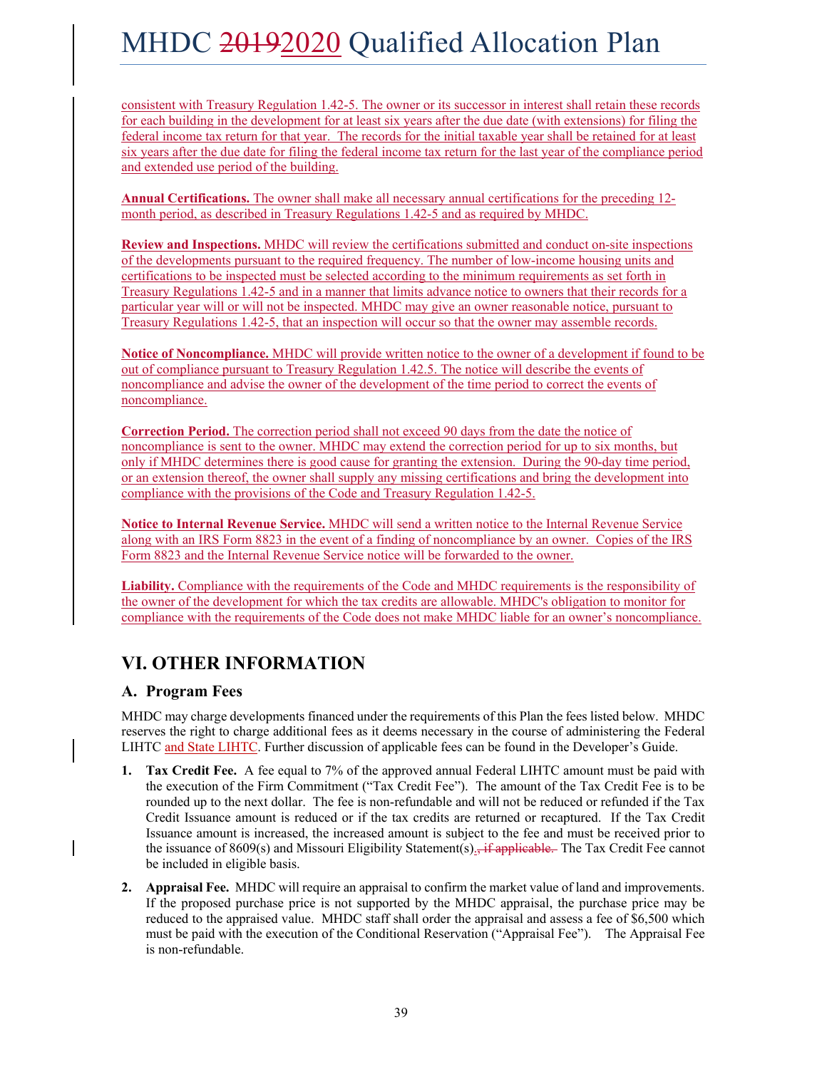consistent with Treasury Regulation 1.42-5. The owner or its successor in interest shall retain these records for each building in the development for at least six years after the due date (with extensions) for filing the federal income tax return for that year. The records for the initial taxable year shall be retained for at least six years after the due date for filing the federal income tax return for the last year of the compliance period and extended use period of the building.

**Annual Certifications.** The owner shall make all necessary annual certifications for the preceding 12-month period, as described in Treasury Regulations 1.42-5 and as required by MHDC.

**Review and Inspections.** MHDC will review the certifications submitted and conduct on-site inspections of the developments pursuant to the required frequency. The number of low-income housing units and certifications to be inspected must be selected according to the minimum requirements as set forth in Treasury Regulations 1.42-5 and in a manner that limits advance notice to owners that their records for a particular year will or will not be inspected. MHDC may give an owner reasonable notice, pursuant to Treasury Regulations 1.42-5, that an inspection will occur so that the owner may assemble records.

**Notice of Noncompliance.** MHDC will provide written notice to the owner of a development if found to be out of compliance pursuant to Treasury Regulation 1.42.5. The notice will describe the events of noncompliance and advise the owner of the development of the time period to correct the events of noncompliance.

**Correction Period.** The correction period shall not exceed 90 days from the date the notice of noncompliance is sent to the owner. MHDC may extend the correction period for up to six months, but only if MHDC determines there is good cause for granting the extension. During the 90-day time period, or an extension thereof, the owner shall supply any missing certifications and bring the development into compliance with the provisions of the Code and Treasury Regulation 1.42-5.

**Notice to Internal Revenue Service.** MHDC will send a written notice to the Internal Revenue Service along with an IRS Form 8823 in the event of a finding of noncompliance by an owner. Copies of the IRS Form 8823 and the Internal Revenue Service notice will be forwarded to the owner.

**Liability.** Compliance with the requirements of the Code and MHDC requirements is the responsibility of the owner of the development for which the tax credits are allowable. MHDC's obligation to monitor for compliance with the requirements of the Code does not make MHDC liable for an owner's noncompliance.

## VI. OTHER INFORMATION

### A. Program Fees

MHDC may charge developments financed under the requirements of this Plan the fees listed below. MHDC reserves the right to charge additional fees as it deems necessary in the course of administering the Federal LIHTC and State LIHTC. Further discussion of applicable fees can be found in the Developer's Guide.

1. **Tax Credit Fee.** A fee equal to 7% of the approved annual Federal LIHTC amount must be paid with the execution of the Firm Commitment ("Tax Credit Fee"). The amount of the Tax Credit Fee is to be rounded up to the next dollar. The fee is non-refundable and will not be reduced or refunded if the Tax Credit Issuance amount is reduced or if the tax credits are returned or recaptured. If the Tax Credit Issuance amount is increased, the increased amount is subject to the fee and must be received prior to the issuance of 8609(s) and Missouri Eligibility Statement(s)~~, if applicable.~~ The Tax Credit Fee cannot be included in eligible basis.

2. **Appraisal Fee.** MHDC will require an appraisal to confirm the market value of land and improvements. If the proposed purchase price is not supported by the MHDC appraisal, the purchase price may be reduced to the appraised value. MHDC staff shall order the appraisal and assess a fee of $6,500 which must be paid with the execution of the Conditional Reservation ("Appraisal Fee"). The Appraisal Fee is non-refundable.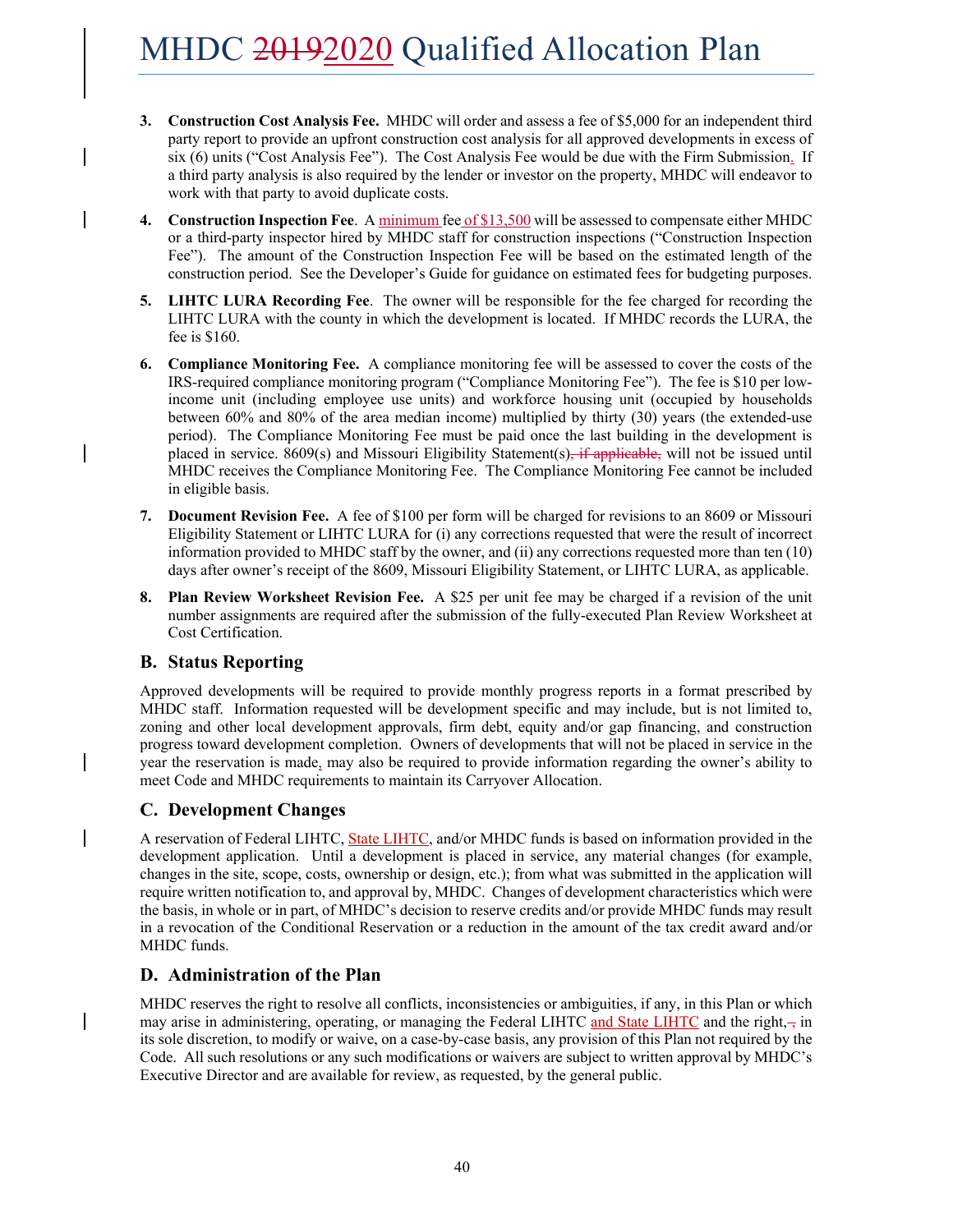3. **Construction Cost Analysis Fee.** MHDC will order and assess a fee of $5,000 for an independent third party report to provide an upfront construction cost analysis for all approved developments in excess of six (6) units ("Cost Analysis Fee"). The Cost Analysis Fee would be due with the Firm Submission. If a third party analysis is also required by the lender or investor on the property, MHDC will endeavor to work with that party to avoid duplicate costs.

4. **Construction Inspection Fee**. A minimum fee of $13,500 will be assessed to compensate either MHDC or a third-party inspector hired by MHDC staff for construction inspections ("Construction Inspection Fee"). The amount of the Construction Inspection Fee will be based on the estimated length of the construction period. See the Developer's Guide for guidance on estimated fees for budgeting purposes.

5. **LIHTC LURA Recording Fee**. The owner will be responsible for the fee charged for recording the LIHTC LURA with the county in which the development is located. If MHDC records the LURA, the fee is $160.

6. **Compliance Monitoring Fee.** A compliance monitoring fee will be assessed to cover the costs of the IRS-required compliance monitoring program ("Compliance Monitoring Fee"). The fee is $10 per low-income unit (including employee use units) and workforce housing unit (occupied by households between 60% and 80% of the area median income) multiplied by thirty (30) years (the extended-use period). The Compliance Monitoring Fee must be paid once the last building in the development is placed in service. 8609(s) and Missouri Eligibility Statement(s)~~, if applicable,~~ will not be issued until MHDC receives the Compliance Monitoring Fee. The Compliance Monitoring Fee cannot be included in eligible basis.

7. **Document Revision Fee.** A fee of $100 per form will be charged for revisions to an 8609 or Missouri Eligibility Statement or LIHTC LURA for (i) any corrections requested that were the result of incorrect information provided to MHDC staff by the owner, and (ii) any corrections requested more than ten (10) days after owner's receipt of the 8609, Missouri Eligibility Statement, or LIHTC LURA, as applicable.

8. **Plan Review Worksheet Revision Fee.** A $25 per unit fee may be charged if a revision of the unit number assignments are required after the submission of the fully-executed Plan Review Worksheet at Cost Certification.

## B. Status Reporting

Approved developments will be required to provide monthly progress reports in a format prescribed by MHDC staff. Information requested will be development specific and may include, but is not limited to, zoning and other local development approvals, firm debt, equity and/or gap financing, and construction progress toward development completion. Owners of developments that will not be placed in service in the year the reservation is made, may also be required to provide information regarding the owner's ability to meet Code and MHDC requirements to maintain its Carryover Allocation.

## C. Development Changes

A reservation of Federal LIHTC, State LIHTC, and/or MHDC funds is based on information provided in the development application. Until a development is placed in service, any material changes (for example, changes in the site, scope, costs, ownership or design, etc.); from what was submitted in the application will require written notification to, and approval by, MHDC. Changes of development characteristics which were the basis, in whole or in part, of MHDC's decision to reserve credits and/or provide MHDC funds may result in a revocation of the Conditional Reservation or a reduction in the amount of the tax credit award and/or MHDC funds.

## D. Administration of the Plan

MHDC reserves the right to resolve all conflicts, inconsistencies or ambiguities, if any, in this Plan or which may arise in administering, operating, or managing the Federal LIHTC and State LIHTC and the right,~~,~~ in its sole discretion, to modify or waive, on a case-by-case basis, any provision of this Plan not required by the Code. All such resolutions or any such modifications or waivers are subject to written approval by MHDC's Executive Director and are available for review, as requested, by the general public.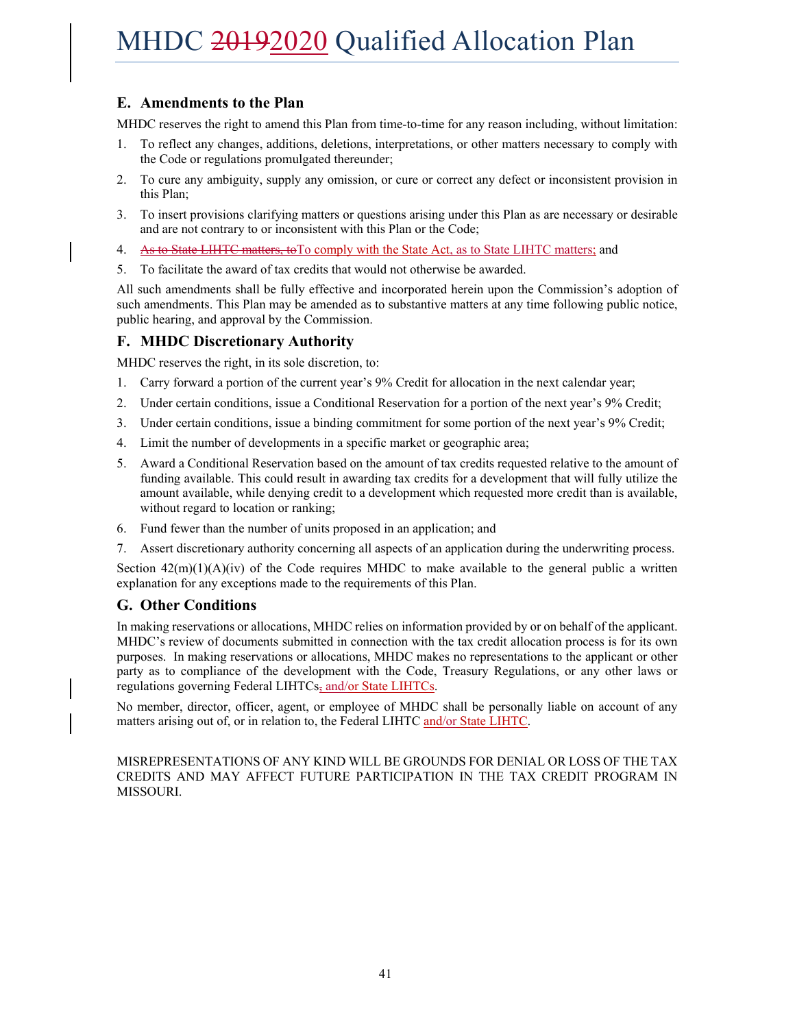## E. Amendments to the Plan

MHDC reserves the right to amend this Plan from time-to-time for any reason including, without limitation:

1. To reflect any changes, additions, deletions, interpretations, or other matters necessary to comply with the Code or regulations promulgated thereunder;
2. To cure any ambiguity, supply any omission, or cure or correct any defect or inconsistent provision in this Plan;
3. To insert provisions clarifying matters or questions arising under this Plan as are necessary or desirable and are not contrary to or inconsistent with this Plan or the Code;
4. ~~As to State LIHTC matters, to~~To comply with the State Act, as to State LIHTC matters; and
5. To facilitate the award of tax credits that would not otherwise be awarded.

All such amendments shall be fully effective and incorporated herein upon the Commission's adoption of such amendments. This Plan may be amended as to substantive matters at any time following public notice, public hearing, and approval by the Commission.

## F. MHDC Discretionary Authority

MHDC reserves the right, in its sole discretion, to:

1. Carry forward a portion of the current year's 9% Credit for allocation in the next calendar year;
2. Under certain conditions, issue a Conditional Reservation for a portion of the next year's 9% Credit;
3. Under certain conditions, issue a binding commitment for some portion of the next year's 9% Credit;
4. Limit the number of developments in a specific market or geographic area;
5. Award a Conditional Reservation based on the amount of tax credits requested relative to the amount of funding available. This could result in awarding tax credits for a development that will fully utilize the amount available, while denying credit to a development which requested more credit than is available, without regard to location or ranking;
6. Fund fewer than the number of units proposed in an application; and
7. Assert discretionary authority concerning all aspects of an application during the underwriting process.

Section 42(m)(1)(A)(iv) of the Code requires MHDC to make available to the general public a written explanation for any exceptions made to the requirements of this Plan.

## G. Other Conditions

In making reservations or allocations, MHDC relies on information provided by or on behalf of the applicant. MHDC's review of documents submitted in connection with the tax credit allocation process is for its own purposes. In making reservations or allocations, MHDC makes no representations to the applicant or other party as to compliance of the development with the Code, Treasury Regulations, or any other laws or regulations governing Federal LIHTCs~~,~~ and/or State LIHTCs.

No member, director, officer, agent, or employee of MHDC shall be personally liable on account of any matters arising out of, or in relation to, the Federal LIHTC and/or State LIHTC.

MISREPRESENTATIONS OF ANY KIND WILL BE GROUNDS FOR DENIAL OR LOSS OF THE TAX CREDITS AND MAY AFFECT FUTURE PARTICIPATION IN THE TAX CREDIT PROGRAM IN MISSOURI.